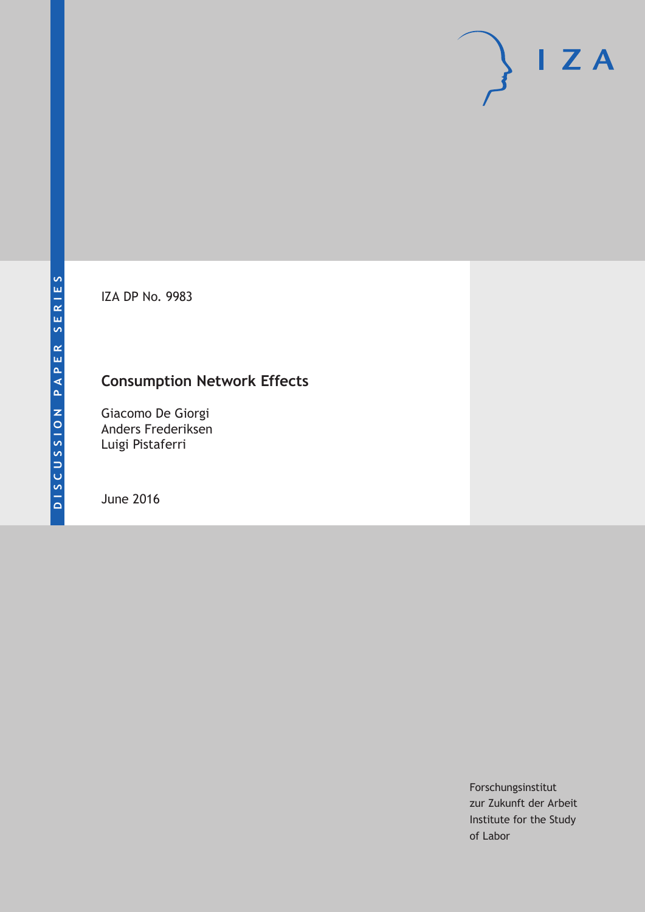DISCUSSION PAPER SERIES

IZA DP No. 9983

# Consumption Network Effects

Giacomo De Giorgi
Anders Frederiksen
Luigi Pistaferri

June 2016

Forschungsinstitut
zur Zukunft der Arbeit
Institute for the Study
of Labor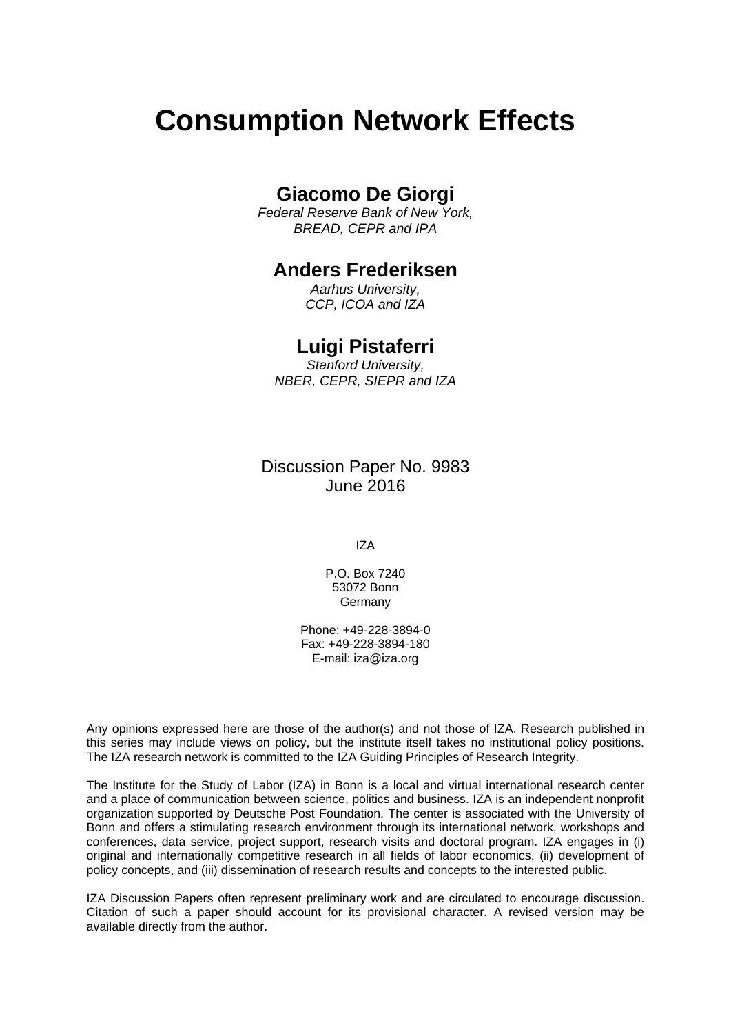# Consumption Network Effects

## Giacomo De Giorgi

*Federal Reserve Bank of New York, BREAD, CEPR and IPA*

## Anders Frederiksen

*Aarhus University, CCP, ICOA and IZA*

## Luigi Pistaferri

*Stanford University, NBER, CEPR, SIEPR and IZA*

Discussion Paper No. 9983
June 2016

IZA

P.O. Box 7240
53072 Bonn
Germany

Phone: +49-228-3894-0
Fax: +49-228-3894-180
E-mail: iza@iza.org

Any opinions expressed here are those of the author(s) and not those of IZA. Research published in this series may include views on policy, but the institute itself takes no institutional policy positions. The IZA research network is committed to the IZA Guiding Principles of Research Integrity.

The Institute for the Study of Labor (IZA) in Bonn is a local and virtual international research center and a place of communication between science, politics and business. IZA is an independent nonprofit organization supported by Deutsche Post Foundation. The center is associated with the University of Bonn and offers a stimulating research environment through its international network, workshops and conferences, data service, project support, research visits and doctoral program. IZA engages in (i) original and internationally competitive research in all fields of labor economics, (ii) development of policy concepts, and (iii) dissemination of research results and concepts to the interested public.

IZA Discussion Papers often represent preliminary work and are circulated to encourage discussion. Citation of such a paper should account for its provisional character. A revised version may be available directly from the author.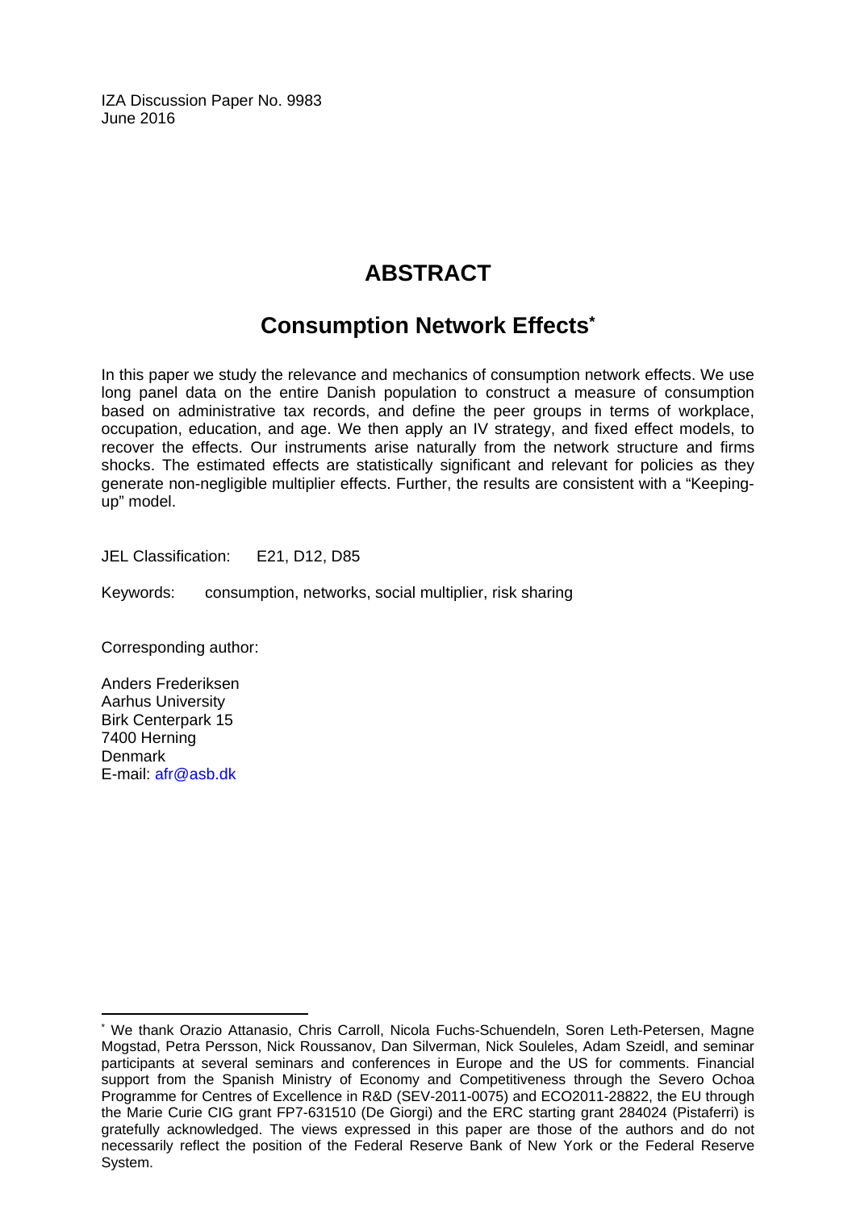IZA Discussion Paper No. 9983
June 2016

# ABSTRACT

## Consumption Network Effects[*]

In this paper we study the relevance and mechanics of consumption network effects. We use long panel data on the entire Danish population to construct a measure of consumption based on administrative tax records, and define the peer groups in terms of workplace, occupation, education, and age. We then apply an IV strategy, and fixed effect models, to recover the effects. Our instruments arise naturally from the network structure and firms shocks. The estimated effects are statistically significant and relevant for policies as they generate non-negligible multiplier effects. Further, the results are consistent with a "Keeping-up" model.

JEL Classification: E21, D12, D85

Keywords: consumption, networks, social multiplier, risk sharing

Corresponding author:

Anders Frederiksen
Aarhus University
Birk Centerpark 15
7400 Herning
Denmark
E-mail: afr@asb.dk

---

[*] We thank Orazio Attanasio, Chris Carroll, Nicola Fuchs-Schuendeln, Soren Leth-Petersen, Magne Mogstad, Petra Persson, Nick Roussanov, Dan Silverman, Nick Souleles, Adam Szeidl, and seminar participants at several seminars and conferences in Europe and the US for comments. Financial support from the Spanish Ministry of Economy and Competitiveness through the Severo Ochoa Programme for Centres of Excellence in R&D (SEV-2011-0075) and ECO2011-28822, the EU through the Marie Curie CIG grant FP7-631510 (De Giorgi) and the ERC starting grant 284024 (Pistaferri) is gratefully acknowledged. The views expressed in this paper are those of the authors and do not necessarily reflect the position of the Federal Reserve Bank of New York or the Federal Reserve System.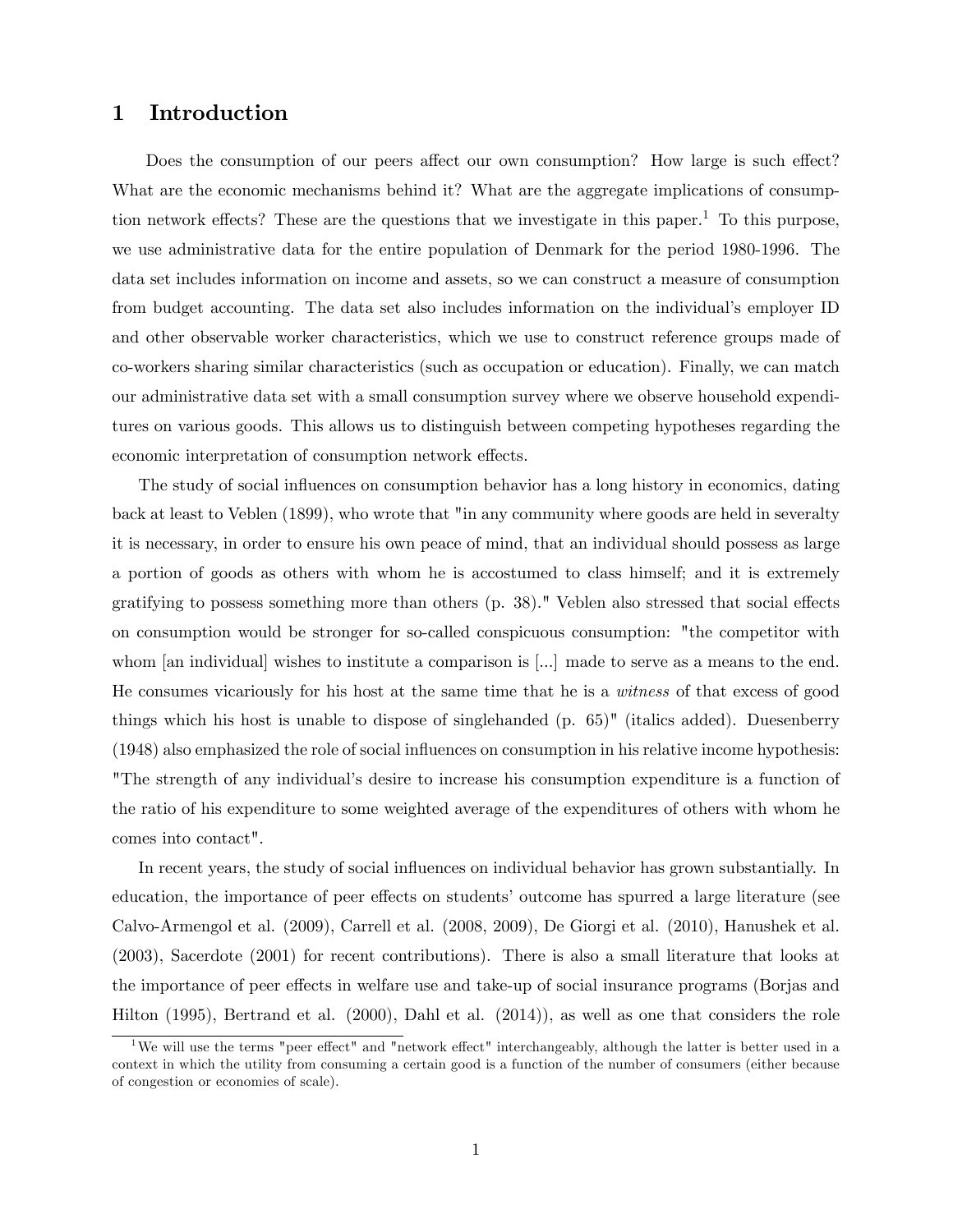# 1 Introduction

Does the consumption of our peers affect our own consumption? How large is such effect? What are the economic mechanisms behind it? What are the aggregate implications of consumption network effects? These are the questions that we investigate in this paper.[1] To this purpose, we use administrative data for the entire population of Denmark for the period 1980-1996. The data set includes information on income and assets, so we can construct a measure of consumption from budget accounting. The data set also includes information on the individual's employer ID and other observable worker characteristics, which we use to construct reference groups made of co-workers sharing similar characteristics (such as occupation or education). Finally, we can match our administrative data set with a small consumption survey where we observe household expenditures on various goods. This allows us to distinguish between competing hypotheses regarding the economic interpretation of consumption network effects.

The study of social influences on consumption behavior has a long history in economics, dating back at least to Veblen (1899), who wrote that "in any community where goods are held in severalty it is necessary, in order to ensure his own peace of mind, that an individual should possess as large a portion of goods as others with whom he is accostumed to class himself; and it is extremely gratifying to possess something more than others (p. 38)." Veblen also stressed that social effects on consumption would be stronger for so-called conspicuous consumption: "the competitor with whom [an individual] wishes to institute a comparison is [...] made to serve as a means to the end. He consumes vicariously for his host at the same time that he is a *witness* of that excess of good things which his host is unable to dispose of singlehanded (p. 65)" (italics added). Duesenberry (1948) also emphasized the role of social influences on consumption in his relative income hypothesis: "The strength of any individual's desire to increase his consumption expenditure is a function of the ratio of his expenditure to some weighted average of the expenditures of others with whom he comes into contact".

In recent years, the study of social influences on individual behavior has grown substantially. In education, the importance of peer effects on students' outcome has spurred a large literature (see Calvo-Armengol et al. (2009), Carrell et al. (2008, 2009), De Giorgi et al. (2010), Hanushek et al. (2003), Sacerdote (2001) for recent contributions). There is also a small literature that looks at the importance of peer effects in welfare use and take-up of social insurance programs (Borjas and Hilton (1995), Bertrand et al. (2000), Dahl et al. (2014)), as well as one that considers the role

[1] We will use the terms "peer effect" and "network effect" interchangeably, although the latter is better used in a context in which the utility from consuming a certain good is a function of the number of consumers (either because of congestion or economies of scale).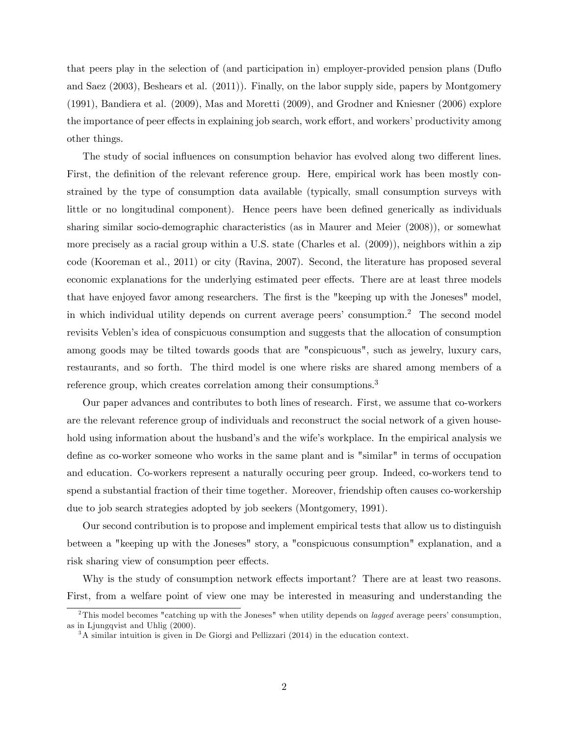that peers play in the selection of (and participation in) employer-provided pension plans (Duflo and Saez (2003), Beshears et al. (2011)). Finally, on the labor supply side, papers by Montgomery (1991), Bandiera et al. (2009), Mas and Moretti (2009), and Grodner and Kniesner (2006) explore the importance of peer effects in explaining job search, work effort, and workers' productivity among other things.

The study of social influences on consumption behavior has evolved along two different lines. First, the definition of the relevant reference group. Here, empirical work has been mostly constrained by the type of consumption data available (typically, small consumption surveys with little or no longitudinal component). Hence peers have been defined generically as individuals sharing similar socio-demographic characteristics (as in Maurer and Meier (2008)), or somewhat more precisely as a racial group within a U.S. state (Charles et al. (2009)), neighbors within a zip code (Kooreman et al., 2011) or city (Ravina, 2007). Second, the literature has proposed several economic explanations for the underlying estimated peer effects. There are at least three models that have enjoyed favor among researchers. The first is the "keeping up with the Joneses" model, in which individual utility depends on current average peers' consumption.[2] The second model revisits Veblen's idea of conspicuous consumption and suggests that the allocation of consumption among goods may be tilted towards goods that are "conspicuous", such as jewelry, luxury cars, restaurants, and so forth. The third model is one where risks are shared among members of a reference group, which creates correlation among their consumptions.[3]

Our paper advances and contributes to both lines of research. First, we assume that co-workers are the relevant reference group of individuals and reconstruct the social network of a given household using information about the husband's and the wife's workplace. In the empirical analysis we define as co-worker someone who works in the same plant and is "similar" in terms of occupation and education. Co-workers represent a naturally occuring peer group. Indeed, co-workers tend to spend a substantial fraction of their time together. Moreover, friendship often causes co-workership due to job search strategies adopted by job seekers (Montgomery, 1991).

Our second contribution is to propose and implement empirical tests that allow us to distinguish between a "keeping up with the Joneses" story, a "conspicuous consumption" explanation, and a risk sharing view of consumption peer effects.

Why is the study of consumption network effects important? There are at least two reasons. First, from a welfare point of view one may be interested in measuring and understanding the

[2] This model becomes "catching up with the Joneses" when utility depends on *lagged* average peers' consumption, as in Ljungqvist and Uhlig (2000).

[3] A similar intuition is given in De Giorgi and Pellizzari (2014) in the education context.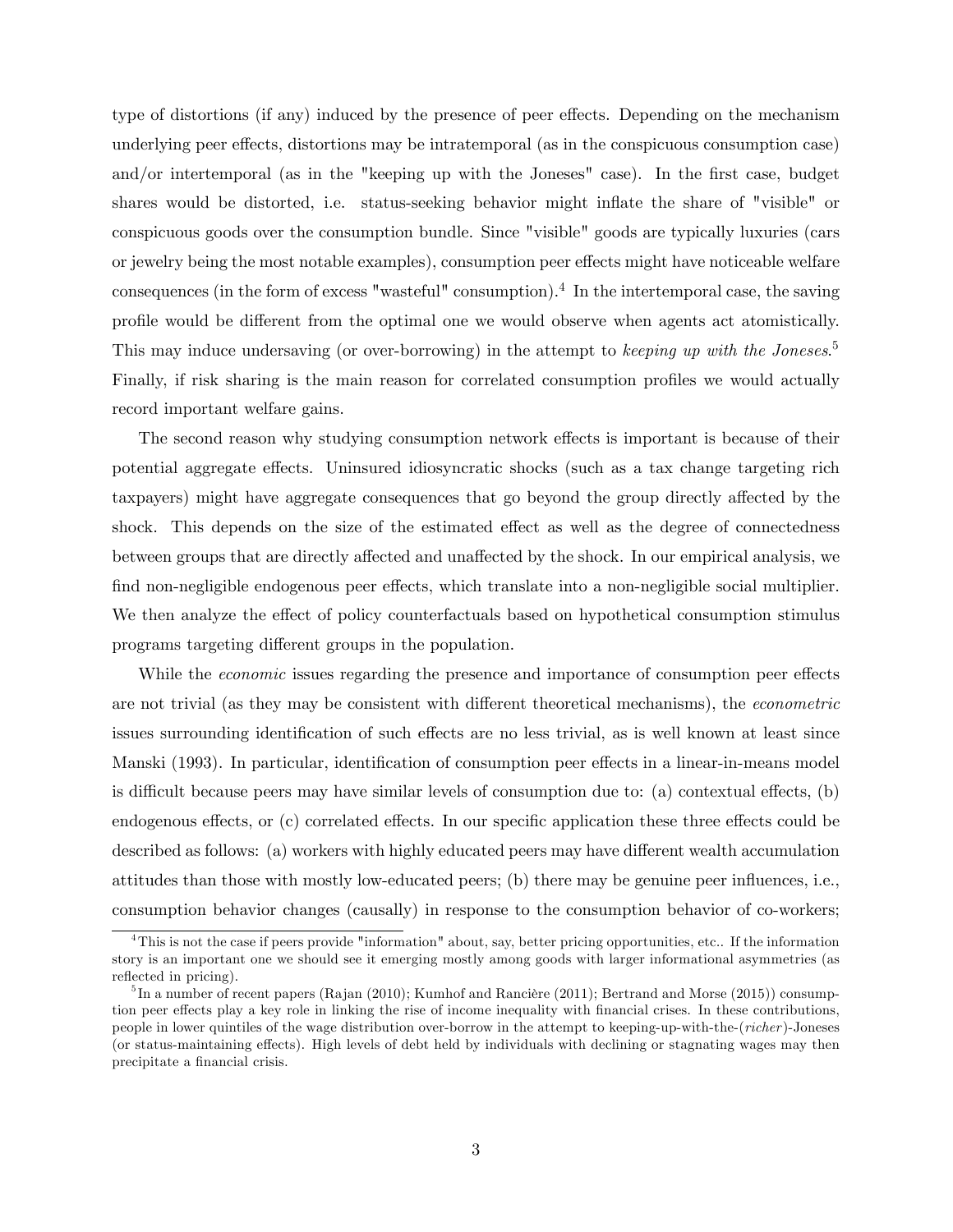type of distortions (if any) induced by the presence of peer effects. Depending on the mechanism underlying peer effects, distortions may be intratemporal (as in the conspicuous consumption case) and/or intertemporal (as in the "keeping up with the Joneses" case). In the first case, budget shares would be distorted, i.e. status-seeking behavior might inflate the share of "visible" or conspicuous goods over the consumption bundle. Since "visible" goods are typically luxuries (cars or jewelry being the most notable examples), consumption peer effects might have noticeable welfare consequences (in the form of excess "wasteful" consumption).[4] In the intertemporal case, the saving profile would be different from the optimal one we would observe when agents act atomistically. This may induce undersaving (or over-borrowing) in the attempt to *keeping up with the Joneses*.[5] Finally, if risk sharing is the main reason for correlated consumption profiles we would actually record important welfare gains.

The second reason why studying consumption network effects is important is because of their potential aggregate effects. Uninsured idiosyncratic shocks (such as a tax change targeting rich taxpayers) might have aggregate consequences that go beyond the group directly affected by the shock. This depends on the size of the estimated effect as well as the degree of connectedness between groups that are directly affected and unaffected by the shock. In our empirical analysis, we find non-negligible endogenous peer effects, which translate into a non-negligible social multiplier. We then analyze the effect of policy counterfactuals based on hypothetical consumption stimulus programs targeting different groups in the population.

While the *economic* issues regarding the presence and importance of consumption peer effects are not trivial (as they may be consistent with different theoretical mechanisms), the *econometric* issues surrounding identification of such effects are no less trivial, as is well known at least since Manski (1993). In particular, identification of consumption peer effects in a linear-in-means model is difficult because peers may have similar levels of consumption due to: (a) contextual effects, (b) endogenous effects, or (c) correlated effects. In our specific application these three effects could be described as follows: (a) workers with highly educated peers may have different wealth accumulation attitudes than those with mostly low-educated peers; (b) there may be genuine peer influences, i.e., consumption behavior changes (causally) in response to the consumption behavior of co-workers;

[4] This is not the case if peers provide "information" about, say, better pricing opportunities, etc.. If the information story is an important one we should see it emerging mostly among goods with larger informational asymmetries (as reflected in pricing).

[5] In a number of recent papers (Rajan (2010); Kumhof and Rancière (2011); Bertrand and Morse (2015)) consumption peer effects play a key role in linking the rise of income inequality with financial crises. In these contributions, people in lower quintiles of the wage distribution over-borrow in the attempt to keeping-up-with-the-(*richer*)-Joneses (or status-maintaining effects). High levels of debt held by individuals with declining or stagnating wages may then precipitate a financial crisis.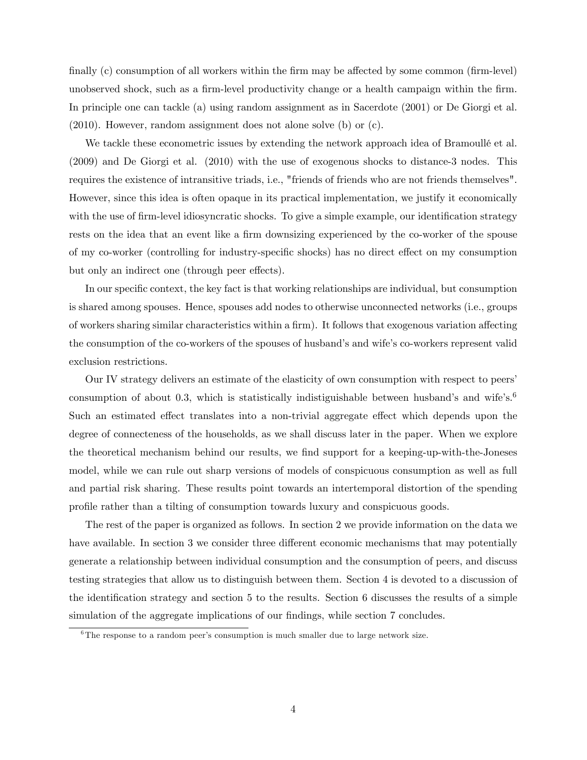finally (c) consumption of all workers within the firm may be affected by some common (firm-level) unobserved shock, such as a firm-level productivity change or a health campaign within the firm. In principle one can tackle (a) using random assignment as in Sacerdote (2001) or De Giorgi et al. (2010). However, random assignment does not alone solve (b) or (c).

We tackle these econometric issues by extending the network approach idea of Bramoullé et al. (2009) and De Giorgi et al. (2010) with the use of exogenous shocks to distance-3 nodes. This requires the existence of intransitive triads, i.e., "friends of friends who are not friends themselves". However, since this idea is often opaque in its practical implementation, we justify it economically with the use of firm-level idiosyncratic shocks. To give a simple example, our identification strategy rests on the idea that an event like a firm downsizing experienced by the co-worker of the spouse of my co-worker (controlling for industry-specific shocks) has no direct effect on my consumption but only an indirect one (through peer effects).

In our specific context, the key fact is that working relationships are individual, but consumption is shared among spouses. Hence, spouses add nodes to otherwise unconnected networks (i.e., groups of workers sharing similar characteristics within a firm). It follows that exogenous variation affecting the consumption of the co-workers of the spouses of husband's and wife's co-workers represent valid exclusion restrictions.

Our IV strategy delivers an estimate of the elasticity of own consumption with respect to peers' consumption of about 0.3, which is statistically indistiguishable between husband's and wife's.[6] Such an estimated effect translates into a non-trivial aggregate effect which depends upon the degree of connecteness of the households, as we shall discuss later in the paper. When we explore the theoretical mechanism behind our results, we find support for a keeping-up-with-the-Joneses model, while we can rule out sharp versions of models of conspicuous consumption as well as full and partial risk sharing. These results point towards an intertemporal distortion of the spending profile rather than a tilting of consumption towards luxury and conspicuous goods.

The rest of the paper is organized as follows. In section 2 we provide information on the data we have available. In section 3 we consider three different economic mechanisms that may potentially generate a relationship between individual consumption and the consumption of peers, and discuss testing strategies that allow us to distinguish between them. Section 4 is devoted to a discussion of the identification strategy and section 5 to the results. Section 6 discusses the results of a simple simulation of the aggregate implications of our findings, while section 7 concludes.

[6] The response to a random peer's consumption is much smaller due to large network size.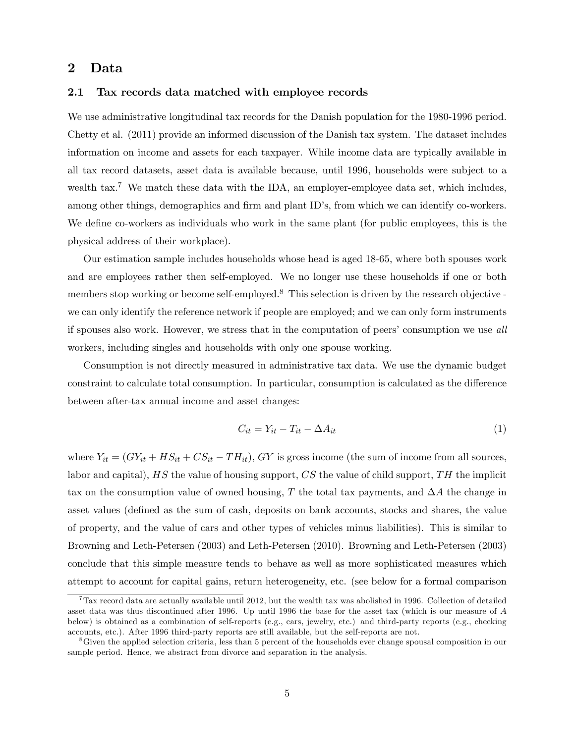# 2 Data

## 2.1 Tax records data matched with employee records

We use administrative longitudinal tax records for the Danish population for the 1980-1996 period. Chetty et al. (2011) provide an informed discussion of the Danish tax system. The dataset includes information on income and assets for each taxpayer. While income data are typically available in all tax record datasets, asset data is available because, until 1996, households were subject to a wealth tax.[7] We match these data with the IDA, an employer-employee data set, which includes, among other things, demographics and firm and plant ID's, from which we can identify co-workers. We define co-workers as individuals who work in the same plant (for public employees, this is the physical address of their workplace).

Our estimation sample includes households whose head is aged 18-65, where both spouses work and are employees rather then self-employed. We no longer use these households if one or both members stop working or become self-employed.[8] This selection is driven by the research objective - we can only identify the reference network if people are employed; and we can only form instruments if spouses also work. However, we stress that in the computation of peers' consumption we use *all* workers, including singles and households with only one spouse working.

Consumption is not directly measured in administrative tax data. We use the dynamic budget constraint to calculate total consumption. In particular, consumption is calculated as the difference between after-tax annual income and asset changes:

$$C_{it} = Y_{it} - T_{it} - \Delta A_{it} \tag{1}$$

where $Y_{it} = (GY_{it} + HS_{it} + CS_{it} - TH_{it})$, $GY$ is gross income (the sum of income from all sources, labor and capital), $HS$ the value of housing support, $CS$ the value of child support, $TH$ the implicit tax on the consumption value of owned housing, $T$ the total tax payments, and $\Delta A$ the change in asset values (defined as the sum of cash, deposits on bank accounts, stocks and shares, the value of property, and the value of cars and other types of vehicles minus liabilities). This is similar to Browning and Leth-Petersen (2003) and Leth-Petersen (2010). Browning and Leth-Petersen (2003) conclude that this simple measure tends to behave as well as more sophisticated measures which attempt to account for capital gains, return heterogeneity, etc. (see below for a formal comparison

[7] Tax record data are actually available until 2012, but the wealth tax was abolished in 1996. Collection of detailed asset data was thus discontinued after 1996. Up until 1996 the base for the asset tax (which is our measure of $A$ below) is obtained as a combination of self-reports (e.g., cars, jewelry, etc.) and third-party reports (e.g., checking accounts, etc.). After 1996 third-party reports are still available, but the self-reports are not.

[8] Given the applied selection criteria, less than 5 percent of the households ever change spousal composition in our sample period. Hence, we abstract from divorce and separation in the analysis.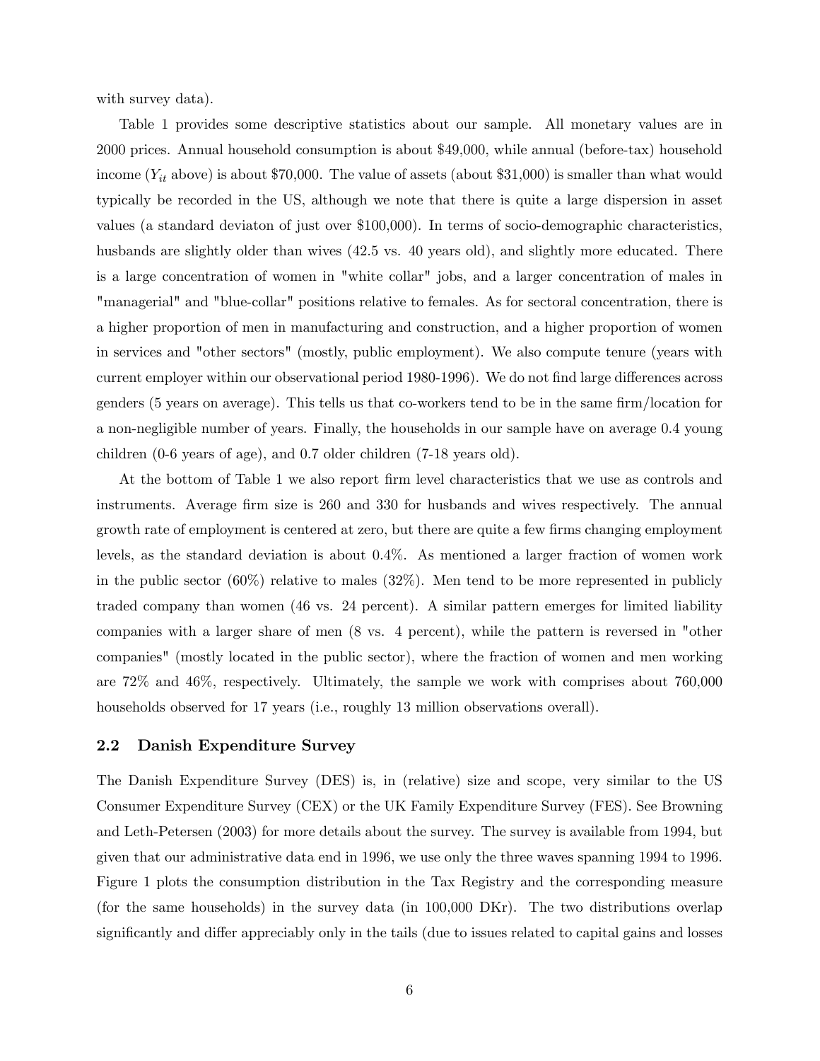with survey data).

Table 1 provides some descriptive statistics about our sample. All monetary values are in 2000 prices. Annual household consumption is about \$49,000, while annual (before-tax) household income ($Y_{it}$ above) is about \$70,000. The value of assets (about \$31,000) is smaller than what would typically be recorded in the US, although we note that there is quite a large dispersion in asset values (a standard deviaton of just over \$100,000). In terms of socio-demographic characteristics, husbands are slightly older than wives (42.5 vs. 40 years old), and slightly more educated. There is a large concentration of women in "white collar" jobs, and a larger concentration of males in "managerial" and "blue-collar" positions relative to females. As for sectoral concentration, there is a higher proportion of men in manufacturing and construction, and a higher proportion of women in services and "other sectors" (mostly, public employment). We also compute tenure (years with current employer within our observational period 1980-1996). We do not find large differences across genders (5 years on average). This tells us that co-workers tend to be in the same firm/location for a non-negligible number of years. Finally, the households in our sample have on average 0.4 young children (0-6 years of age), and 0.7 older children (7-18 years old).

At the bottom of Table 1 we also report firm level characteristics that we use as controls and instruments. Average firm size is 260 and 330 for husbands and wives respectively. The annual growth rate of employment is centered at zero, but there are quite a few firms changing employment levels, as the standard deviation is about 0.4%. As mentioned a larger fraction of women work in the public sector (60%) relative to males (32%). Men tend to be more represented in publicly traded company than women (46 vs. 24 percent). A similar pattern emerges for limited liability companies with a larger share of men (8 vs. 4 percent), while the pattern is reversed in "other companies" (mostly located in the public sector), where the fraction of women and men working are 72% and 46%, respectively. Ultimately, the sample we work with comprises about 760,000 households observed for 17 years (i.e., roughly 13 million observations overall).

## 2.2 Danish Expenditure Survey

The Danish Expenditure Survey (DES) is, in (relative) size and scope, very similar to the US Consumer Expenditure Survey (CEX) or the UK Family Expenditure Survey (FES). See Browning and Leth-Petersen (2003) for more details about the survey. The survey is available from 1994, but given that our administrative data end in 1996, we use only the three waves spanning 1994 to 1996. Figure 1 plots the consumption distribution in the Tax Registry and the corresponding measure (for the same households) in the survey data (in 100,000 DKr). The two distributions overlap significantly and differ appreciably only in the tails (due to issues related to capital gains and losses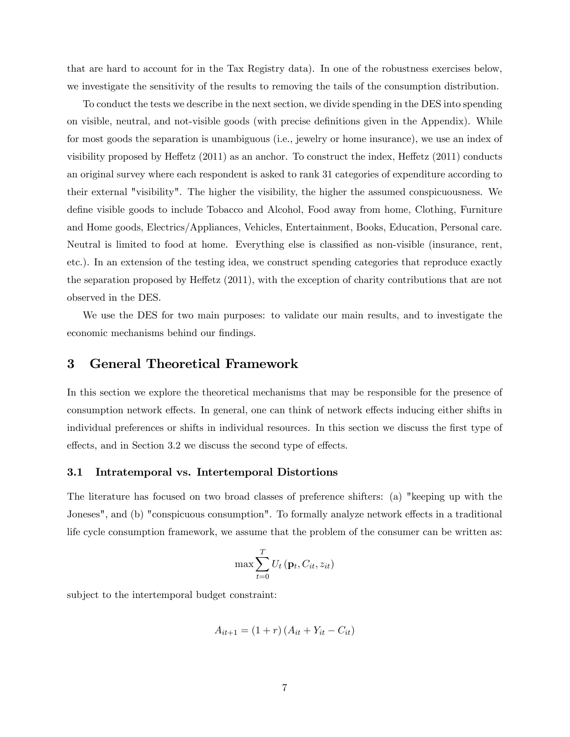that are hard to account for in the Tax Registry data). In one of the robustness exercises below, we investigate the sensitivity of the results to removing the tails of the consumption distribution.

To conduct the tests we describe in the next section, we divide spending in the DES into spending on visible, neutral, and not-visible goods (with precise definitions given in the Appendix). While for most goods the separation is unambiguous (i.e., jewelry or home insurance), we use an index of visibility proposed by Heffetz (2011) as an anchor. To construct the index, Heffetz (2011) conducts an original survey where each respondent is asked to rank 31 categories of expenditure according to their external "visibility". The higher the visibility, the higher the assumed conspicuousness. We define visible goods to include Tobacco and Alcohol, Food away from home, Clothing, Furniture and Home goods, Electrics/Appliances, Vehicles, Entertainment, Books, Education, Personal care. Neutral is limited to food at home. Everything else is classified as non-visible (insurance, rent, etc.). In an extension of the testing idea, we construct spending categories that reproduce exactly the separation proposed by Heffetz (2011), with the exception of charity contributions that are not observed in the DES.

We use the DES for two main purposes: to validate our main results, and to investigate the economic mechanisms behind our findings.

## 3 General Theoretical Framework

In this section we explore the theoretical mechanisms that may be responsible for the presence of consumption network effects. In general, one can think of network effects inducing either shifts in individual preferences or shifts in individual resources. In this section we discuss the first type of effects, and in Section 3.2 we discuss the second type of effects.

### 3.1 Intratemporal vs. Intertemporal Distortions

The literature has focused on two broad classes of preference shifters: (a) "keeping up with the Joneses", and (b) "conspicuous consumption". To formally analyze network effects in a traditional life cycle consumption framework, we assume that the problem of the consumer can be written as:

$$\max \sum_{t=0}^{T} U_t\left(\mathbf{p}_t, C_{it}, z_{it}\right)$$

subject to the intertemporal budget constraint:

$$A_{it+1} = (1+r)\left(A_{it} + Y_{it} - C_{it}\right)$$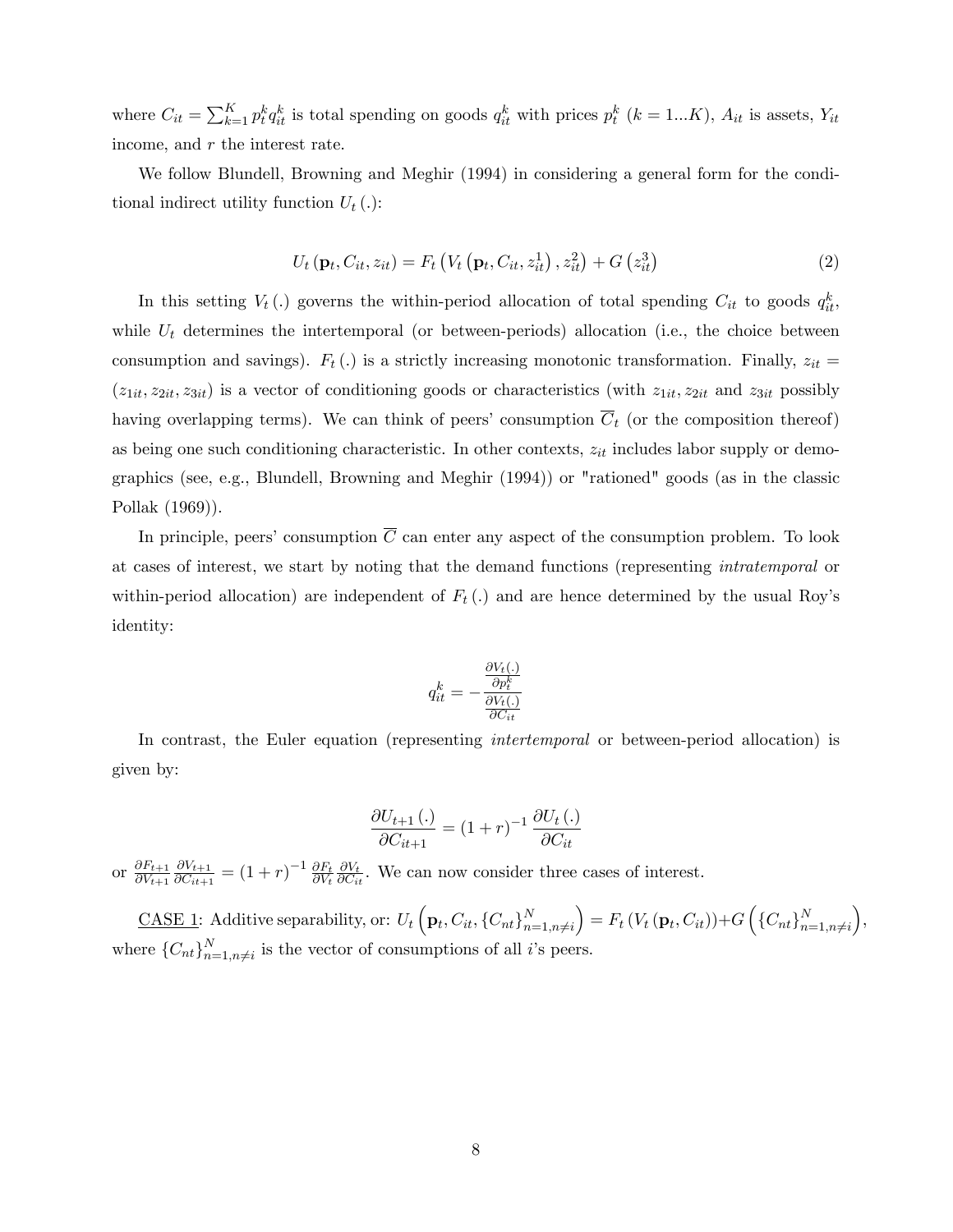where $C_{it} = \sum_{k=1}^{K} p_t^k q_{it}^k$ is total spending on goods $q_{it}^k$ with prices $p_t^k$ ($k = 1...K$), $A_{it}$ is assets, $Y_{it}$ income, and $r$ the interest rate.

We follow Blundell, Browning and Meghir (1994) in considering a general form for the conditional indirect utility function $U_t(.)$:

$$U_t(\mathbf{p}_t, C_{it}, z_{it}) = F_t\left(V_t\left(\mathbf{p}_t, C_{it}, z_{it}^1\right), z_{it}^2\right) + G\left(z_{it}^3\right) \tag{2}$$

In this setting $V_t(.)$ governs the within-period allocation of total spending $C_{it}$ to goods $q_{it}^k$, while $U_t$ determines the intertemporal (or between-periods) allocation (i.e., the choice between consumption and savings). $F_t(.)$ is a strictly increasing monotonic transformation. Finally, $z_{it} = (z_{1it}, z_{2it}, z_{3it})$ is a vector of conditioning goods or characteristics (with $z_{1it}, z_{2it}$ and $z_{3it}$ possibly having overlapping terms). We can think of peers' consumption $\overline{C}_t$ (or the composition thereof) as being one such conditioning characteristic. In other contexts, $z_{it}$ includes labor supply or demographics (see, e.g., Blundell, Browning and Meghir (1994)) or "rationed" goods (as in the classic Pollak (1969)).

In principle, peers' consumption $\overline{C}$ can enter any aspect of the consumption problem. To look at cases of interest, we start by noting that the demand functions (representing *intratemporal* or within-period allocation) are independent of $F_t(.)$ and are hence determined by the usual Roy's identity:

$$q_{it}^k = -\frac{\frac{\partial V_t(.)}{\partial p_t^k}}{\frac{\partial V_t(.)}{\partial C_{it}}}$$

In contrast, the Euler equation (representing *intertemporal* or between-period allocation) is given by:

$$\frac{\partial U_{t+1}(.)}{\partial C_{it+1}} = (1+r)^{-1} \frac{\partial U_t(.)}{\partial C_{it}}$$

or $\frac{\partial F_{t+1}}{\partial V_{t+1}} \frac{\partial V_{t+1}}{\partial C_{it+1}} = (1+r)^{-1} \frac{\partial F_t}{\partial V_t} \frac{\partial V_t}{\partial C_{it}}$. We can now consider three cases of interest.

<u>CASE 1</u>: Additive separability, or: $U_t\left(\mathbf{p}_t, C_{it}, \{C_{nt}\}_{n=1, n\neq i}^N\right) = F_t\left(V_t\left(\mathbf{p}_t, C_{it}\right)\right) + G\left(\{C_{nt}\}_{n=1, n\neq i}^N\right)$, where $\{C_{nt}\}_{n=1, n\neq i}^N$ is the vector of consumptions of all $i$'s peers.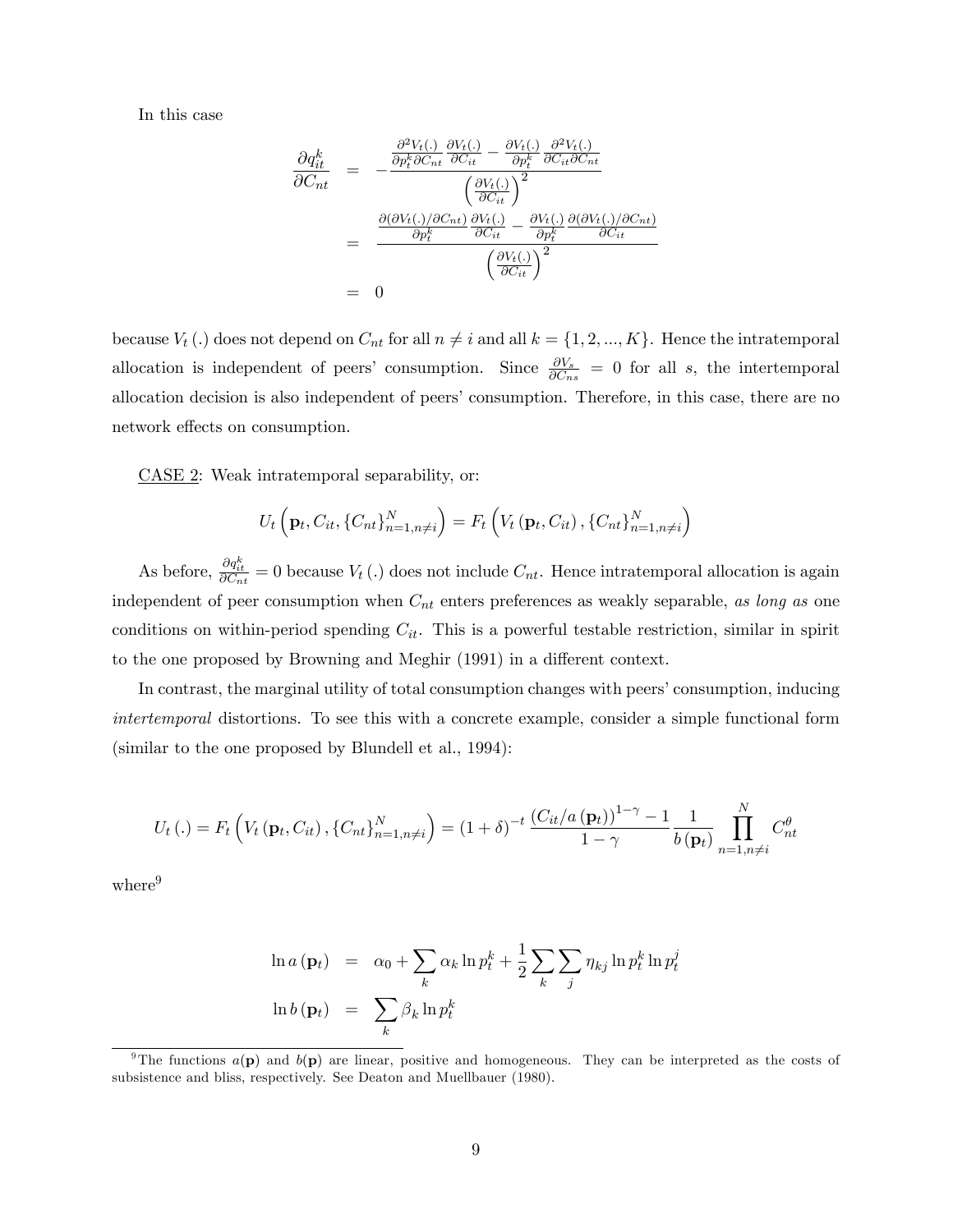In this case

$$
\begin{aligned}
\frac{\partial q_{it}^{k}}{\partial C_{nt}} &= -\frac{\frac{\partial^2 V_t(.)}{\partial p_t^k \partial C_{nt}} \frac{\partial V_t(.)}{\partial C_{it}} - \frac{\partial V_t(.)}{\partial p_t^k} \frac{\partial^2 V_t(.)}{\partial C_{it} \partial C_{nt}}}{\left(\frac{\partial V_t(.)}{\partial C_{it}}\right)^2} \\
&= \frac{\frac{\partial(\partial V_t(.)/\partial C_{nt})}{\partial p_t^k} \frac{\partial V_t(.)}{\partial C_{it}} - \frac{\partial V_t(.)}{\partial p_t^k} \frac{\partial(\partial V_t(.)/\partial C_{nt})}{\partial C_{it}}}{\left(\frac{\partial V_t(.)}{\partial C_{it}}\right)^2} \\
&= 0
\end{aligned}
$$

because $V_t(.)$ does not depend on $C_{nt}$ for all $n \neq i$ and all $k = \{1, 2, ..., K\}$. Hence the intratemporal allocation is independent of peers' consumption. Since $\frac{\partial V_s}{\partial C_{ns}} = 0$ for all $s$, the intertemporal allocation decision is also independent of peers' consumption. Therefore, in this case, there are no network effects on consumption.

CASE 2: Weak intratemporal separability, or:

$$
U_t\left(\mathbf{p}_t, C_{it}, \{C_{nt}\}_{n=1,n\neq i}^{N}\right) = F_t\left(V_t\left(\mathbf{p}_t, C_{it}\right), \{C_{nt}\}_{n=1,n\neq i}^{N}\right)
$$

As before, $\frac{\partial q_{it}^k}{\partial C_{nt}} = 0$ because $V_t(.)$ does not include $C_{nt}$. Hence intratemporal allocation is again independent of peer consumption when $C_{nt}$ enters preferences as weakly separable, *as long as* one conditions on within-period spending $C_{it}$. This is a powerful testable restriction, similar in spirit to the one proposed by Browning and Meghir (1991) in a different context.

In contrast, the marginal utility of total consumption changes with peers' consumption, inducing *intertemporal* distortions. To see this with a concrete example, consider a simple functional form (similar to the one proposed by Blundell et al., 1994):

$$
U_t(.) = F_t\left(V_t\left(\mathbf{p}_t, C_{it}\right), \{C_{nt}\}_{n=1,n\neq i}^{N}\right) = (1+\delta)^{-t} \frac{\left(C_{it}/a\left(\mathbf{p}_t\right)\right)^{1-\gamma} - 1}{1-\gamma} \frac{1}{b\left(\mathbf{p}_t\right)} \prod_{n=1,n\neq i}^{N} C_{nt}^{\theta}
$$

where[9]

$$
\begin{aligned}
\ln a\left(\mathbf{p}_t\right) &= \alpha_0 + \sum_k \alpha_k \ln p_t^k + \frac{1}{2} \sum_k \sum_j \eta_{kj} \ln p_t^k \ln p_t^j \\
\ln b\left(\mathbf{p}_t\right) &= \sum_k \beta_k \ln p_t^k
\end{aligned}
$$

[9] The functions $a(\mathbf{p})$ and $b(\mathbf{p})$ are linear, positive and homogeneous. They can be interpreted as the costs of subsistence and bliss, respectively. See Deaton and Muellbauer (1980).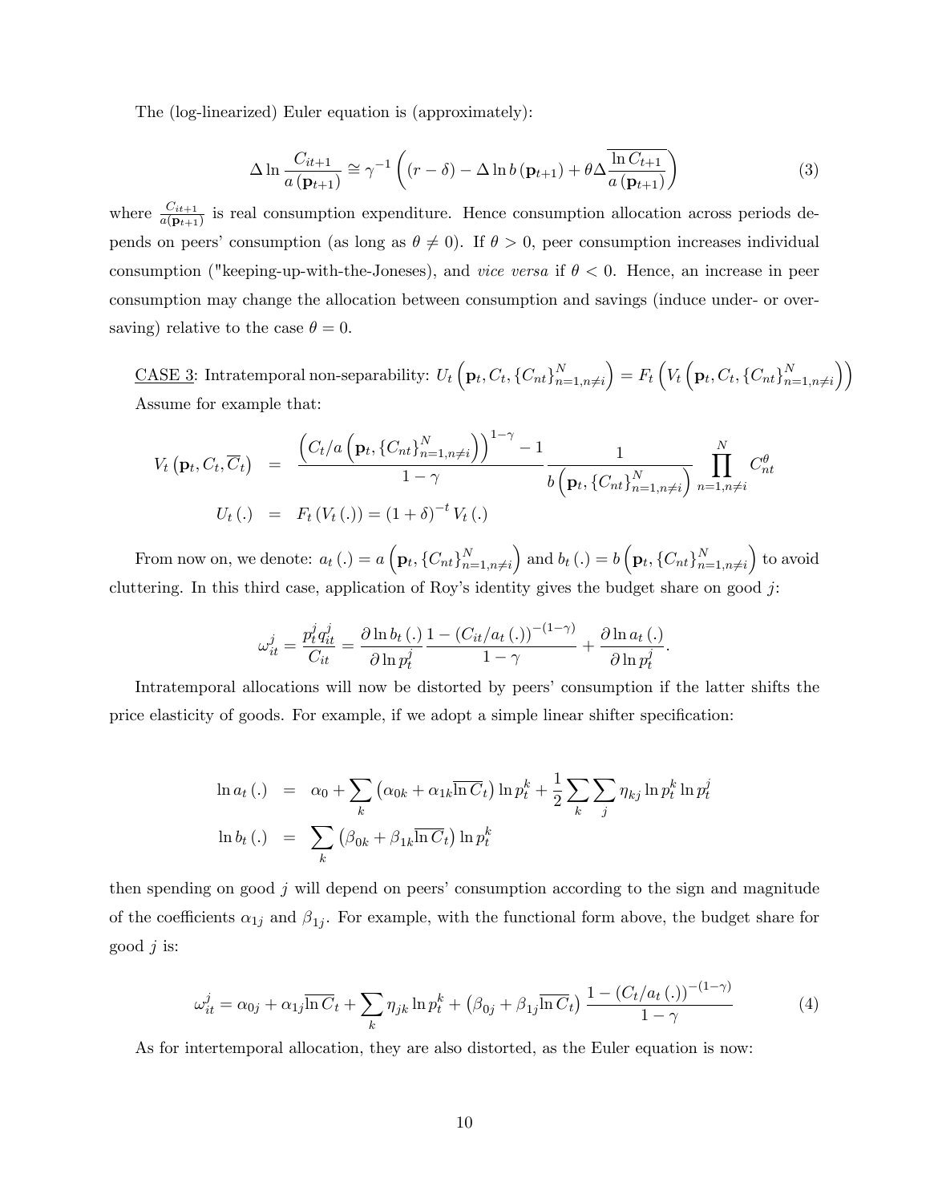The (log-linearized) Euler equation is (approximately):

$$\Delta \ln \frac{C_{it+1}}{a(\mathbf{p}_{t+1})} \cong \gamma^{-1}\left((r-\delta) - \Delta \ln b(\mathbf{p}_{t+1}) + \theta \Delta \overline{\frac{\ln C_{t+1}}{a(\mathbf{p}_{t+1})}}\right) \tag{3}$$

where $\frac{C_{it+1}}{a(\mathbf{p}_{t+1})}$ is real consumption expenditure. Hence consumption allocation across periods depends on peers' consumption (as long as $\theta \neq 0$). If $\theta > 0$, peer consumption increases individual consumption ("keeping-up-with-the-Joneses), and *vice versa* if $\theta < 0$. Hence, an increase in peer consumption may change the allocation between consumption and savings (induce under- or over-saving) relative to the case $\theta = 0$.

<u>CASE 3</u>: Intratemporal non-separability: $U_t\left(\mathbf{p}_t, C_t, \{C_{nt}\}_{n=1,n\neq i}^{N}\right) = F_t\left(V_t\left(\mathbf{p}_t, C_t, \{C_{nt}\}_{n=1,n\neq i}^{N}\right)\right)$
Assume for example that:

$$\begin{aligned}
V_t\left(\mathbf{p}_t, C_t, \overline{C}_t\right) &= \frac{\left(C_t/a\left(\mathbf{p}_t, \{C_{nt}\}_{n=1,n\neq i}^{N}\right)\right)^{1-\gamma} - 1}{1-\gamma} \frac{1}{b\left(\mathbf{p}_t, \{C_{nt}\}_{n=1,n\neq i}^{N}\right)} \prod_{n=1,n\neq i}^{N} C_{nt}^{\theta} \\
U_t(.) &= F_t\left(V_t(.)\right) = (1+\delta)^{-t} V_t(.)
\end{aligned}$$

From now on, we denote: $a_t(.) = a\left(\mathbf{p}_t, \{C_{nt}\}_{n=1,n\neq i}^{N}\right)$ and $b_t(.) = b\left(\mathbf{p}_t, \{C_{nt}\}_{n=1,n\neq i}^{N}\right)$ to avoid cluttering. In this third case, application of Roy's identity gives the budget share on good $j$:

$$\omega_{it}^{j} = \frac{p_t^j q_{it}^j}{C_{it}} = \frac{\partial \ln b_t(.)}{\partial \ln p_t^j} \frac{1 - \left(C_{it}/a_t(.)\right)^{-(1-\gamma)}}{1-\gamma} + \frac{\partial \ln a_t(.)}{\partial \ln p_t^j}.$$

Intratemporal allocations will now be distorted by peers' consumption if the latter shifts the price elasticity of goods. For example, if we adopt a simple linear shifter specification:

$$\begin{aligned}
\ln a_t(.) &= \alpha_0 + \sum_k \left(\alpha_{0k} + \alpha_{1k} \overline{\ln C}_t\right) \ln p_t^k + \frac{1}{2} \sum_k \sum_j \eta_{kj} \ln p_t^k \ln p_t^j \\
\ln b_t(.) &= \sum_k \left(\beta_{0k} + \beta_{1k} \overline{\ln C}_t\right) \ln p_t^k
\end{aligned}$$

then spending on good $j$ will depend on peers' consumption according to the sign and magnitude of the coefficients $\alpha_{1j}$ and $\beta_{1j}$. For example, with the functional form above, the budget share for good $j$ is:

$$\omega_{it}^{j} = \alpha_{0j} + \alpha_{1j} \overline{\ln C}_t + \sum_k \eta_{jk} \ln p_t^k + \left(\beta_{0j} + \beta_{1j} \overline{\ln C}_t\right) \frac{1 - \left(C_t/a_t(.)\right)^{-(1-\gamma)}}{1-\gamma} \tag{4}$$

As for intertemporal allocation, they are also distorted, as the Euler equation is now: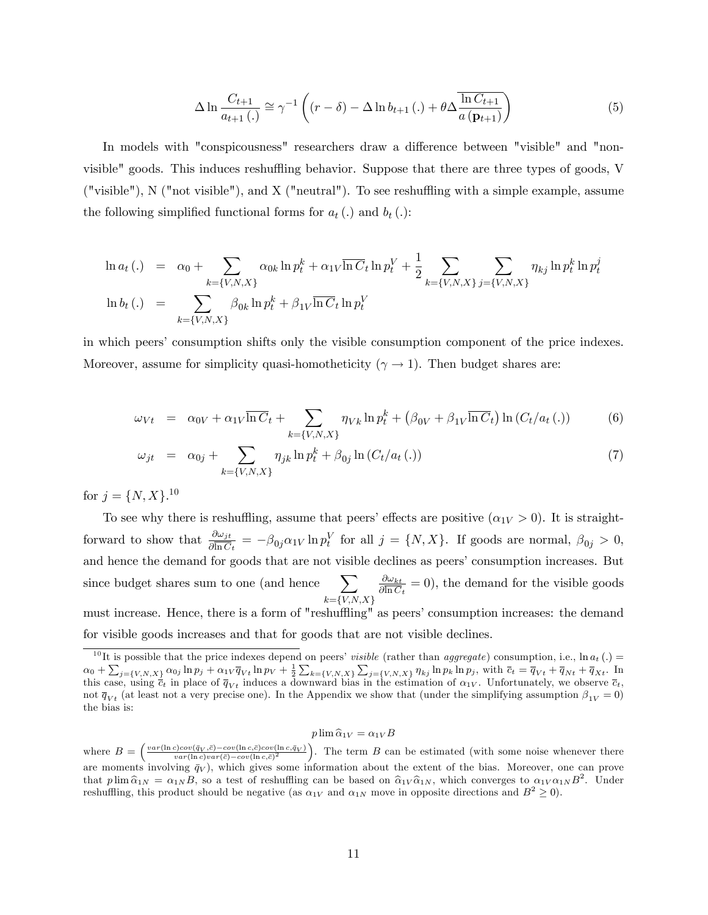$$\Delta \ln \frac{C_{t+1}}{a_{t+1}(.)} \cong \gamma^{-1}\left((r-\delta) - \Delta \ln b_{t+1}(.) + \theta \Delta \overline{\frac{\ln C_{t+1}}{a(\mathbf{p}_{t+1})}}\right) \tag{5}$$

In models with "conspicousness" researchers draw a difference between "visible" and "non-visible" goods. This induces reshuffling behavior. Suppose that there are three types of goods, V ("visible"), N ("not visible"), and X ("neutral"). To see reshuffling with a simple example, assume the following simplified functional forms for $a_t(.)$ and $b_t(.)$:

$$\begin{aligned}
\ln a_t(.) &= \alpha_0 + \sum_{k=\{V,N,X\}} \alpha_{0k} \ln p_t^k + \alpha_{1V} \overline{\ln C}_t \ln p_t^V + \frac{1}{2} \sum_{k=\{V,N,X\}} \sum_{j=\{V,N,X\}} \eta_{kj} \ln p_t^k \ln p_t^j \\
\ln b_t(.) &= \sum_{k=\{V,N,X\}} \beta_{0k} \ln p_t^k + \beta_{1V} \overline{\ln C}_t \ln p_t^V
\end{aligned}$$

in which peers' consumption shifts only the visible consumption component of the price indexes. Moreover, assume for simplicity quasi-homotheticity ($\gamma \to 1$). Then budget shares are:

$$\omega_{Vt} = \alpha_{0V} + \alpha_{1V} \overline{\ln C}_t + \sum_{k=\{V,N,X\}} \eta_{Vk} \ln p_t^k + \left(\beta_{0V} + \beta_{1V} \overline{\ln C}_t\right) \ln\left(C_t / a_t(.)\right) \tag{6}$$

$$\omega_{jt} = \alpha_{0j} + \sum_{k=\{V,N,X\}} \eta_{jk} \ln p_t^k + \beta_{0j} \ln\left(C_t / a_t(.)\right) \tag{7}$$

for $j = \{N, X\}$.[10]

To see why there is reshuffling, assume that peers' effects are positive ($\alpha_{1V} > 0$). It is straightforward to show that $\frac{\partial \omega_{jt}}{\partial \overline{\ln C}_t} = -\beta_{0j} \alpha_{1V} \ln p_t^V$ for all $j = \{N, X\}$. If goods are normal, $\beta_{0j} > 0$, and hence the demand for goods that are not visible declines as peers' consumption increases. But since budget shares sum to one (and hence $\sum_{k=\{V,N,X\}} \frac{\partial \omega_{kt}}{\partial \overline{\ln C}_t} = 0$), the demand for the visible goods must increase. Hence, there is a form of "reshuffling" as peers' consumption increases: the demand for visible goods increases and that for goods that are not visible declines.

---

[10] It is possible that the price indexes depend on peers' *visible* (rather than *aggregate*) consumption, i.e., $\ln a_t(.) = \alpha_0 + \sum_{j=\{V,N,X\}} \alpha_{0j} \ln p_j + \alpha_{1V} \overline{q}_{Vt} \ln p_V + \frac{1}{2} \sum_{k=\{V,N,X\}} \sum_{j=\{V,N,X\}} \eta_{kj} \ln p_k \ln p_j$, with $\overline{c}_t = \overline{q}_{Vt} + \overline{q}_{Nt} + \overline{q}_{Xt}$. In this case, using $\overline{c}_t$ in place of $\overline{q}_{Vt}$ induces a downward bias in the estimation of $\alpha_{1V}$. Unfortunately, we observe $\overline{c}_t$, not $\overline{q}_{Vt}$ (at least not a very precise one). In the Appendix we show that (under the simplifying assumption $\beta_{1V} = 0$) the bias is:

$$p \lim \widehat{\alpha}_{1V} = \alpha_{1V} B$$

where $B = \left( \frac{var(\ln c) cov(\bar{q}_V, \bar{c}) - cov(\ln c, \bar{c}) cov(\ln c, \bar{q}_V)}{var(\ln c) var(\bar{c}) - cov(\ln c, \bar{c})^2} \right)$. The term $B$ can be estimated (with some noise whenever there are moments involving $\bar{q}_V$), which gives some information about the extent of the bias. Moreover, one can prove that $p \lim \widehat{\alpha}_{1N} = \alpha_{1N} B$, so a test of reshuffling can be based on $\widehat{\alpha}_{1V} \widehat{\alpha}_{1N}$, which converges to $\alpha_{1V} \alpha_{1N} B^2$. Under reshuffling, this product should be negative (as $\alpha_{1V}$ and $\alpha_{1N}$ move in opposite directions and $B^2 \geq 0$).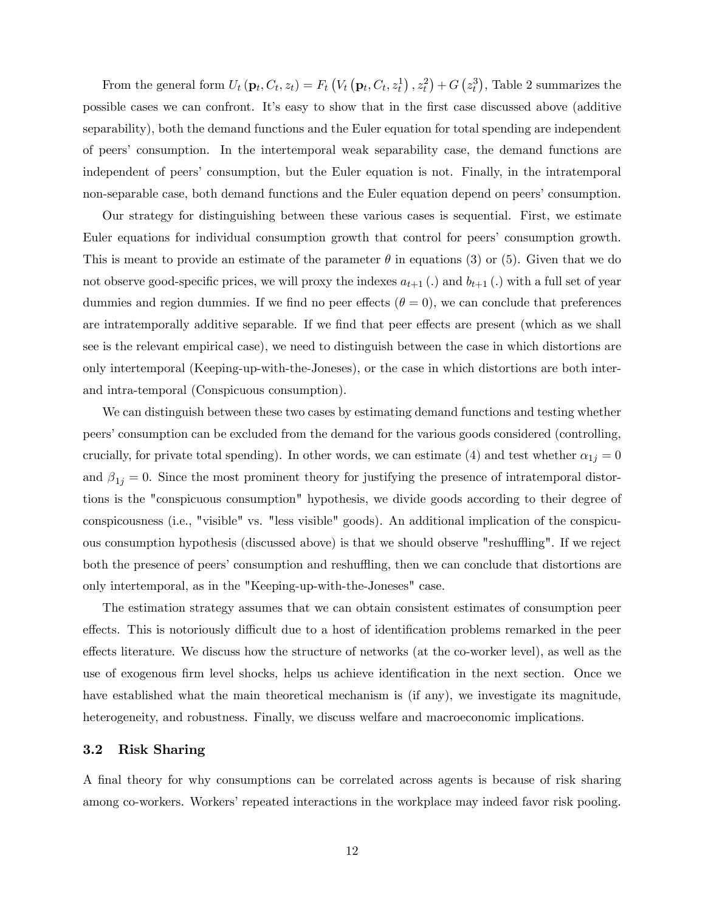From the general form $U_t(\mathbf{p}_t, C_t, z_t) = F_t\left(V_t\left(\mathbf{p}_t, C_t, z_t^1\right), z_t^2\right) + G\left(z_t^3\right)$, Table 2 summarizes the possible cases we can confront. It's easy to show that in the first case discussed above (additive separability), both the demand functions and the Euler equation for total spending are independent of peers' consumption. In the intertemporal weak separability case, the demand functions are independent of peers' consumption, but the Euler equation is not. Finally, in the intratemporal non-separable case, both demand functions and the Euler equation depend on peers' consumption.

Our strategy for distinguishing between these various cases is sequential. First, we estimate Euler equations for individual consumption growth that control for peers' consumption growth. This is meant to provide an estimate of the parameter $\theta$ in equations (3) or (5). Given that we do not observe good-specific prices, we will proxy the indexes $a_{t+1}(.)$ and $b_{t+1}(.)$ with a full set of year dummies and region dummies. If we find no peer effects ($\theta = 0$), we can conclude that preferences are intratemporally additive separable. If we find that peer effects are present (which as we shall see is the relevant empirical case), we need to distinguish between the case in which distortions are only intertemporal (Keeping-up-with-the-Joneses), or the case in which distortions are both inter- and intra-temporal (Conspicuous consumption).

We can distinguish between these two cases by estimating demand functions and testing whether peers' consumption can be excluded from the demand for the various goods considered (controlling, crucially, for private total spending). In other words, we can estimate (4) and test whether $\alpha_{1j} = 0$ and $\beta_{1j} = 0$. Since the most prominent theory for justifying the presence of intratemporal distortions is the "conspicuous consumption" hypothesis, we divide goods according to their degree of conspicousness (i.e., "visible" vs. "less visible" goods). An additional implication of the conspicuous consumption hypothesis (discussed above) is that we should observe "reshuffling". If we reject both the presence of peers' consumption and reshuffling, then we can conclude that distortions are only intertemporal, as in the "Keeping-up-with-the-Joneses" case.

The estimation strategy assumes that we can obtain consistent estimates of consumption peer effects. This is notoriously difficult due to a host of identification problems remarked in the peer effects literature. We discuss how the structure of networks (at the co-worker level), as well as the use of exogenous firm level shocks, helps us achieve identification in the next section. Once we have established what the main theoretical mechanism is (if any), we investigate its magnitude, heterogeneity, and robustness. Finally, we discuss welfare and macroeconomic implications.

### 3.2 Risk Sharing

A final theory for why consumptions can be correlated across agents is because of risk sharing among co-workers. Workers' repeated interactions in the workplace may indeed favor risk pooling.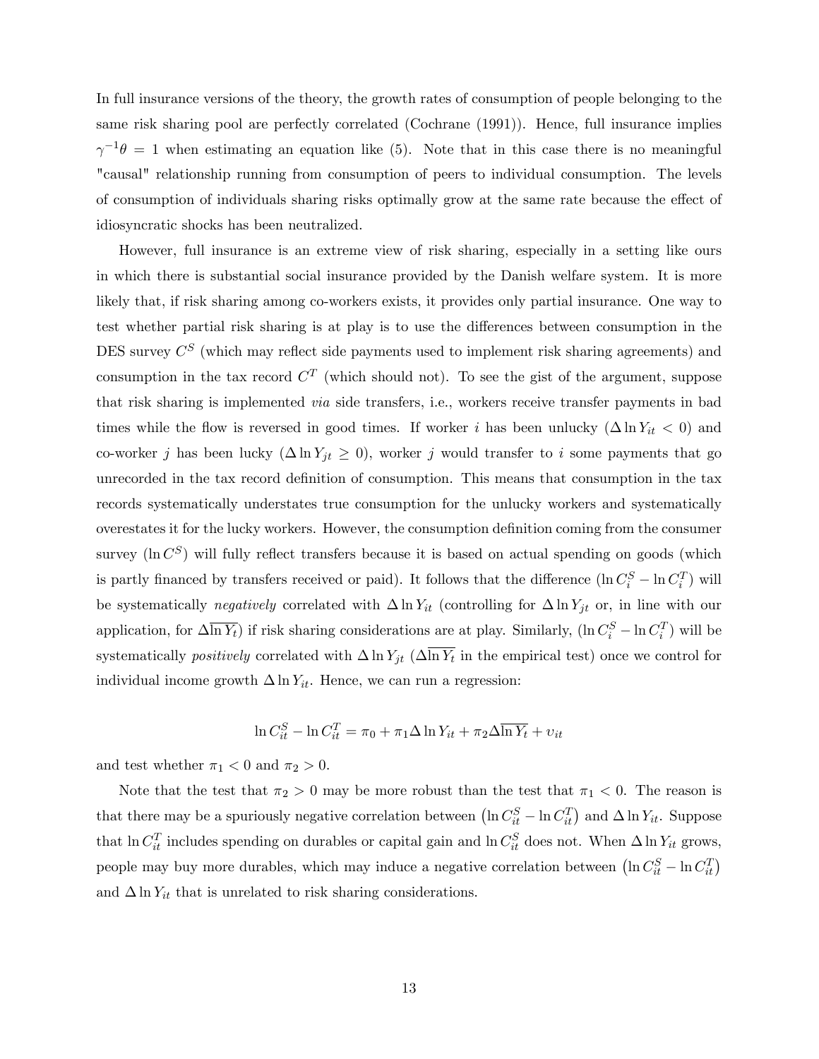In full insurance versions of the theory, the growth rates of consumption of people belonging to the same risk sharing pool are perfectly correlated (Cochrane (1991)). Hence, full insurance implies $\gamma^{-1}\theta = 1$ when estimating an equation like (5). Note that in this case there is no meaningful "causal" relationship running from consumption of peers to individual consumption. The levels of consumption of individuals sharing risks optimally grow at the same rate because the effect of idiosyncratic shocks has been neutralized.

However, full insurance is an extreme view of risk sharing, especially in a setting like ours in which there is substantial social insurance provided by the Danish welfare system. It is more likely that, if risk sharing among co-workers exists, it provides only partial insurance. One way to test whether partial risk sharing is at play is to use the differences between consumption in the DES survey $C^S$ (which may reflect side payments used to implement risk sharing agreements) and consumption in the tax record $C^T$ (which should not). To see the gist of the argument, suppose that risk sharing is implemented *via* side transfers, i.e., workers receive transfer payments in bad times while the flow is reversed in good times. If worker $i$ has been unlucky ($\Delta \ln Y_{it} < 0$) and co-worker $j$ has been lucky ($\Delta \ln Y_{jt} \geq 0$), worker $j$ would transfer to $i$ some payments that go unrecorded in the tax record definition of consumption. This means that consumption in the tax records systematically understates true consumption for the unlucky workers and systematically overestates it for the lucky workers. However, the consumption definition coming from the consumer survey ($\ln C^S$) will fully reflect transfers because it is based on actual spending on goods (which is partly financed by transfers received or paid). It follows that the difference ($\ln C_i^S - \ln C_i^T$) will be systematically *negatively* correlated with $\Delta \ln Y_{it}$ (controlling for $\Delta \ln Y_{jt}$ or, in line with our application, for $\Delta\overline{\ln Y_t}$) if risk sharing considerations are at play. Similarly, ($\ln C_i^S - \ln C_i^T$) will be systematically *positively* correlated with $\Delta \ln Y_{jt}$ ($\Delta\overline{\ln Y_t}$ in the empirical test) once we control for individual income growth $\Delta \ln Y_{it}$. Hence, we can run a regression:

$$\ln C_{it}^S - \ln C_{it}^T = \pi_0 + \pi_1 \Delta \ln Y_{it} + \pi_2 \Delta\overline{\ln Y_t} + \upsilon_{it}$$

and test whether $\pi_1 < 0$ and $\pi_2 > 0$.

Note that the test that $\pi_2 > 0$ may be more robust than the test that $\pi_1 < 0$. The reason is that there may be a spuriously negative correlation between $\left(\ln C_{it}^S - \ln C_{it}^T\right)$ and $\Delta \ln Y_{it}$. Suppose that $\ln C_{it}^T$ includes spending on durables or capital gain and $\ln C_{it}^S$ does not. When $\Delta \ln Y_{it}$ grows, people may buy more durables, which may induce a negative correlation between $\left(\ln C_{it}^S - \ln C_{it}^T\right)$ and $\Delta \ln Y_{it}$ that is unrelated to risk sharing considerations.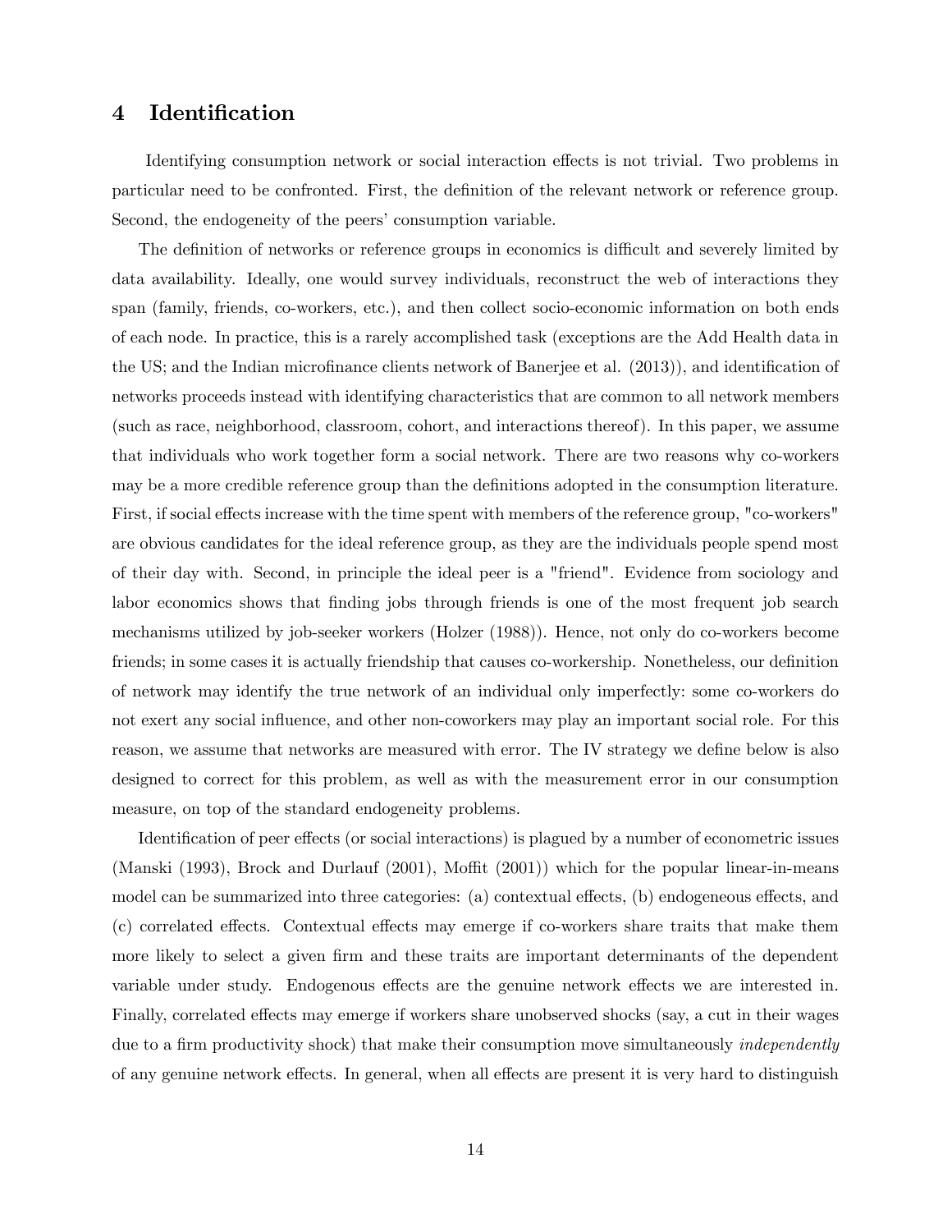## 4 Identification

Identifying consumption network or social interaction effects is not trivial. Two problems in particular need to be confronted. First, the definition of the relevant network or reference group. Second, the endogeneity of the peers' consumption variable.

The definition of networks or reference groups in economics is difficult and severely limited by data availability. Ideally, one would survey individuals, reconstruct the web of interactions they span (family, friends, co-workers, etc.), and then collect socio-economic information on both ends of each node. In practice, this is a rarely accomplished task (exceptions are the Add Health data in the US; and the Indian microfinance clients network of Banerjee et al. (2013)), and identification of networks proceeds instead with identifying characteristics that are common to all network members (such as race, neighborhood, classroom, cohort, and interactions thereof). In this paper, we assume that individuals who work together form a social network. There are two reasons why co-workers may be a more credible reference group than the definitions adopted in the consumption literature. First, if social effects increase with the time spent with members of the reference group, "co-workers" are obvious candidates for the ideal reference group, as they are the individuals people spend most of their day with. Second, in principle the ideal peer is a "friend". Evidence from sociology and labor economics shows that finding jobs through friends is one of the most frequent job search mechanisms utilized by job-seeker workers (Holzer (1988)). Hence, not only do co-workers become friends; in some cases it is actually friendship that causes co-workership. Nonetheless, our definition of network may identify the true network of an individual only imperfectly: some co-workers do not exert any social influence, and other non-coworkers may play an important social role. For this reason, we assume that networks are measured with error. The IV strategy we define below is also designed to correct for this problem, as well as with the measurement error in our consumption measure, on top of the standard endogeneity problems.

Identification of peer effects (or social interactions) is plagued by a number of econometric issues (Manski (1993), Brock and Durlauf (2001), Moffit (2001)) which for the popular linear-in-means model can be summarized into three categories: (a) contextual effects, (b) endogeneous effects, and (c) correlated effects. Contextual effects may emerge if co-workers share traits that make them more likely to select a given firm and these traits are important determinants of the dependent variable under study. Endogenous effects are the genuine network effects we are interested in. Finally, correlated effects may emerge if workers share unobserved shocks (say, a cut in their wages due to a firm productivity shock) that make their consumption move simultaneously *independently* of any genuine network effects. In general, when all effects are present it is very hard to distinguish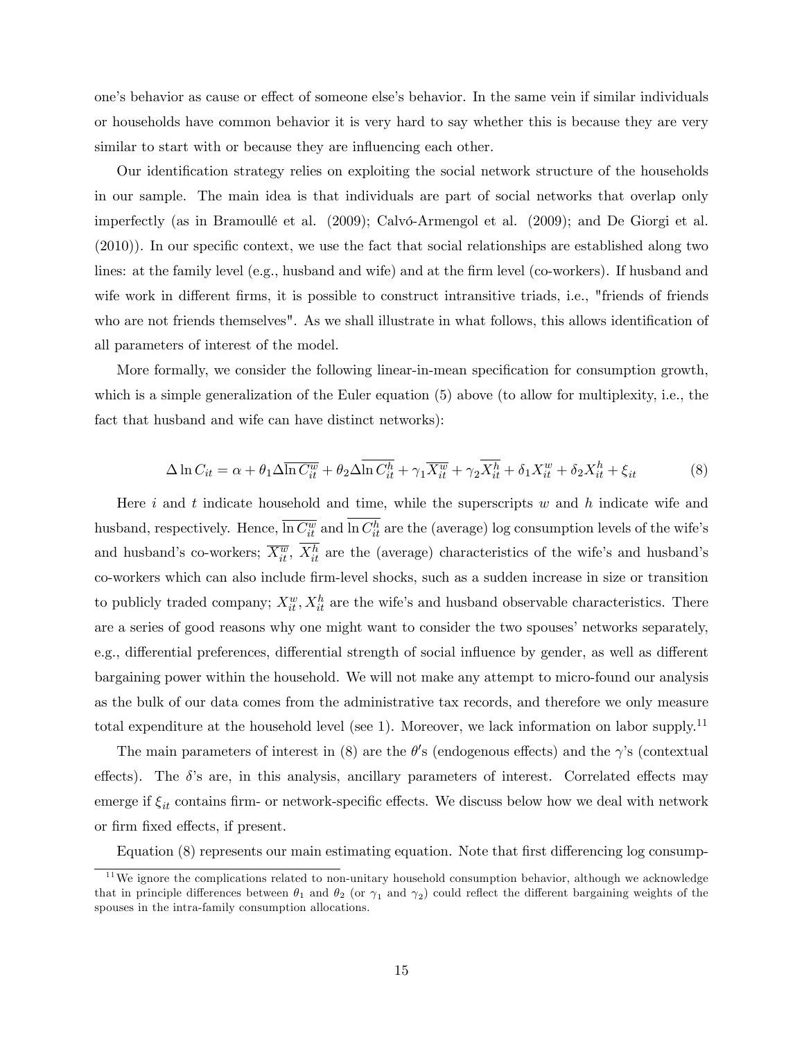one's behavior as cause or effect of someone else's behavior. In the same vein if similar individuals or households have common behavior it is very hard to say whether this is because they are very similar to start with or because they are influencing each other.

Our identification strategy relies on exploiting the social network structure of the households in our sample. The main idea is that individuals are part of social networks that overlap only imperfectly (as in Bramoullé et al. (2009); Calvó-Armengol et al. (2009); and De Giorgi et al. (2010)). In our specific context, we use the fact that social relationships are established along two lines: at the family level (e.g., husband and wife) and at the firm level (co-workers). If husband and wife work in different firms, it is possible to construct intransitive triads, i.e., "friends of friends who are not friends themselves". As we shall illustrate in what follows, this allows identification of all parameters of interest of the model.

More formally, we consider the following linear-in-mean specification for consumption growth, which is a simple generalization of the Euler equation (5) above (to allow for multiplexity, i.e., the fact that husband and wife can have distinct networks):

$$\Delta \ln C_{it} = \alpha + \theta_1 \Delta \overline{\ln C_{it}^w} + \theta_2 \Delta \overline{\ln C_{it}^h} + \gamma_1 \overline{X_{it}^w} + \gamma_2 \overline{X_{it}^h} + \delta_1 X_{it}^w + \delta_2 X_{it}^h + \xi_{it} \tag{8}$$

Here $i$ and $t$ indicate household and time, while the superscripts $w$ and $h$ indicate wife and husband, respectively. Hence, $\overline{\ln C_{it}^w}$ and $\overline{\ln C_{it}^h}$ are the (average) log consumption levels of the wife's and husband's co-workers; $\overline{X_{it}^w}$, $\overline{X_{it}^h}$ are the (average) characteristics of the wife's and husband's co-workers which can also include firm-level shocks, such as a sudden increase in size or transition to publicly traded company; $X_{it}^w, X_{it}^h$ are the wife's and husband observable characteristics. There are a series of good reasons why one might want to consider the two spouses' networks separately, e.g., differential preferences, differential strength of social influence by gender, as well as different bargaining power within the household. We will not make any attempt to micro-found our analysis as the bulk of our data comes from the administrative tax records, and therefore we only measure total expenditure at the household level (see 1). Moreover, we lack information on labor supply.[11]

The main parameters of interest in (8) are the $\theta'$s (endogenous effects) and the $\gamma$'s (contextual effects). The $\delta$'s are, in this analysis, ancillary parameters of interest. Correlated effects may emerge if $\xi_{it}$ contains firm- or network-specific effects. We discuss below how we deal with network or firm fixed effects, if present.

Equation (8) represents our main estimating equation. Note that first differencing log consump-

[11] We ignore the complications related to non-unitary household consumption behavior, although we acknowledge that in principle differences between $\theta_1$ and $\theta_2$ (or $\gamma_1$ and $\gamma_2$) could reflect the different bargaining weights of the spouses in the intra-family consumption allocations.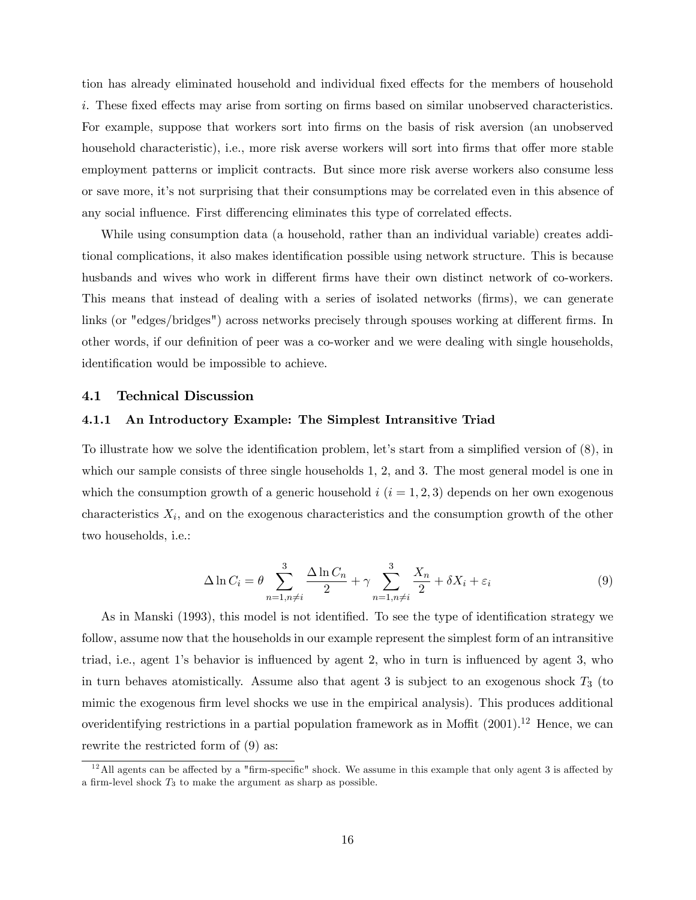tion has already eliminated household and individual fixed effects for the members of household $i$. These fixed effects may arise from sorting on firms based on similar unobserved characteristics. For example, suppose that workers sort into firms on the basis of risk aversion (an unobserved household characteristic), i.e., more risk averse workers will sort into firms that offer more stable employment patterns or implicit contracts. But since more risk averse workers also consume less or save more, it's not surprising that their consumptions may be correlated even in this absence of any social influence. First differencing eliminates this type of correlated effects.

While using consumption data (a household, rather than an individual variable) creates additional complications, it also makes identification possible using network structure. This is because husbands and wives who work in different firms have their own distinct network of co-workers. This means that instead of dealing with a series of isolated networks (firms), we can generate links (or "edges/bridges") across networks precisely through spouses working at different firms. In other words, if our definition of peer was a co-worker and we were dealing with single households, identification would be impossible to achieve.

## 4.1 Technical Discussion

### 4.1.1 An Introductory Example: The Simplest Intransitive Triad

To illustrate how we solve the identification problem, let's start from a simplified version of (8), in which our sample consists of three single households 1, 2, and 3. The most general model is one in which the consumption growth of a generic household $i$ ($i = 1, 2, 3$) depends on her own exogenous characteristics $X_i$, and on the exogenous characteristics and the consumption growth of the other two households, i.e.:

$$\Delta \ln C_i = \theta \sum_{n=1, n \neq i}^{3} \frac{\Delta \ln C_n}{2} + \gamma \sum_{n=1, n \neq i}^{3} \frac{X_n}{2} + \delta X_i + \varepsilon_i \tag{9}$$

As in Manski (1993), this model is not identified. To see the type of identification strategy we follow, assume now that the households in our example represent the simplest form of an intransitive triad, i.e., agent 1's behavior is influenced by agent 2, who in turn is influenced by agent 3, who in turn behaves atomistically. Assume also that agent 3 is subject to an exogenous shock $T_3$ (to mimic the exogenous firm level shocks we use in the empirical analysis). This produces additional overidentifying restrictions in a partial population framework as in Moffit (2001).[12] Hence, we can rewrite the restricted form of (9) as:

[12] All agents can be affected by a "firm-specific" shock. We assume in this example that only agent 3 is affected by a firm-level shock $T_3$ to make the argument as sharp as possible.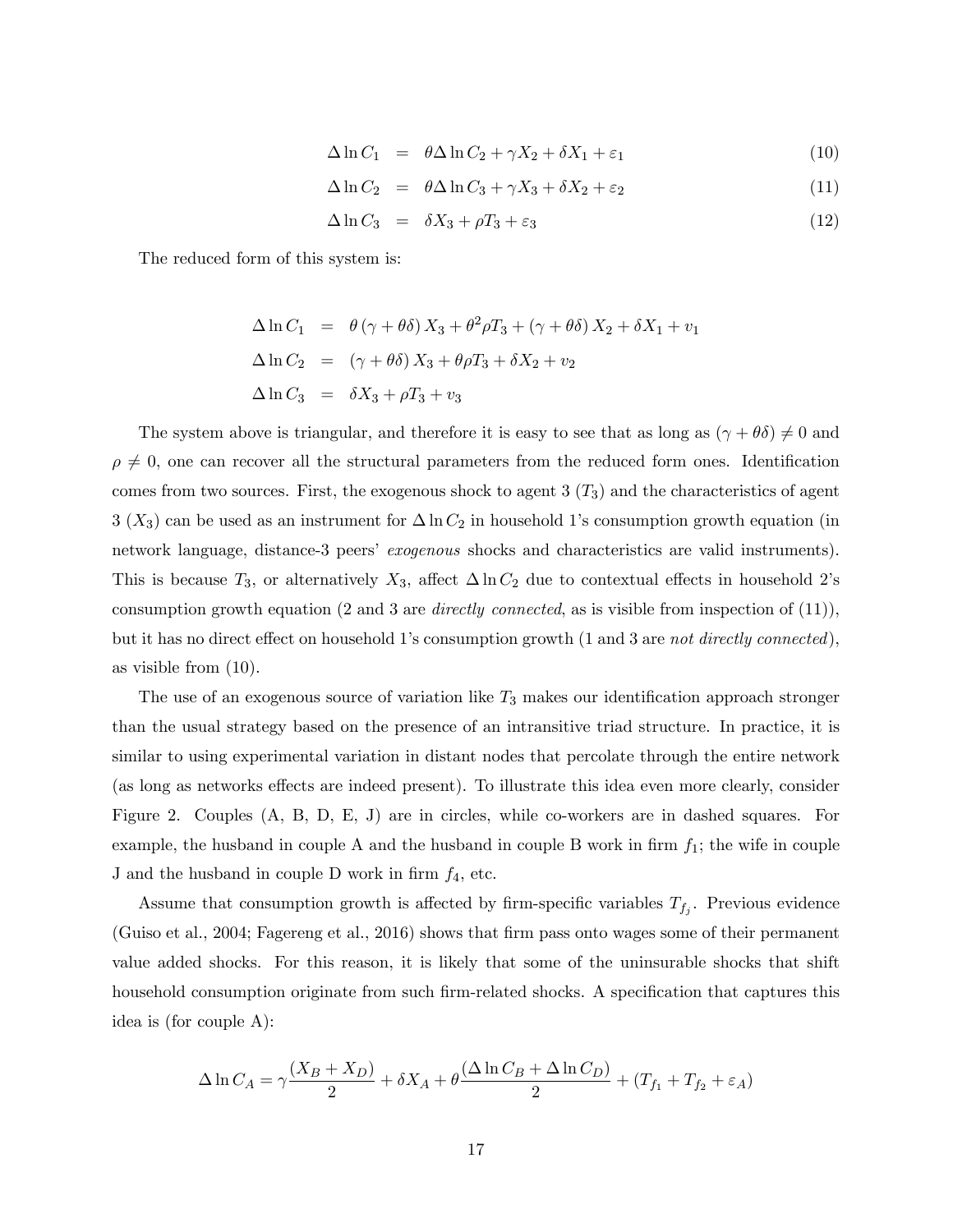$$
\begin{aligned}
\Delta \ln C_1 &= \theta \Delta \ln C_2 + \gamma X_2 + \delta X_1 + \varepsilon_1 && (10)\\
\Delta \ln C_2 &= \theta \Delta \ln C_3 + \gamma X_3 + \delta X_2 + \varepsilon_2 && (11)\\
\Delta \ln C_3 &= \delta X_3 + \rho T_3 + \varepsilon_3 && (12)
\end{aligned}
$$

The reduced form of this system is:

$$
\begin{aligned}
\Delta \ln C_1 &= \theta \left(\gamma + \theta\delta\right) X_3 + \theta^2 \rho T_3 + \left(\gamma + \theta\delta\right) X_2 + \delta X_1 + v_1\\
\Delta \ln C_2 &= \left(\gamma + \theta\delta\right) X_3 + \theta \rho T_3 + \delta X_2 + v_2\\
\Delta \ln C_3 &= \delta X_3 + \rho T_3 + v_3
\end{aligned}
$$

The system above is triangular, and therefore it is easy to see that as long as $(\gamma + \theta\delta) \neq 0$ and $\rho \neq 0$, one can recover all the structural parameters from the reduced form ones. Identification comes from two sources. First, the exogenous shock to agent 3 ($T_3$) and the characteristics of agent 3 ($X_3$) can be used as an instrument for $\Delta \ln C_2$ in household 1's consumption growth equation (in network language, distance-3 peers' *exogenous* shocks and characteristics are valid instruments). This is because $T_3$, or alternatively $X_3$, affect $\Delta \ln C_2$ due to contextual effects in household 2's consumption growth equation (2 and 3 are *directly connected*, as is visible from inspection of (11)), but it has no direct effect on household 1's consumption growth (1 and 3 are *not directly connected*), as visible from (10).

The use of an exogenous source of variation like $T_3$ makes our identification approach stronger than the usual strategy based on the presence of an intransitive triad structure. In practice, it is similar to using experimental variation in distant nodes that percolate through the entire network (as long as networks effects are indeed present). To illustrate this idea even more clearly, consider Figure 2. Couples (A, B, D, E, J) are in circles, while co-workers are in dashed squares. For example, the husband in couple A and the husband in couple B work in firm $f_1$; the wife in couple J and the husband in couple D work in firm $f_4$, etc.

Assume that consumption growth is affected by firm-specific variables $T_{f_j}$. Previous evidence (Guiso et al., 2004; Fagereng et al., 2016) shows that firm pass onto wages some of their permanent value added shocks. For this reason, it is likely that some of the uninsurable shocks that shift household consumption originate from such firm-related shocks. A specification that captures this idea is (for couple A):

$$
\Delta \ln C_A = \gamma \frac{(X_B + X_D)}{2} + \delta X_A + \theta \frac{(\Delta \ln C_B + \Delta \ln C_D)}{2} + (T_{f_1} + T_{f_2} + \varepsilon_A)
$$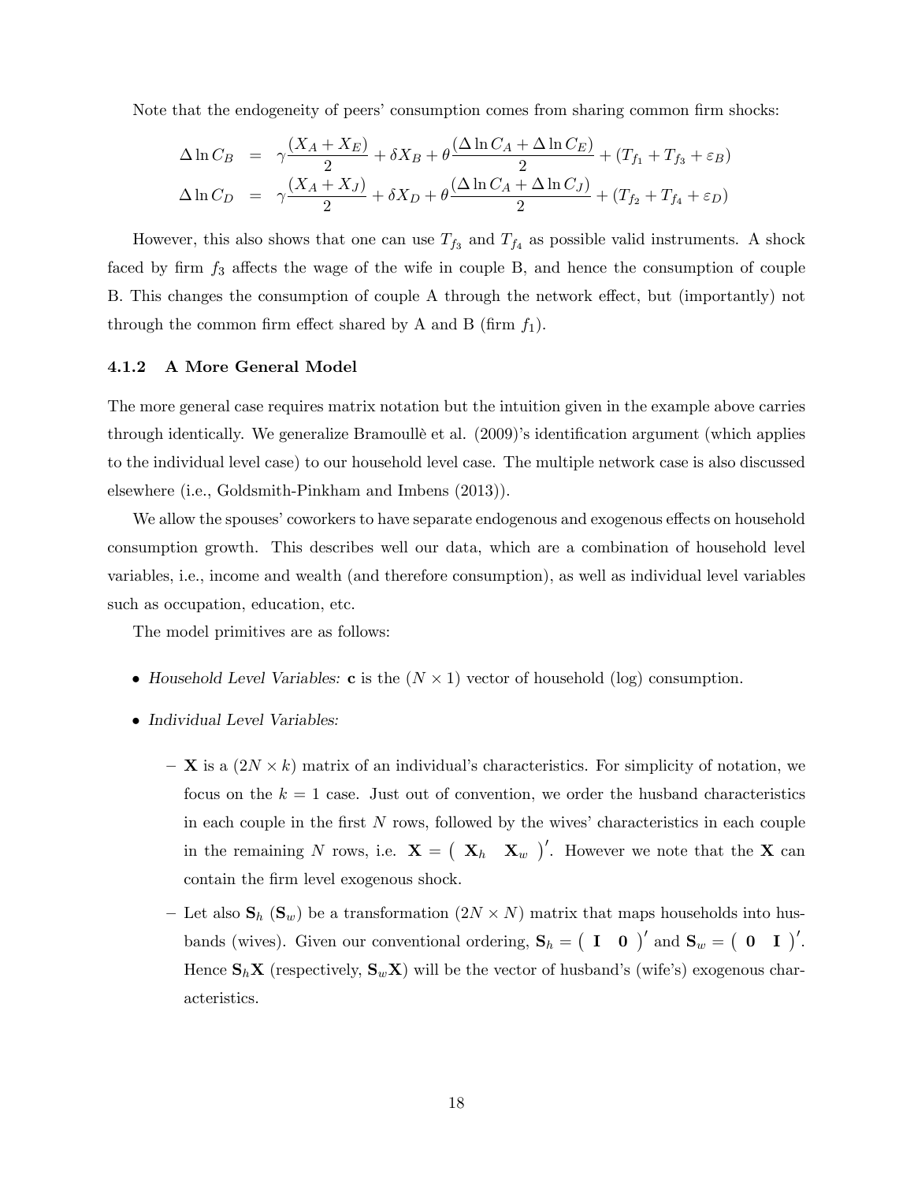Note that the endogeneity of peers' consumption comes from sharing common firm shocks:

$$
\begin{aligned}
\Delta \ln C_B &= \gamma \frac{(X_A + X_E)}{2} + \delta X_B + \theta \frac{(\Delta \ln C_A + \Delta \ln C_E)}{2} + (T_{f_1} + T_{f_3} + \varepsilon_B) \\
\Delta \ln C_D &= \gamma \frac{(X_A + X_J)}{2} + \delta X_D + \theta \frac{(\Delta \ln C_A + \Delta \ln C_J)}{2} + (T_{f_2} + T_{f_4} + \varepsilon_D)
\end{aligned}
$$

However, this also shows that one can use $T_{f_3}$ and $T_{f_4}$ as possible valid instruments. A shock faced by firm $f_3$ affects the wage of the wife in couple B, and hence the consumption of couple B. This changes the consumption of couple A through the network effect, but (importantly) not through the common firm effect shared by A and B (firm $f_1$).

### 4.1.2 A More General Model

The more general case requires matrix notation but the intuition given in the example above carries through identically. We generalize Bramoullè et al. (2009)'s identification argument (which applies to the individual level case) to our household level case. The multiple network case is also discussed elsewhere (i.e., Goldsmith-Pinkham and Imbens (2013)).

We allow the spouses' coworkers to have separate endogenous and exogenous effects on household consumption growth. This describes well our data, which are a combination of household level variables, i.e., income and wealth (and therefore consumption), as well as individual level variables such as occupation, education, etc.

The model primitives are as follows:

- *Household Level Variables:* $\mathbf{c}$ is the $(N \times 1)$ vector of household (log) consumption.
- *Individual Level Variables:*
  - $\mathbf{X}$ is a $(2N \times k)$ matrix of an individual's characteristics. For simplicity of notation, we focus on the $k = 1$ case. Just out of convention, we order the husband characteristics in each couple in the first $N$ rows, followed by the wives' characteristics in each couple in the remaining $N$ rows, i.e. $\mathbf{X} = \begin{pmatrix} \mathbf{X}_h & \mathbf{X}_w \end{pmatrix}'$. However we note that the $\mathbf{X}$ can contain the firm level exogenous shock.
  - Let also $\mathbf{S}_h$ ($\mathbf{S}_w$) be a transformation $(2N \times N)$ matrix that maps households into husbands (wives). Given our conventional ordering, $\mathbf{S}_h = \begin{pmatrix} \mathbf{I} & \mathbf{0} \end{pmatrix}'$ and $\mathbf{S}_w = \begin{pmatrix} \mathbf{0} & \mathbf{I} \end{pmatrix}'$. Hence $\mathbf{S}_h\mathbf{X}$ (respectively, $\mathbf{S}_w\mathbf{X}$) will be the vector of husband's (wife's) exogenous characteristics.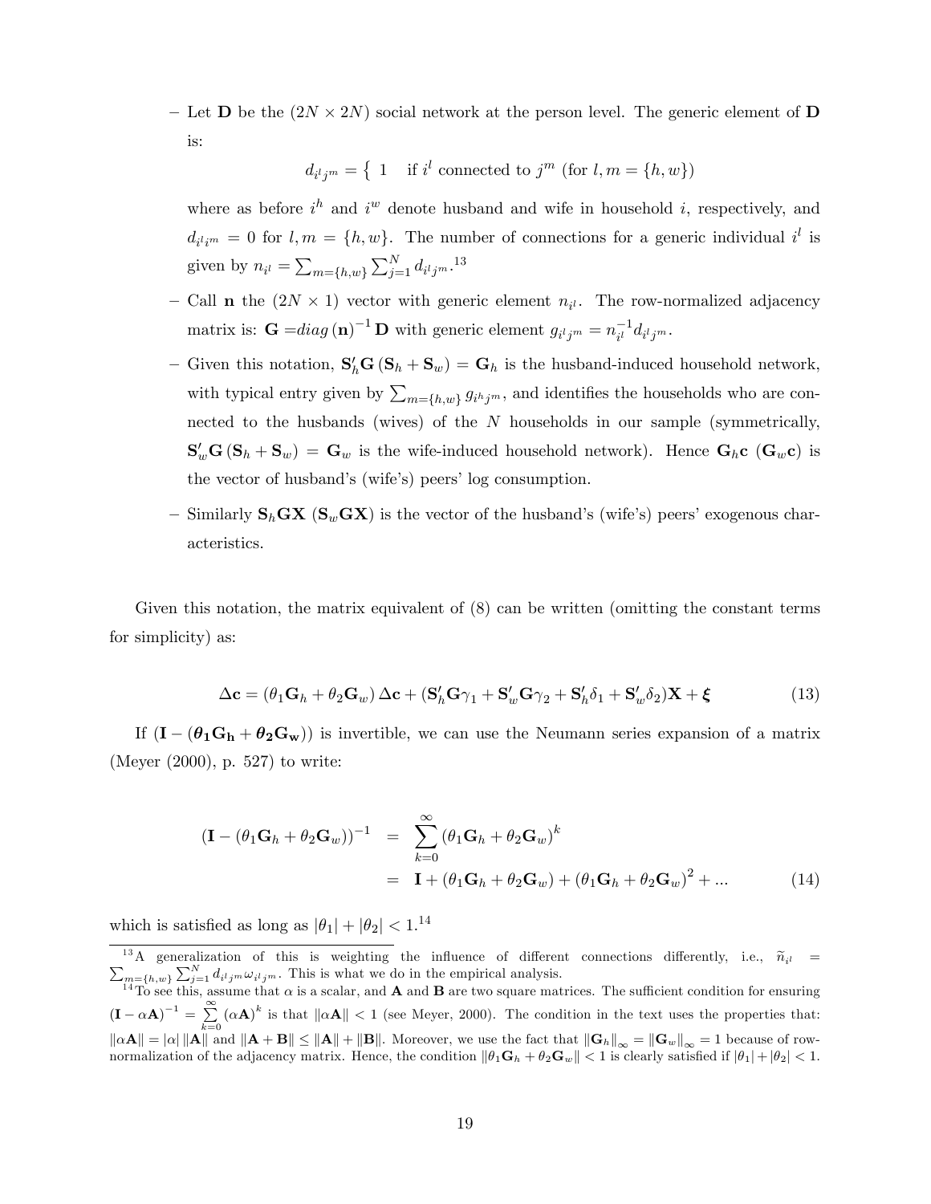- Let $\mathbf{D}$ be the $(2N \times 2N)$ social network at the person level. The generic element of $\mathbf{D}$ is:

$$d_{i^l j^m} = \left\{ \begin{array}{l} 1 \quad \text{if } i^l \text{ connected to } j^m \text{ (for } l, m = \{h, w\}) \end{array} \right.$$

  where as before $i^h$ and $i^w$ denote husband and wife in household $i$, respectively, and $d_{i^l i^m} = 0$ for $l, m = \{h, w\}$. The number of connections for a generic individual $i^l$ is given by $n_{i^l} = \sum_{m=\{h,w\}} \sum_{j=1}^{N} d_{i^l j^m}$.[13]

- Call $\mathbf{n}$ the $(2N \times 1)$ vector with generic element $n_{i^l}$. The row-normalized adjacency matrix is: $\mathbf{G} = diag\left(\mathbf{n}\right)^{-1} \mathbf{D}$ with generic element $g_{i^l j^m} = n_{i^l}^{-1} d_{i^l j^m}$.

- Given this notation, $\mathbf{S}_h' \mathbf{G} \left(\mathbf{S}_h + \mathbf{S}_w\right) = \mathbf{G}_h$ is the husband-induced household network, with typical entry given by $\sum_{m=\{h,w\}} g_{i^h j^m}$, and identifies the households who are connected to the husbands (wives) of the $N$ households in our sample (symmetrically, $\mathbf{S}_w' \mathbf{G} \left(\mathbf{S}_h + \mathbf{S}_w\right) = \mathbf{G}_w$ is the wife-induced household network). Hence $\mathbf{G}_h \mathbf{c}$ ($\mathbf{G}_w \mathbf{c}$) is the vector of husband's (wife's) peers' log consumption.

- Similarly $\mathbf{S}_h \mathbf{G} \mathbf{X}$ ($\mathbf{S}_w \mathbf{G} \mathbf{X}$) is the vector of the husband's (wife's) peers' exogenous characteristics.

Given this notation, the matrix equivalent of (8) can be written (omitting the constant terms for simplicity) as:

$$\Delta \mathbf{c} = \left(\theta_1 \mathbf{G}_h + \theta_2 \mathbf{G}_w\right) \Delta \mathbf{c} + \left(\mathbf{S}_h' \mathbf{G} \gamma_1 + \mathbf{S}_w' \mathbf{G} \gamma_2 + \mathbf{S}_h' \delta_1 + \mathbf{S}_w' \delta_2\right) \mathbf{X} + \boldsymbol{\xi} \tag{13}$$

If $(\mathbf{I} - (\boldsymbol{\theta_1} \mathbf{G_h} + \boldsymbol{\theta_2} \mathbf{G_w}))$ is invertible, we can use the Neumann series expansion of a matrix (Meyer (2000), p. 527) to write:

$$\begin{aligned} \left(\mathbf{I} - \left(\theta_1 \mathbf{G}_h + \theta_2 \mathbf{G}_w\right)\right)^{-1} &= \sum_{k=0}^{\infty} \left(\theta_1 \mathbf{G}_h + \theta_2 \mathbf{G}_w\right)^k \\ &= \mathbf{I} + \left(\theta_1 \mathbf{G}_h + \theta_2 \mathbf{G}_w\right) + \left(\theta_1 \mathbf{G}_h + \theta_2 \mathbf{G}_w\right)^2 + \ldots \end{aligned} \tag{14}$$

which is satisfied as long as $|\theta_1| + |\theta_2| < 1$.[14]

[13] A generalization of this is weighting the influence of different connections differently, i.e., $\widetilde{n}_{i^l} = \sum_{m=\{h,w\}} \sum_{j=1}^{N} d_{i^l j^m} \omega_{i^l j^m}$. This is what we do in the empirical analysis.

[14] To see this, assume that $\alpha$ is a scalar, and $\mathbf{A}$ and $\mathbf{B}$ are two square matrices. The sufficient condition for ensuring $\left(\mathbf{I} - \alpha \mathbf{A}\right)^{-1} = \sum_{k=0}^{\infty} \left(\alpha \mathbf{A}\right)^k$ is that $\|\alpha \mathbf{A}\| < 1$ (see Meyer, 2000). The condition in the text uses the properties that: $\|\alpha \mathbf{A}\| = |\alpha| \|\mathbf{A}\|$ and $\|\mathbf{A} + \mathbf{B}\| \leq \|\mathbf{A}\| + \|\mathbf{B}\|$. Moreover, we use the fact that $\|\mathbf{G}_h\|_\infty = \|\mathbf{G}_w\|_\infty = 1$ because of row-normalization of the adjacency matrix. Hence, the condition $\|\theta_1 \mathbf{G}_h + \theta_2 \mathbf{G}_w\| < 1$ is clearly satisfied if $|\theta_1| + |\theta_2| < 1$.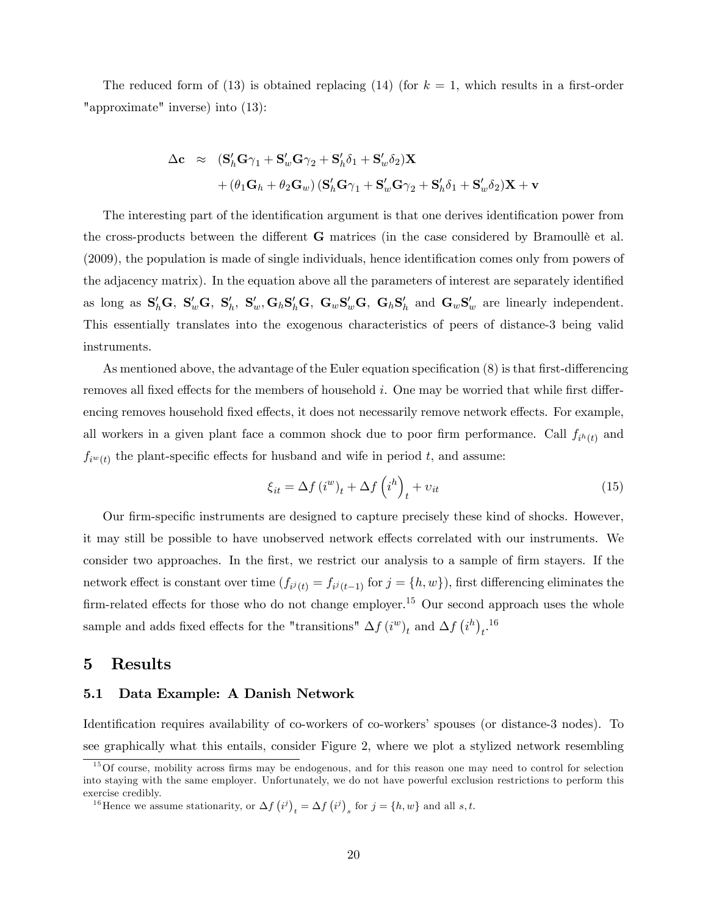The reduced form of (13) is obtained replacing (14) (for $k = 1$, which results in a first-order "approximate" inverse) into (13):

$$
\begin{aligned}
\Delta \mathbf{c} \;\approx\;& (\mathbf{S}_h' \mathbf{G} \gamma_1 + \mathbf{S}_w' \mathbf{G} \gamma_2 + \mathbf{S}_h' \delta_1 + \mathbf{S}_w' \delta_2)\mathbf{X} \\
& + (\theta_1 \mathbf{G}_h + \theta_2 \mathbf{G}_w)(\mathbf{S}_h' \mathbf{G} \gamma_1 + \mathbf{S}_w' \mathbf{G} \gamma_2 + \mathbf{S}_h' \delta_1 + \mathbf{S}_w' \delta_2)\mathbf{X} + \mathbf{v}
\end{aligned}
$$

The interesting part of the identification argument is that one derives identification power from the cross-products between the different $\mathbf{G}$ matrices (in the case considered by Bramoullè et al. (2009), the population is made of single individuals, hence identification comes only from powers of the adjacency matrix). In the equation above all the parameters of interest are separately identified as long as $\mathbf{S}_h'\mathbf{G}$, $\mathbf{S}_w'\mathbf{G}$, $\mathbf{S}_h'$, $\mathbf{S}_w'$, $\mathbf{G}_h\mathbf{S}_h'\mathbf{G}$, $\mathbf{G}_w\mathbf{S}_w'\mathbf{G}$, $\mathbf{G}_h\mathbf{S}_h'$ and $\mathbf{G}_w\mathbf{S}_w'$ are linearly independent. This essentially translates into the exogenous characteristics of peers of distance-3 being valid instruments.

As mentioned above, the advantage of the Euler equation specification (8) is that first-differencing removes all fixed effects for the members of household $i$. One may be worried that while first differencing removes household fixed effects, it does not necessarily remove network effects. For example, all workers in a given plant face a common shock due to poor firm performance. Call $f_{i^h(t)}$ and $f_{i^w(t)}$ the plant-specific effects for husband and wife in period $t$, and assume:

$$
\xi_{it} = \Delta f\left(i^w\right)_t + \Delta f\left(i^h\right)_t + \upsilon_{it} \tag{15}
$$

Our firm-specific instruments are designed to capture precisely these kind of shocks. However, it may still be possible to have unobserved network effects correlated with our instruments. We consider two approaches. In the first, we restrict our analysis to a sample of firm stayers. If the network effect is constant over time ($f_{i^j(t)} = f_{i^j(t-1)}$ for $j = \{h, w\}$), first differencing eliminates the firm-related effects for those who do not change employer.[15] Our second approach uses the whole sample and adds fixed effects for the "transitions" $\Delta f\left(i^w\right)_t$ and $\Delta f\left(i^h\right)_t$.[16]

# 5 Results

## 5.1 Data Example: A Danish Network

Identification requires availability of co-workers of co-workers' spouses (or distance-3 nodes). To see graphically what this entails, consider Figure 2, where we plot a stylized network resembling

[15] Of course, mobility across firms may be endogenous, and for this reason one may need to control for selection into staying with the same employer. Unfortunately, we do not have powerful exclusion restrictions to perform this exercise credibly.

[16] Hence we assume stationarity, or $\Delta f\left(i^j\right)_t = \Delta f\left(i^j\right)_s$ for $j = \{h, w\}$ and all $s, t$.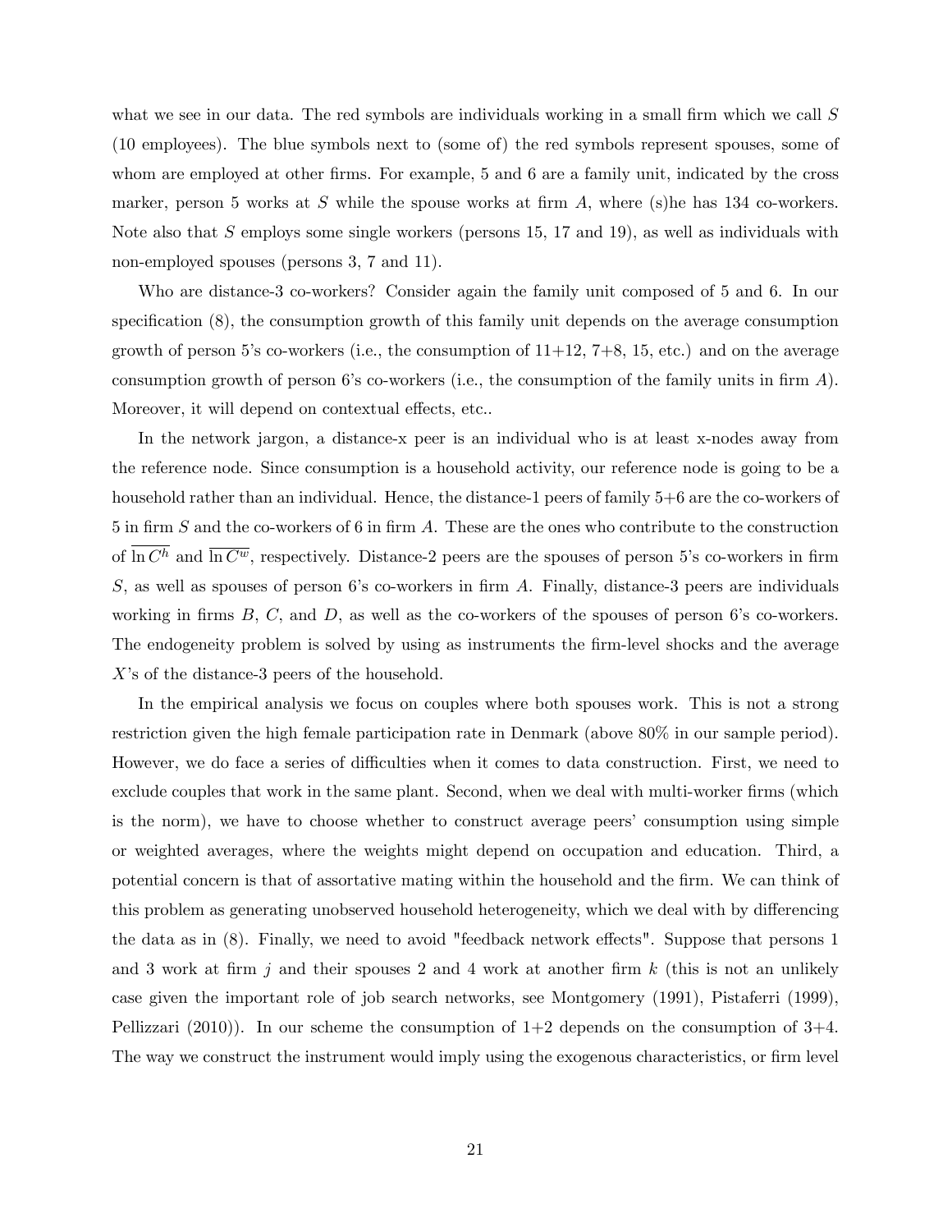what we see in our data. The red symbols are individuals working in a small firm which we call $S$ (10 employees). The blue symbols next to (some of) the red symbols represent spouses, some of whom are employed at other firms. For example, 5 and 6 are a family unit, indicated by the cross marker, person 5 works at $S$ while the spouse works at firm $A$, where (s)he has 134 co-workers. Note also that $S$ employs some single workers (persons 15, 17 and 19), as well as individuals with non-employed spouses (persons 3, 7 and 11).

Who are distance-3 co-workers? Consider again the family unit composed of 5 and 6. In our specification (8), the consumption growth of this family unit depends on the average consumption growth of person 5's co-workers (i.e., the consumption of 11+12, 7+8, 15, etc.) and on the average consumption growth of person 6's co-workers (i.e., the consumption of the family units in firm $A$). Moreover, it will depend on contextual effects, etc..

In the network jargon, a distance-x peer is an individual who is at least x-nodes away from the reference node. Since consumption is a household activity, our reference node is going to be a household rather than an individual. Hence, the distance-1 peers of family 5+6 are the co-workers of 5 in firm $S$ and the co-workers of 6 in firm $A$. These are the ones who contribute to the construction of $\overline{\ln C^h}$ and $\overline{\ln C^w}$, respectively. Distance-2 peers are the spouses of person 5's co-workers in firm $S$, as well as spouses of person 6's co-workers in firm $A$. Finally, distance-3 peers are individuals working in firms $B$, $C$, and $D$, as well as the co-workers of the spouses of person 6's co-workers. The endogeneity problem is solved by using as instruments the firm-level shocks and the average $X$'s of the distance-3 peers of the household.

In the empirical analysis we focus on couples where both spouses work. This is not a strong restriction given the high female participation rate in Denmark (above 80% in our sample period). However, we do face a series of difficulties when it comes to data construction. First, we need to exclude couples that work in the same plant. Second, when we deal with multi-worker firms (which is the norm), we have to choose whether to construct average peers' consumption using simple or weighted averages, where the weights might depend on occupation and education. Third, a potential concern is that of assortative mating within the household and the firm. We can think of this problem as generating unobserved household heterogeneity, which we deal with by differencing the data as in (8). Finally, we need to avoid "feedback network effects". Suppose that persons 1 and 3 work at firm $j$ and their spouses 2 and 4 work at another firm $k$ (this is not an unlikely case given the important role of job search networks, see Montgomery (1991), Pistaferri (1999), Pellizzari (2010)). In our scheme the consumption of 1+2 depends on the consumption of 3+4. The way we construct the instrument would imply using the exogenous characteristics, or firm level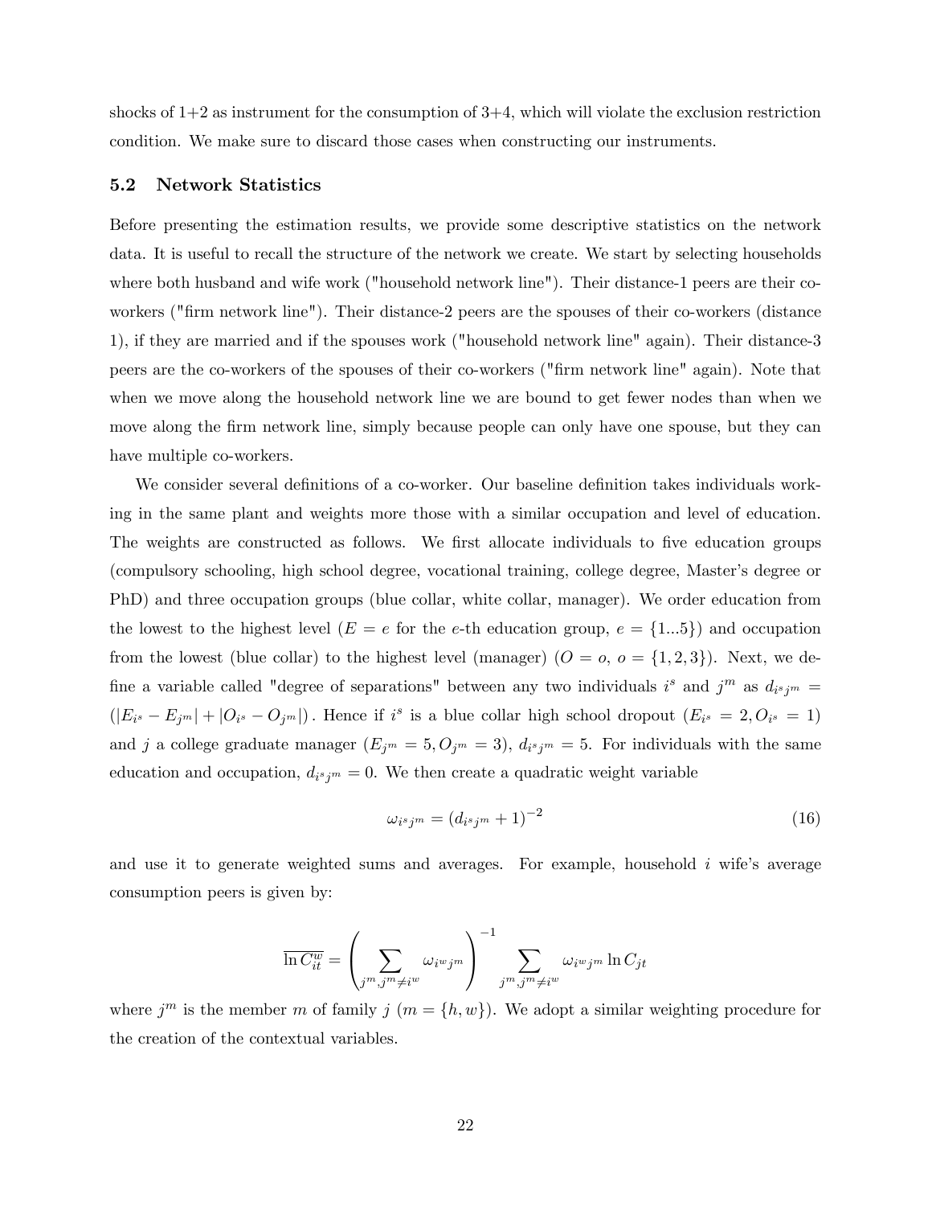shocks of 1+2 as instrument for the consumption of 3+4, which will violate the exclusion restriction condition. We make sure to discard those cases when constructing our instruments.

### 5.2 Network Statistics

Before presenting the estimation results, we provide some descriptive statistics on the network data. It is useful to recall the structure of the network we create. We start by selecting households where both husband and wife work ("household network line"). Their distance-1 peers are their co-workers ("firm network line"). Their distance-2 peers are the spouses of their co-workers (distance 1), if they are married and if the spouses work ("household network line" again). Their distance-3 peers are the co-workers of the spouses of their co-workers ("firm network line" again). Note that when we move along the household network line we are bound to get fewer nodes than when we move along the firm network line, simply because people can only have one spouse, but they can have multiple co-workers.

We consider several definitions of a co-worker. Our baseline definition takes individuals working in the same plant and weights more those with a similar occupation and level of education. The weights are constructed as follows. We first allocate individuals to five education groups (compulsory schooling, high school degree, vocational training, college degree, Master's degree or PhD) and three occupation groups (blue collar, white collar, manager). We order education from the lowest to the highest level ($E = e$ for the $e$-th education group, $e = \{1...5\}$) and occupation from the lowest (blue collar) to the highest level (manager) ($O = o$, $o = \{1, 2, 3\}$). Next, we define a variable called "degree of separations" between any two individuals $i^s$ and $j^m$ as $d_{i^s j^m} = (|E_{i^s} - E_{j^m}| + |O_{i^s} - O_{j^m}|)$. Hence if $i^s$ is a blue collar high school dropout ($E_{i^s} = 2, O_{i^s} = 1$) and $j$ a college graduate manager ($E_{j^m} = 5, O_{j^m} = 3$), $d_{i^s j^m} = 5$. For individuals with the same education and occupation, $d_{i^s j^m} = 0$. We then create a quadratic weight variable

$$\omega_{i^s j^m} = (d_{i^s j^m} + 1)^{-2} \tag{16}$$

and use it to generate weighted sums and averages. For example, household $i$ wife's average consumption peers is given by:

$$\overline{\ln C_{it}^{w}} = \left( \sum_{j^m, j^m \neq i^w} \omega_{i^w j^m} \right)^{-1} \sum_{j^m, j^m \neq i^w} \omega_{i^w j^m} \ln C_{jt}$$

where $j^m$ is the member $m$ of family $j$ ($m = \{h, w\}$). We adopt a similar weighting procedure for the creation of the contextual variables.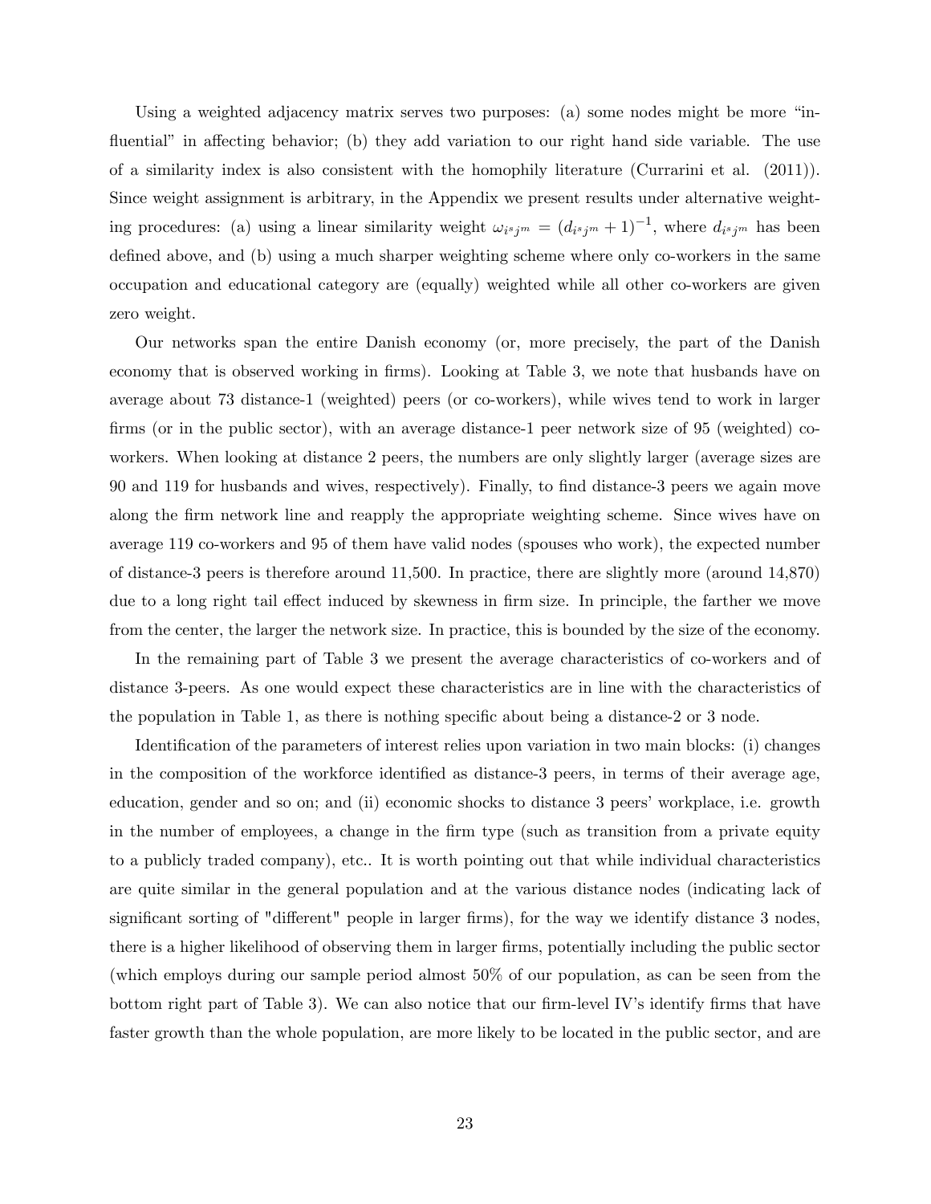Using a weighted adjacency matrix serves two purposes: (a) some nodes might be more "influential" in affecting behavior; (b) they add variation to our right hand side variable. The use of a similarity index is also consistent with the homophily literature (Currarini et al. (2011)). Since weight assignment is arbitrary, in the Appendix we present results under alternative weighting procedures: (a) using a linear similarity weight $\omega_{i^s j^m} = (d_{i^s j^m} + 1)^{-1}$, where $d_{i^s j^m}$ has been defined above, and (b) using a much sharper weighting scheme where only co-workers in the same occupation and educational category are (equally) weighted while all other co-workers are given zero weight.

Our networks span the entire Danish economy (or, more precisely, the part of the Danish economy that is observed working in firms). Looking at Table 3, we note that husbands have on average about 73 distance-1 (weighted) peers (or co-workers), while wives tend to work in larger firms (or in the public sector), with an average distance-1 peer network size of 95 (weighted) co-workers. When looking at distance 2 peers, the numbers are only slightly larger (average sizes are 90 and 119 for husbands and wives, respectively). Finally, to find distance-3 peers we again move along the firm network line and reapply the appropriate weighting scheme. Since wives have on average 119 co-workers and 95 of them have valid nodes (spouses who work), the expected number of distance-3 peers is therefore around 11,500. In practice, there are slightly more (around 14,870) due to a long right tail effect induced by skewness in firm size. In principle, the farther we move from the center, the larger the network size. In practice, this is bounded by the size of the economy.

In the remaining part of Table 3 we present the average characteristics of co-workers and of distance 3-peers. As one would expect these characteristics are in line with the characteristics of the population in Table 1, as there is nothing specific about being a distance-2 or 3 node.

Identification of the parameters of interest relies upon variation in two main blocks: (i) changes in the composition of the workforce identified as distance-3 peers, in terms of their average age, education, gender and so on; and (ii) economic shocks to distance 3 peers' workplace, i.e. growth in the number of employees, a change in the firm type (such as transition from a private equity to a publicly traded company), etc.. It is worth pointing out that while individual characteristics are quite similar in the general population and at the various distance nodes (indicating lack of significant sorting of "different" people in larger firms), for the way we identify distance 3 nodes, there is a higher likelihood of observing them in larger firms, potentially including the public sector (which employs during our sample period almost 50% of our population, as can be seen from the bottom right part of Table 3). We can also notice that our firm-level IV's identify firms that have faster growth than the whole population, are more likely to be located in the public sector, and are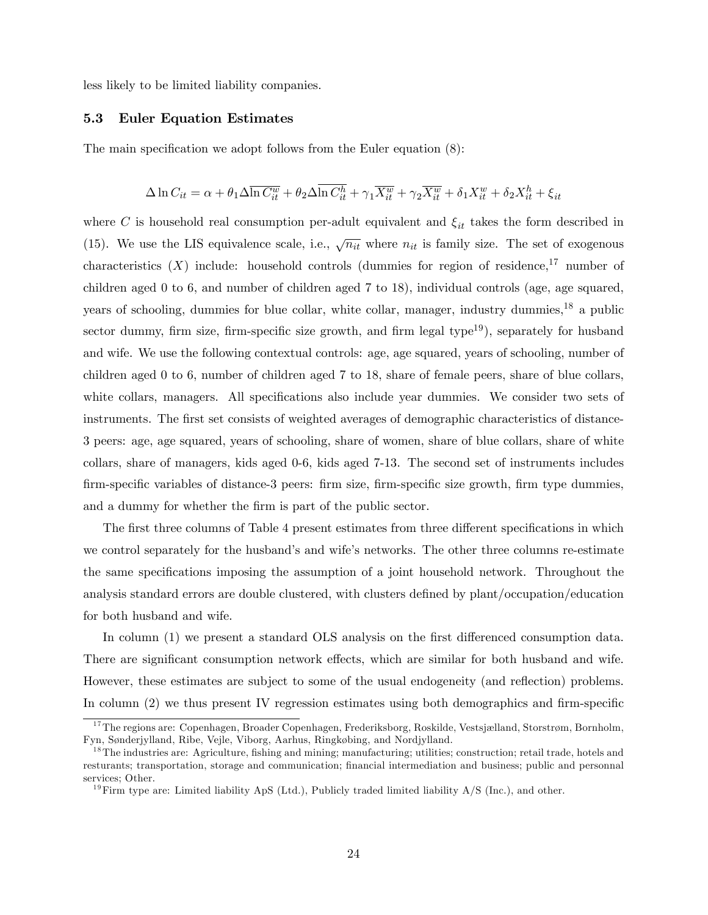less likely to be limited liability companies.

### 5.3 Euler Equation Estimates

The main specification we adopt follows from the Euler equation (8):

$$\Delta \ln C_{it} = \alpha + \theta_1 \Delta \overline{\ln C_{it}^w} + \theta_2 \Delta \overline{\ln C_{it}^h} + \gamma_1 \overline{X_{it}^w} + \gamma_2 \overline{X_{it}^w} + \delta_1 X_{it}^w + \delta_2 X_{it}^h + \xi_{it}$$

where $C$ is household real consumption per-adult equivalent and $\xi_{it}$ takes the form described in (15). We use the LIS equivalence scale, i.e., $\sqrt{n_{it}}$ where $n_{it}$ is family size. The set of exogenous characteristics ($X$) include: household controls (dummies for region of residence,[17] number of children aged 0 to 6, and number of children aged 7 to 18), individual controls (age, age squared, years of schooling, dummies for blue collar, white collar, manager, industry dummies,[18] a public sector dummy, firm size, firm-specific size growth, and firm legal type[19]), separately for husband and wife. We use the following contextual controls: age, age squared, years of schooling, number of children aged 0 to 6, number of children aged 7 to 18, share of female peers, share of blue collars, white collars, managers. All specifications also include year dummies. We consider two sets of instruments. The first set consists of weighted averages of demographic characteristics of distance-3 peers: age, age squared, years of schooling, share of women, share of blue collars, share of white collars, share of managers, kids aged 0-6, kids aged 7-13. The second set of instruments includes firm-specific variables of distance-3 peers: firm size, firm-specific size growth, firm type dummies, and a dummy for whether the firm is part of the public sector.

The first three columns of Table 4 present estimates from three different specifications in which we control separately for the husband's and wife's networks. The other three columns re-estimate the same specifications imposing the assumption of a joint household network. Throughout the analysis standard errors are double clustered, with clusters defined by plant/occupation/education for both husband and wife.

In column (1) we present a standard OLS analysis on the first differenced consumption data. There are significant consumption network effects, which are similar for both husband and wife. However, these estimates are subject to some of the usual endogeneity (and reflection) problems. In column (2) we thus present IV regression estimates using both demographics and firm-specific

[17] The regions are: Copenhagen, Broader Copenhagen, Frederiksborg, Roskilde, Vestsjælland, Storstrøm, Bornholm, Fyn, Sønderjylland, Ribe, Vejle, Viborg, Aarhus, Ringkøbing, and Nordjylland.

[18] The industries are: Agriculture, fishing and mining; manufacturing; utilities; construction; retail trade, hotels and resturants; transportation, storage and communication; financial intermediation and business; public and personnal services; Other.

[19] Firm type are: Limited liability ApS (Ltd.), Publicly traded limited liability A/S (Inc.), and other.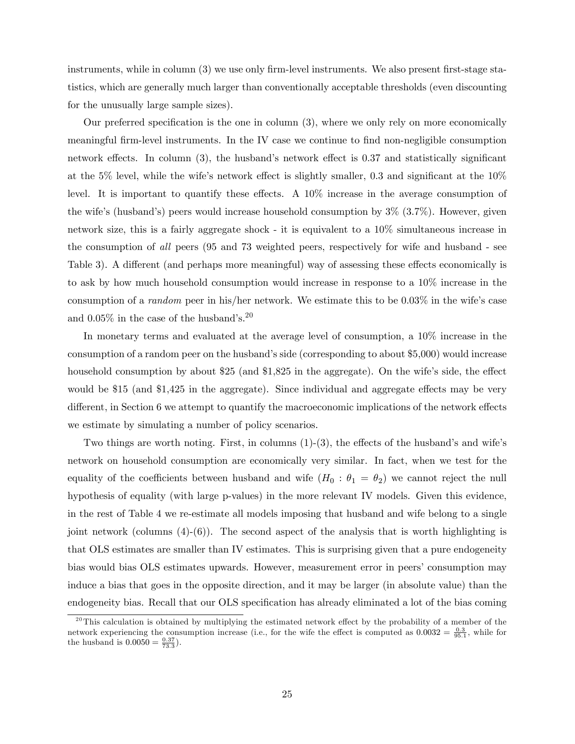instruments, while in column (3) we use only firm-level instruments. We also present first-stage statistics, which are generally much larger than conventionally acceptable thresholds (even discounting for the unusually large sample sizes).

Our preferred specification is the one in column (3), where we only rely on more economically meaningful firm-level instruments. In the IV case we continue to find non-negligible consumption network effects. In column (3), the husband's network effect is 0.37 and statistically significant at the 5% level, while the wife's network effect is slightly smaller, 0.3 and significant at the 10% level. It is important to quantify these effects. A 10% increase in the average consumption of the wife's (husband's) peers would increase household consumption by 3% (3.7%). However, given network size, this is a fairly aggregate shock - it is equivalent to a 10% simultaneous increase in the consumption of *all* peers (95 and 73 weighted peers, respectively for wife and husband - see Table 3). A different (and perhaps more meaningful) way of assessing these effects economically is to ask by how much household consumption would increase in response to a 10% increase in the consumption of a *random* peer in his/her network. We estimate this to be 0.03% in the wife's case and 0.05% in the case of the husband's.[20]

In monetary terms and evaluated at the average level of consumption, a 10% increase in the consumption of a random peer on the husband's side (corresponding to about $5,000) would increase household consumption by about $25 (and $1,825 in the aggregate). On the wife's side, the effect would be $15 (and $1,425 in the aggregate). Since individual and aggregate effects may be very different, in Section 6 we attempt to quantify the macroeconomic implications of the network effects we estimate by simulating a number of policy scenarios.

Two things are worth noting. First, in columns (1)-(3), the effects of the husband's and wife's network on household consumption are economically very similar. In fact, when we test for the equality of the coefficients between husband and wife ($H_0 : \theta_1 = \theta_2$) we cannot reject the null hypothesis of equality (with large p-values) in the more relevant IV models. Given this evidence, in the rest of Table 4 we re-estimate all models imposing that husband and wife belong to a single joint network (columns (4)-(6)). The second aspect of the analysis that is worth highlighting is that OLS estimates are smaller than IV estimates. This is surprising given that a pure endogeneity bias would bias OLS estimates upwards. However, measurement error in peers' consumption may induce a bias that goes in the opposite direction, and it may be larger (in absolute value) than the endogeneity bias. Recall that our OLS specification has already eliminated a lot of the bias coming

[20] This calculation is obtained by multiplying the estimated network effect by the probability of a member of the network experiencing the consumption increase (i.e., for the wife the effect is computed as $0.0032 = \frac{0.3}{95.1}$, while for the husband is $0.0050 = \frac{0.37}{73.3}$).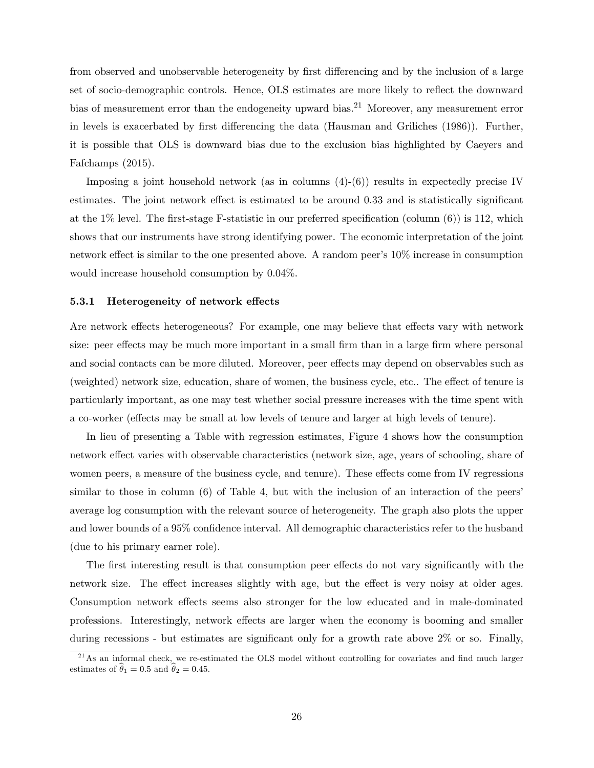from observed and unobservable heterogeneity by first differencing and by the inclusion of a large set of socio-demographic controls. Hence, OLS estimates are more likely to reflect the downward bias of measurement error than the endogeneity upward bias.[21] Moreover, any measurement error in levels is exacerbated by first differencing the data (Hausman and Griliches (1986)). Further, it is possible that OLS is downward bias due to the exclusion bias highlighted by Caeyers and Fafchamps (2015).

Imposing a joint household network (as in columns (4)-(6)) results in expectedly precise IV estimates. The joint network effect is estimated to be around 0.33 and is statistically significant at the 1% level. The first-stage F-statistic in our preferred specification (column (6)) is 112, which shows that our instruments have strong identifying power. The economic interpretation of the joint network effect is similar to the one presented above. A random peer's 10% increase in consumption would increase household consumption by 0.04%.

### 5.3.1 Heterogeneity of network effects

Are network effects heterogeneous? For example, one may believe that effects vary with network size: peer effects may be much more important in a small firm than in a large firm where personal and social contacts can be more diluted. Moreover, peer effects may depend on observables such as (weighted) network size, education, share of women, the business cycle, etc.. The effect of tenure is particularly important, as one may test whether social pressure increases with the time spent with a co-worker (effects may be small at low levels of tenure and larger at high levels of tenure).

In lieu of presenting a Table with regression estimates, Figure 4 shows how the consumption network effect varies with observable characteristics (network size, age, years of schooling, share of women peers, a measure of the business cycle, and tenure). These effects come from IV regressions similar to those in column (6) of Table 4, but with the inclusion of an interaction of the peers' average log consumption with the relevant source of heterogeneity. The graph also plots the upper and lower bounds of a 95% confidence interval. All demographic characteristics refer to the husband (due to his primary earner role).

The first interesting result is that consumption peer effects do not vary significantly with the network size. The effect increases slightly with age, but the effect is very noisy at older ages. Consumption network effects seems also stronger for the low educated and in male-dominated professions. Interestingly, network effects are larger when the economy is booming and smaller during recessions - but estimates are significant only for a growth rate above 2% or so. Finally,

[21] As an informal check, we re-estimated the OLS model without controlling for covariates and find much larger estimates of $\widehat{\theta}_1 = 0.5$ and $\widehat{\theta}_2 = 0.45$.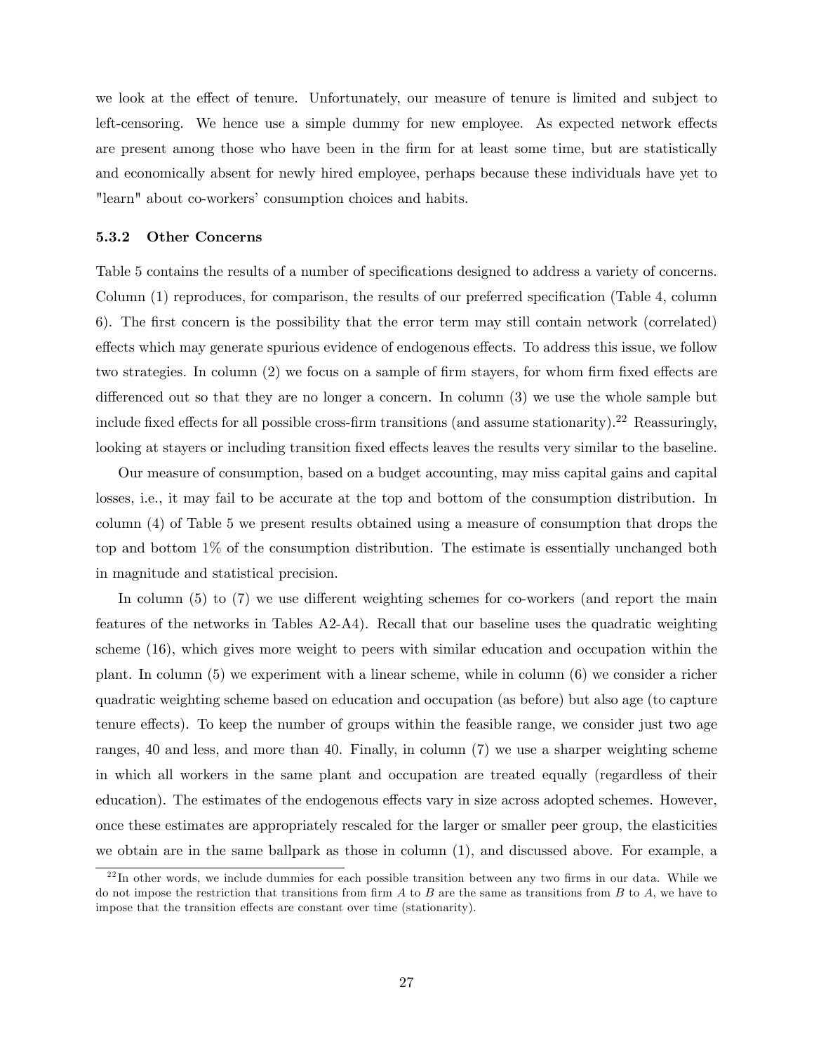we look at the effect of tenure. Unfortunately, our measure of tenure is limited and subject to left-censoring. We hence use a simple dummy for new employee. As expected network effects are present among those who have been in the firm for at least some time, but are statistically and economically absent for newly hired employee, perhaps because these individuals have yet to "learn" about co-workers' consumption choices and habits.

#### 5.3.2 Other Concerns

Table 5 contains the results of a number of specifications designed to address a variety of concerns. Column (1) reproduces, for comparison, the results of our preferred specification (Table 4, column 6). The first concern is the possibility that the error term may still contain network (correlated) effects which may generate spurious evidence of endogenous effects. To address this issue, we follow two strategies. In column (2) we focus on a sample of firm stayers, for whom firm fixed effects are differenced out so that they are no longer a concern. In column (3) we use the whole sample but include fixed effects for all possible cross-firm transitions (and assume stationarity).[22] Reassuringly, looking at stayers or including transition fixed effects leaves the results very similar to the baseline.

Our measure of consumption, based on a budget accounting, may miss capital gains and capital losses, i.e., it may fail to be accurate at the top and bottom of the consumption distribution. In column (4) of Table 5 we present results obtained using a measure of consumption that drops the top and bottom 1% of the consumption distribution. The estimate is essentially unchanged both in magnitude and statistical precision.

In column (5) to (7) we use different weighting schemes for co-workers (and report the main features of the networks in Tables A2-A4). Recall that our baseline uses the quadratic weighting scheme (16), which gives more weight to peers with similar education and occupation within the plant. In column (5) we experiment with a linear scheme, while in column (6) we consider a richer quadratic weighting scheme based on education and occupation (as before) but also age (to capture tenure effects). To keep the number of groups within the feasible range, we consider just two age ranges, 40 and less, and more than 40. Finally, in column (7) we use a sharper weighting scheme in which all workers in the same plant and occupation are treated equally (regardless of their education). The estimates of the endogenous effects vary in size across adopted schemes. However, once these estimates are appropriately rescaled for the larger or smaller peer group, the elasticities we obtain are in the same ballpark as those in column (1), and discussed above. For example, a

[22] In other words, we include dummies for each possible transition between any two firms in our data. While we do not impose the restriction that transitions from firm $A$ to $B$ are the same as transitions from $B$ to $A$, we have to impose that the transition effects are constant over time (stationarity).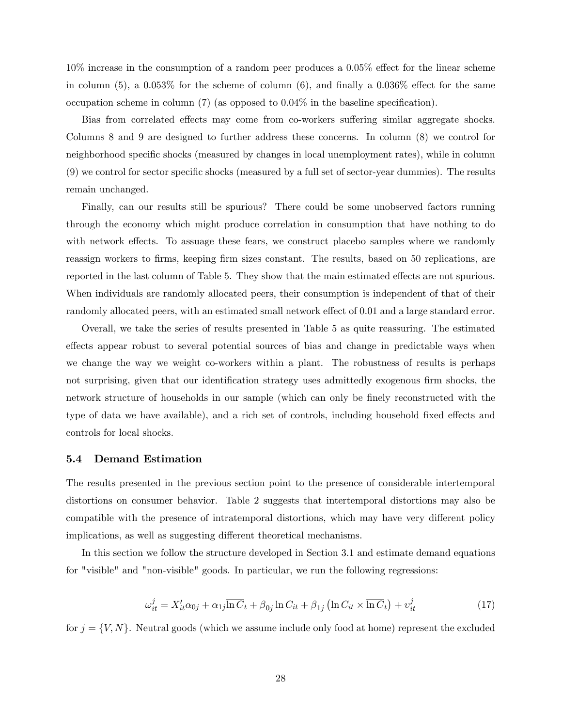10% increase in the consumption of a random peer produces a 0.05% effect for the linear scheme in column (5), a 0.053% for the scheme of column (6), and finally a 0.036% effect for the same occupation scheme in column (7) (as opposed to 0.04% in the baseline specification).

Bias from correlated effects may come from co-workers suffering similar aggregate shocks. Columns 8 and 9 are designed to further address these concerns. In column (8) we control for neighborhood specific shocks (measured by changes in local unemployment rates), while in column (9) we control for sector specific shocks (measured by a full set of sector-year dummies). The results remain unchanged.

Finally, can our results still be spurious? There could be some unobserved factors running through the economy which might produce correlation in consumption that have nothing to do with network effects. To assuage these fears, we construct placebo samples where we randomly reassign workers to firms, keeping firm sizes constant. The results, based on 50 replications, are reported in the last column of Table 5. They show that the main estimated effects are not spurious. When individuals are randomly allocated peers, their consumption is independent of that of their randomly allocated peers, with an estimated small network effect of 0.01 and a large standard error.

Overall, we take the series of results presented in Table 5 as quite reassuring. The estimated effects appear robust to several potential sources of bias and change in predictable ways when we change the way we weight co-workers within a plant. The robustness of results is perhaps not surprising, given that our identification strategy uses admittedly exogenous firm shocks, the network structure of households in our sample (which can only be finely reconstructed with the type of data we have available), and a rich set of controls, including household fixed effects and controls for local shocks.

## 5.4 Demand Estimation

The results presented in the previous section point to the presence of considerable intertemporal distortions on consumer behavior. Table 2 suggests that intertemporal distortions may also be compatible with the presence of intratemporal distortions, which may have very different policy implications, as well as suggesting different theoretical mechanisms.

In this section we follow the structure developed in Section 3.1 and estimate demand equations for "visible" and "non-visible" goods. In particular, we run the following regressions:

$$\omega_{it}^{j} = X_{it}'\alpha_{0j} + \alpha_{1j}\overline{\ln C}_t + \beta_{0j}\ln C_{it} + \beta_{1j}\left(\ln C_{it} \times \overline{\ln C}_t\right) + \upsilon_{it}^{j} \tag{17}$$

for $j = \{V, N\}$. Neutral goods (which we assume include only food at home) represent the excluded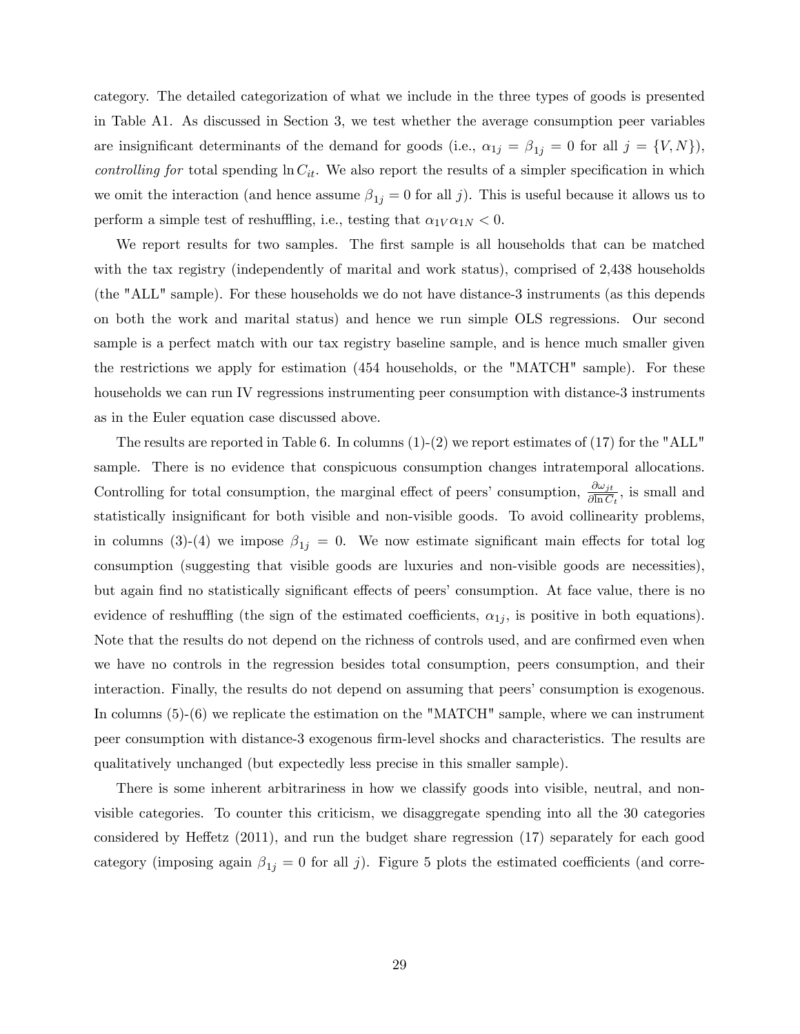category. The detailed categorization of what we include in the three types of goods is presented in Table A1. As discussed in Section 3, we test whether the average consumption peer variables are insignificant determinants of the demand for goods (i.e., $\alpha_{1j} = \beta_{1j} = 0$ for all $j = \{V, N\}$), *controlling for* total spending $\ln C_{it}$. We also report the results of a simpler specification in which we omit the interaction (and hence assume $\beta_{1j} = 0$ for all $j$). This is useful because it allows us to perform a simple test of reshuffling, i.e., testing that $\alpha_{1V}\alpha_{1N} < 0$.

We report results for two samples. The first sample is all households that can be matched with the tax registry (independently of marital and work status), comprised of 2,438 households (the "ALL" sample). For these households we do not have distance-3 instruments (as this depends on both the work and marital status) and hence we run simple OLS regressions. Our second sample is a perfect match with our tax registry baseline sample, and is hence much smaller given the restrictions we apply for estimation (454 households, or the "MATCH" sample). For these households we can run IV regressions instrumenting peer consumption with distance-3 instruments as in the Euler equation case discussed above.

The results are reported in Table 6. In columns (1)-(2) we report estimates of (17) for the "ALL" sample. There is no evidence that conspicuous consumption changes intratemporal allocations. Controlling for total consumption, the marginal effect of peers' consumption, $\frac{\partial \omega_{jt}}{\partial \ln \overline{C}_t}$, is small and statistically insignificant for both visible and non-visible goods. To avoid collinearity problems, in columns (3)-(4) we impose $\beta_{1j} = 0$. We now estimate significant main effects for total log consumption (suggesting that visible goods are luxuries and non-visible goods are necessities), but again find no statistically significant effects of peers' consumption. At face value, there is no evidence of reshuffling (the sign of the estimated coefficients, $\alpha_{1j}$, is positive in both equations). Note that the results do not depend on the richness of controls used, and are confirmed even when we have no controls in the regression besides total consumption, peers consumption, and their interaction. Finally, the results do not depend on assuming that peers' consumption is exogenous. In columns (5)-(6) we replicate the estimation on the "MATCH" sample, where we can instrument peer consumption with distance-3 exogenous firm-level shocks and characteristics. The results are qualitatively unchanged (but expectedly less precise in this smaller sample).

There is some inherent arbitrariness in how we classify goods into visible, neutral, and non-visible categories. To counter this criticism, we disaggregate spending into all the 30 categories considered by Heffetz (2011), and run the budget share regression (17) separately for each good category (imposing again $\beta_{1j} = 0$ for all $j$). Figure 5 plots the estimated coefficients (and corre-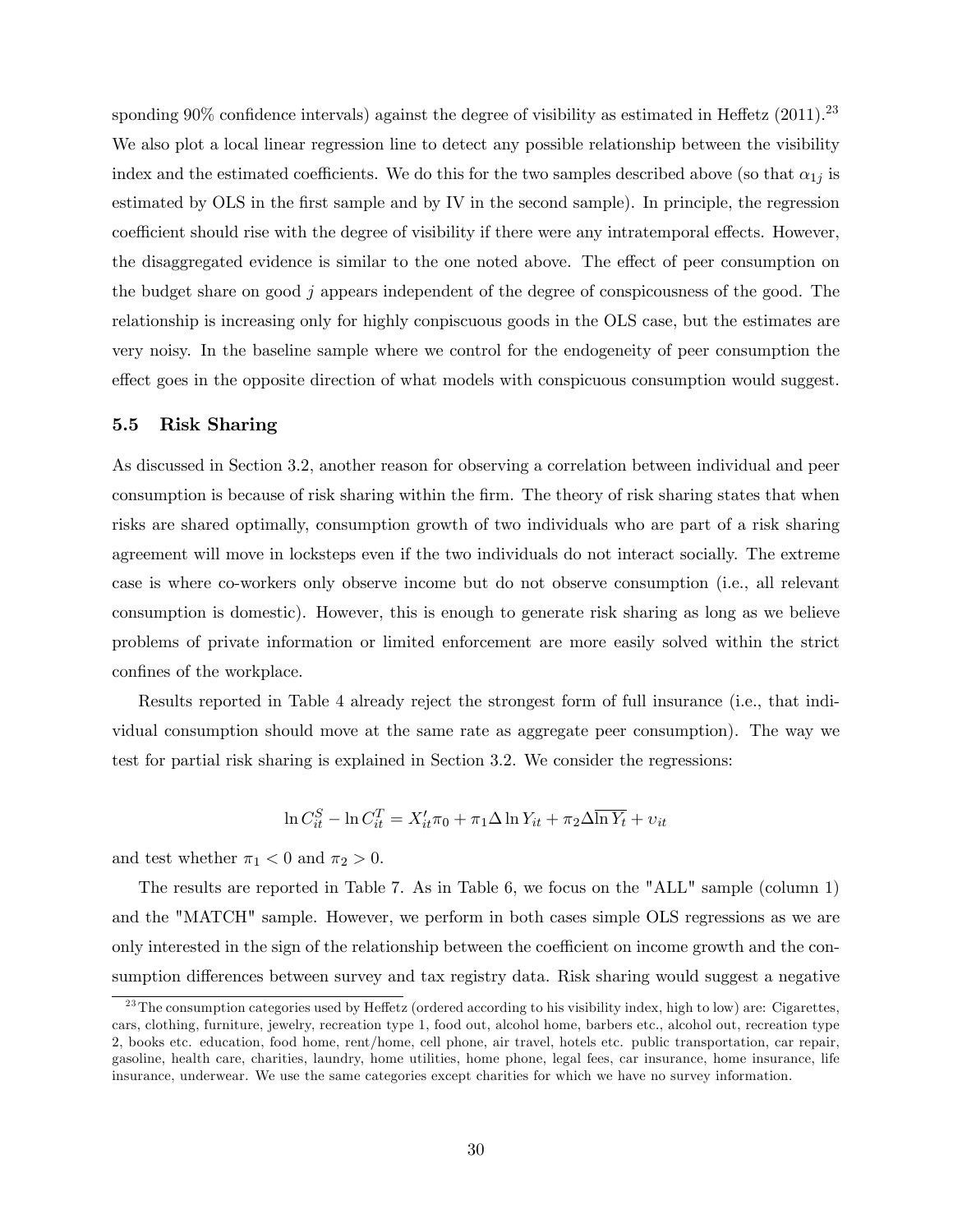sponding 90% confidence intervals) against the degree of visibility as estimated in Heffetz (2011).[23] We also plot a local linear regression line to detect any possible relationship between the visibility index and the estimated coefficients. We do this for the two samples described above (so that $\alpha_{1j}$ is estimated by OLS in the first sample and by IV in the second sample). In principle, the regression coefficient should rise with the degree of visibility if there were any intratemporal effects. However, the disaggregated evidence is similar to the one noted above. The effect of peer consumption on the budget share on good $j$ appears independent of the degree of conspicousness of the good. The relationship is increasing only for highly conpiscuous goods in the OLS case, but the estimates are very noisy. In the baseline sample where we control for the endogeneity of peer consumption the effect goes in the opposite direction of what models with conspicuous consumption would suggest.

### 5.5 Risk Sharing

As discussed in Section 3.2, another reason for observing a correlation between individual and peer consumption is because of risk sharing within the firm. The theory of risk sharing states that when risks are shared optimally, consumption growth of two individuals who are part of a risk sharing agreement will move in locksteps even if the two individuals do not interact socially. The extreme case is where co-workers only observe income but do not observe consumption (i.e., all relevant consumption is domestic). However, this is enough to generate risk sharing as long as we believe problems of private information or limited enforcement are more easily solved within the strict confines of the workplace.

Results reported in Table 4 already reject the strongest form of full insurance (i.e., that individual consumption should move at the same rate as aggregate peer consumption). The way we test for partial risk sharing is explained in Section 3.2. We consider the regressions:

$$\ln C_{it}^S - \ln C_{it}^T = X_{it}'\pi_0 + \pi_1 \Delta \ln Y_{it} + \pi_2 \Delta \overline{\ln Y_t} + v_{it}$$

and test whether $\pi_1 < 0$ and $\pi_2 > 0$.

The results are reported in Table 7. As in Table 6, we focus on the "ALL" sample (column 1) and the "MATCH" sample. However, we perform in both cases simple OLS regressions as we are only interested in the sign of the relationship between the coefficient on income growth and the consumption differences between survey and tax registry data. Risk sharing would suggest a negative

[23] The consumption categories used by Heffetz (ordered according to his visibility index, high to low) are: Cigarettes, cars, clothing, furniture, jewelry, recreation type 1, food out, alcohol home, barbers etc., alcohol out, recreation type 2, books etc. education, food home, rent/home, cell phone, air travel, hotels etc. public transportation, car repair, gasoline, health care, charities, laundry, home utilities, home phone, legal fees, car insurance, home insurance, life insurance, underwear. We use the same categories except charities for which we have no survey information.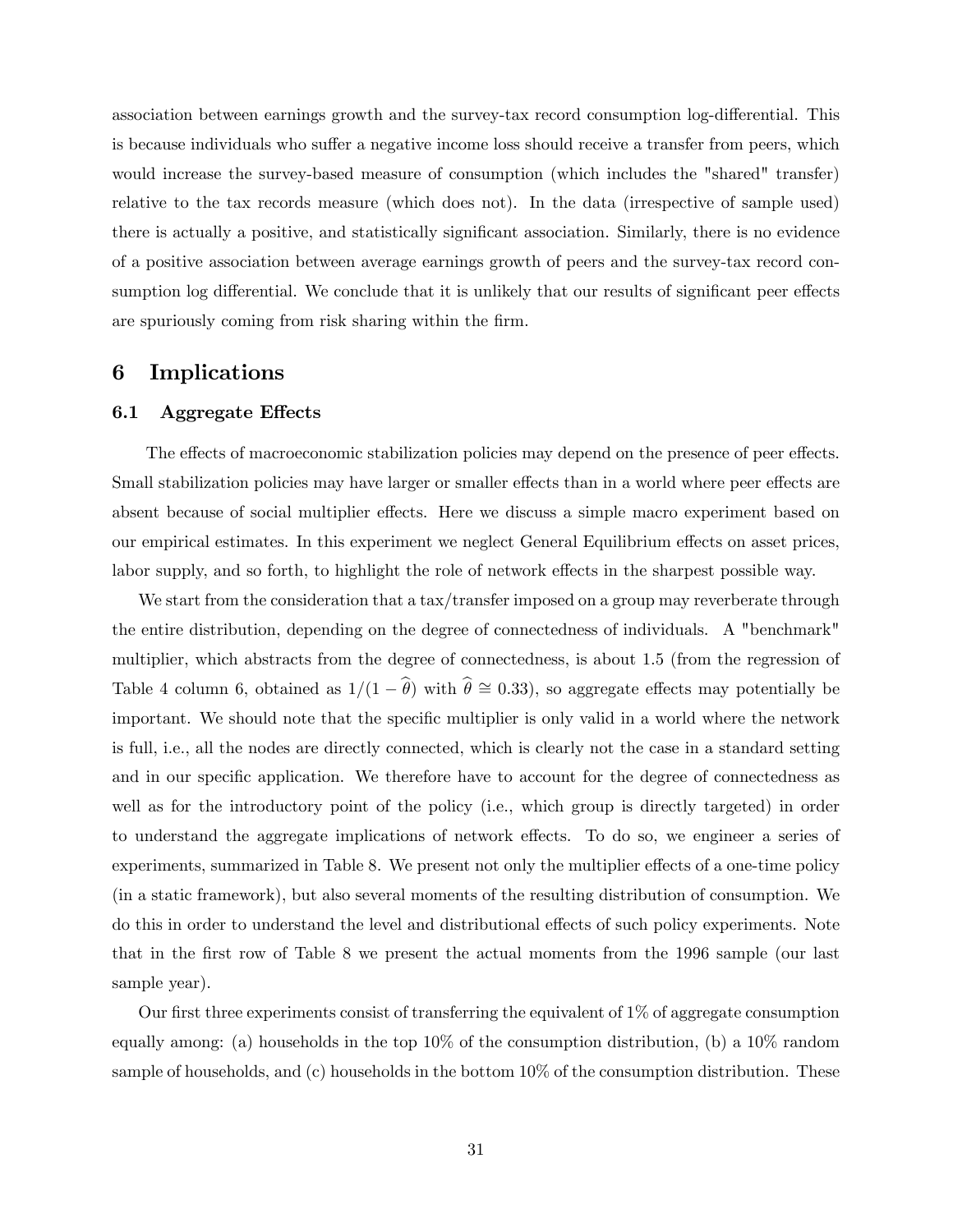association between earnings growth and the survey-tax record consumption log-differential. This is because individuals who suffer a negative income loss should receive a transfer from peers, which would increase the survey-based measure of consumption (which includes the "shared" transfer) relative to the tax records measure (which does not). In the data (irrespective of sample used) there is actually a positive, and statistically significant association. Similarly, there is no evidence of a positive association between average earnings growth of peers and the survey-tax record consumption log differential. We conclude that it is unlikely that our results of significant peer effects are spuriously coming from risk sharing within the firm.

# 6 Implications

## 6.1 Aggregate Effects

The effects of macroeconomic stabilization policies may depend on the presence of peer effects. Small stabilization policies may have larger or smaller effects than in a world where peer effects are absent because of social multiplier effects. Here we discuss a simple macro experiment based on our empirical estimates. In this experiment we neglect General Equilibrium effects on asset prices, labor supply, and so forth, to highlight the role of network effects in the sharpest possible way.

We start from the consideration that a tax/transfer imposed on a group may reverberate through the entire distribution, depending on the degree of connectedness of individuals. A "benchmark" multiplier, which abstracts from the degree of connectedness, is about 1.5 (from the regression of Table 4 column 6, obtained as $1/(1-\widehat{\theta})$ with $\widehat{\theta} \cong 0.33$), so aggregate effects may potentially be important. We should note that the specific multiplier is only valid in a world where the network is full, i.e., all the nodes are directly connected, which is clearly not the case in a standard setting and in our specific application. We therefore have to account for the degree of connectedness as well as for the introductory point of the policy (i.e., which group is directly targeted) in order to understand the aggregate implications of network effects. To do so, we engineer a series of experiments, summarized in Table 8. We present not only the multiplier effects of a one-time policy (in a static framework), but also several moments of the resulting distribution of consumption. We do this in order to understand the level and distributional effects of such policy experiments. Note that in the first row of Table 8 we present the actual moments from the 1996 sample (our last sample year).

Our first three experiments consist of transferring the equivalent of 1% of aggregate consumption equally among: (a) households in the top 10% of the consumption distribution, (b) a 10% random sample of households, and (c) households in the bottom 10% of the consumption distribution. These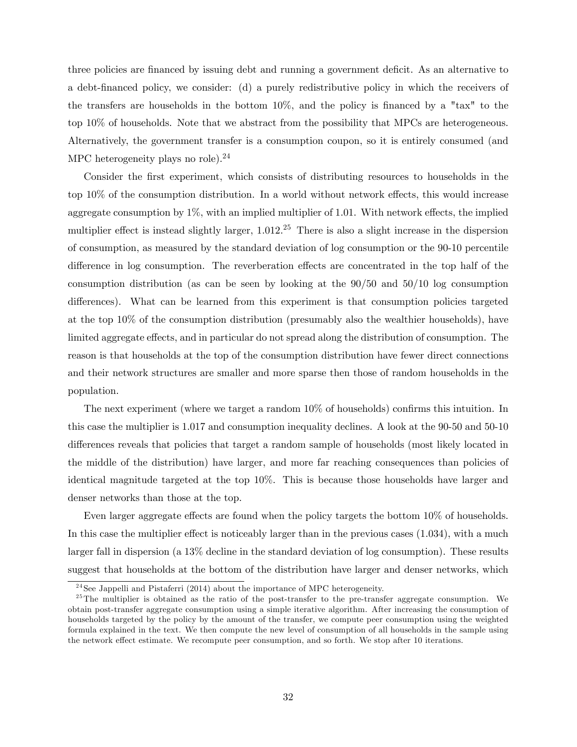three policies are financed by issuing debt and running a government deficit. As an alternative to a debt-financed policy, we consider: (d) a purely redistributive policy in which the receivers of the transfers are households in the bottom 10%, and the policy is financed by a "tax" to the top 10% of households. Note that we abstract from the possibility that MPCs are heterogeneous. Alternatively, the government transfer is a consumption coupon, so it is entirely consumed (and MPC heterogeneity plays no role).[24]

Consider the first experiment, which consists of distributing resources to households in the top 10% of the consumption distribution. In a world without network effects, this would increase aggregate consumption by 1%, with an implied multiplier of 1.01. With network effects, the implied multiplier effect is instead slightly larger, 1.012.[25] There is also a slight increase in the dispersion of consumption, as measured by the standard deviation of log consumption or the 90-10 percentile difference in log consumption. The reverberation effects are concentrated in the top half of the consumption distribution (as can be seen by looking at the 90/50 and 50/10 log consumption differences). What can be learned from this experiment is that consumption policies targeted at the top 10% of the consumption distribution (presumably also the wealthier households), have limited aggregate effects, and in particular do not spread along the distribution of consumption. The reason is that households at the top of the consumption distribution have fewer direct connections and their network structures are smaller and more sparse then those of random households in the population.

The next experiment (where we target a random 10% of households) confirms this intuition. In this case the multiplier is 1.017 and consumption inequality declines. A look at the 90-50 and 50-10 differences reveals that policies that target a random sample of households (most likely located in the middle of the distribution) have larger, and more far reaching consequences than policies of identical magnitude targeted at the top 10%. This is because those households have larger and denser networks than those at the top.

Even larger aggregate effects are found when the policy targets the bottom 10% of households. In this case the multiplier effect is noticeably larger than in the previous cases (1.034), with a much larger fall in dispersion (a 13% decline in the standard deviation of log consumption). These results suggest that households at the bottom of the distribution have larger and denser networks, which

[24] See Jappelli and Pistaferri (2014) about the importance of MPC heterogeneity.

[25] The multiplier is obtained as the ratio of the post-transfer to the pre-transfer aggregate consumption. We obtain post-transfer aggregate consumption using a simple iterative algorithm. After increasing the consumption of households targeted by the policy by the amount of the transfer, we compute peer consumption using the weighted formula explained in the text. We then compute the new level of consumption of all households in the sample using the network effect estimate. We recompute peer consumption, and so forth. We stop after 10 iterations.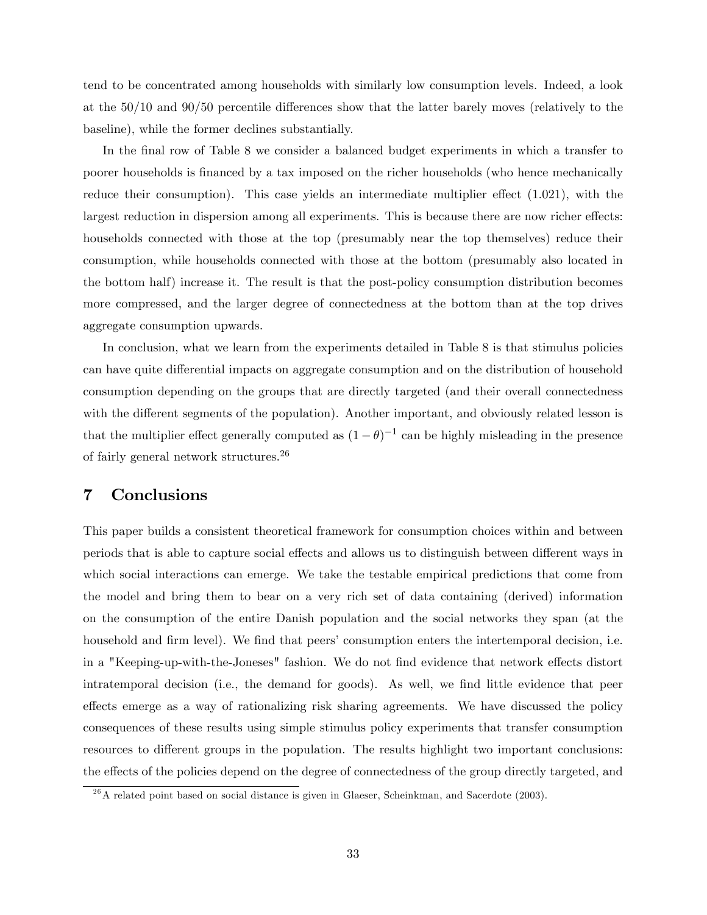tend to be concentrated among households with similarly low consumption levels. Indeed, a look at the 50/10 and 90/50 percentile differences show that the latter barely moves (relatively to the baseline), while the former declines substantially.

In the final row of Table 8 we consider a balanced budget experiments in which a transfer to poorer households is financed by a tax imposed on the richer households (who hence mechanically reduce their consumption). This case yields an intermediate multiplier effect (1.021), with the largest reduction in dispersion among all experiments. This is because there are now richer effects: households connected with those at the top (presumably near the top themselves) reduce their consumption, while households connected with those at the bottom (presumably also located in the bottom half) increase it. The result is that the post-policy consumption distribution becomes more compressed, and the larger degree of connectedness at the bottom than at the top drives aggregate consumption upwards.

In conclusion, what we learn from the experiments detailed in Table 8 is that stimulus policies can have quite differential impacts on aggregate consumption and on the distribution of household consumption depending on the groups that are directly targeted (and their overall connectedness with the different segments of the population). Another important, and obviously related lesson is that the multiplier effect generally computed as $(1-\theta)^{-1}$ can be highly misleading in the presence of fairly general network structures.[26]

# 7 Conclusions

This paper builds a consistent theoretical framework for consumption choices within and between periods that is able to capture social effects and allows us to distinguish between different ways in which social interactions can emerge. We take the testable empirical predictions that come from the model and bring them to bear on a very rich set of data containing (derived) information on the consumption of the entire Danish population and the social networks they span (at the household and firm level). We find that peers' consumption enters the intertemporal decision, i.e. in a "Keeping-up-with-the-Joneses" fashion. We do not find evidence that network effects distort intratemporal decision (i.e., the demand for goods). As well, we find little evidence that peer effects emerge as a way of rationalizing risk sharing agreements. We have discussed the policy consequences of these results using simple stimulus policy experiments that transfer consumption resources to different groups in the population. The results highlight two important conclusions: the effects of the policies depend on the degree of connectedness of the group directly targeted, and

[26] A related point based on social distance is given in Glaeser, Scheinkman, and Sacerdote (2003).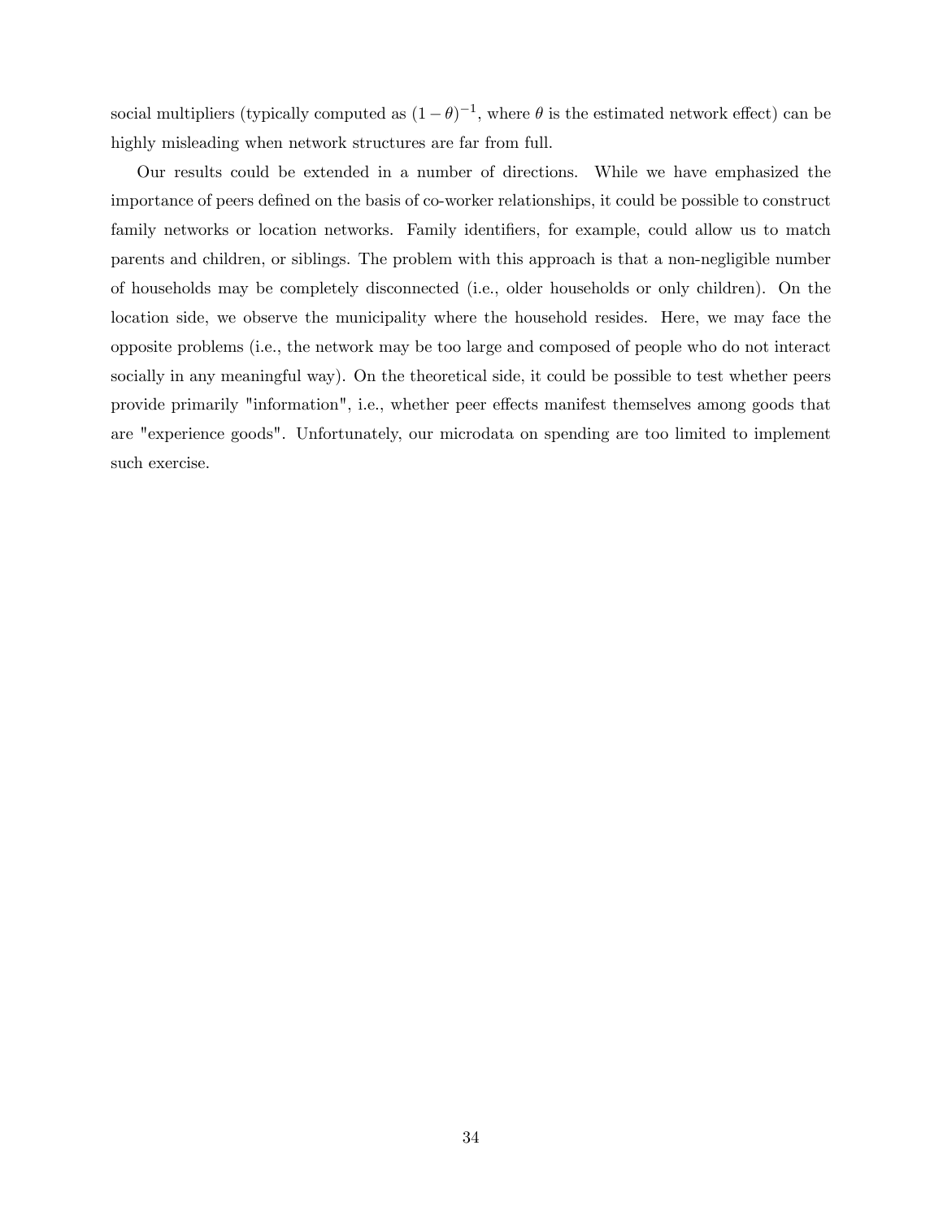social multipliers (typically computed as $(1-\theta)^{-1}$, where $\theta$ is the estimated network effect) can be highly misleading when network structures are far from full.

Our results could be extended in a number of directions. While we have emphasized the importance of peers defined on the basis of co-worker relationships, it could be possible to construct family networks or location networks. Family identifiers, for example, could allow us to match parents and children, or siblings. The problem with this approach is that a non-negligible number of households may be completely disconnected (i.e., older households or only children). On the location side, we observe the municipality where the household resides. Here, we may face the opposite problems (i.e., the network may be too large and composed of people who do not interact socially in any meaningful way). On the theoretical side, it could be possible to test whether peers provide primarily "information", i.e., whether peer effects manifest themselves among goods that are "experience goods". Unfortunately, our microdata on spending are too limited to implement such exercise.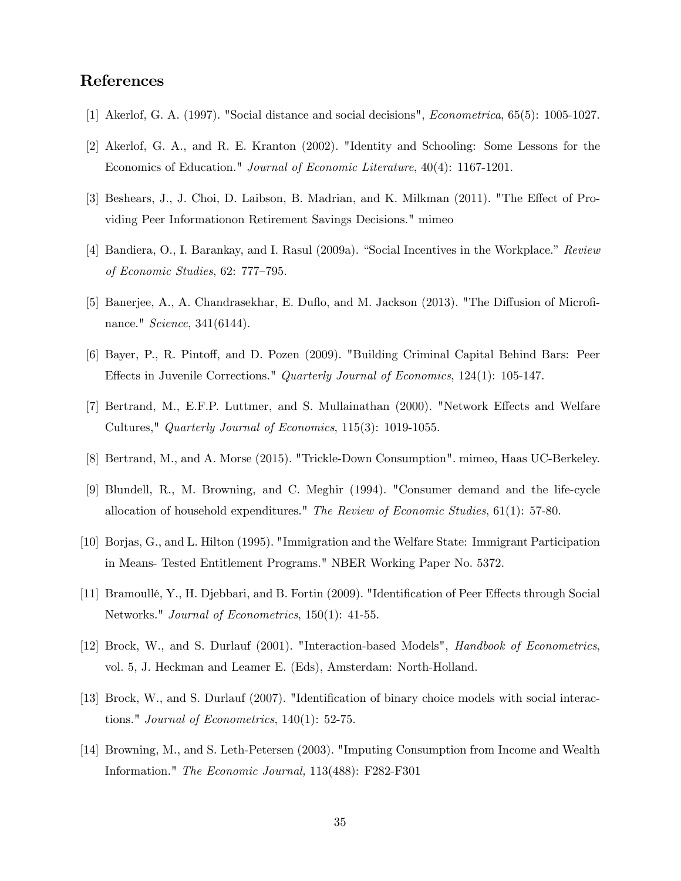## References

[1] Akerlof, G. A. (1997). "Social distance and social decisions", *Econometrica*, 65(5): 1005-1027.

[2] Akerlof, G. A., and R. E. Kranton (2002). "Identity and Schooling: Some Lessons for the Economics of Education." *Journal of Economic Literature*, 40(4): 1167-1201.

[3] Beshears, J., J. Choi, D. Laibson, B. Madrian, and K. Milkman (2011). "The Effect of Providing Peer Informationon Retirement Savings Decisions." mimeo

[4] Bandiera, O., I. Barankay, and I. Rasul (2009a). "Social Incentives in the Workplace." *Review of Economic Studies*, 62: 777–795.

[5] Banerjee, A., A. Chandrasekhar, E. Duflo, and M. Jackson (2013). "The Diffusion of Microfinance." *Science*, 341(6144).

[6] Bayer, P., R. Pintoff, and D. Pozen (2009). "Building Criminal Capital Behind Bars: Peer Effects in Juvenile Corrections." *Quarterly Journal of Economics*, 124(1): 105-147.

[7] Bertrand, M., E.F.P. Luttmer, and S. Mullainathan (2000). "Network Effects and Welfare Cultures," *Quarterly Journal of Economics*, 115(3): 1019-1055.

[8] Bertrand, M., and A. Morse (2015). "Trickle-Down Consumption". mimeo, Haas UC-Berkeley.

[9] Blundell, R., M. Browning, and C. Meghir (1994). "Consumer demand and the life-cycle allocation of household expenditures." *The Review of Economic Studies*, 61(1): 57-80.

[10] Borjas, G., and L. Hilton (1995). "Immigration and the Welfare State: Immigrant Participation in Means- Tested Entitlement Programs." NBER Working Paper No. 5372.

[11] Bramoullé, Y., H. Djebbari, and B. Fortin (2009). "Identification of Peer Effects through Social Networks." *Journal of Econometrics*, 150(1): 41-55.

[12] Brock, W., and S. Durlauf (2001). "Interaction-based Models", *Handbook of Econometrics*, vol. 5, J. Heckman and Leamer E. (Eds), Amsterdam: North-Holland.

[13] Brock, W., and S. Durlauf (2007). "Identification of binary choice models with social interactions." *Journal of Econometrics*, 140(1): 52-75.

[14] Browning, M., and S. Leth-Petersen (2003). "Imputing Consumption from Income and Wealth Information." *The Economic Journal,* 113(488): F282-F301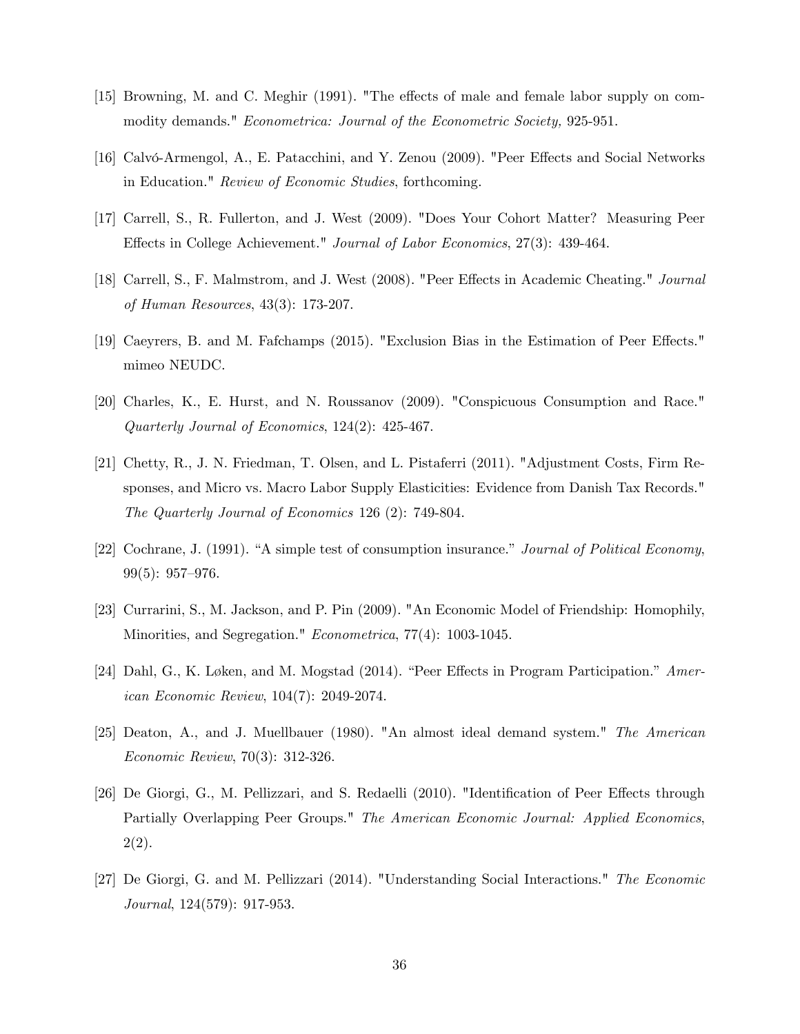[15] Browning, M. and C. Meghir (1991). "The effects of male and female labor supply on commodity demands." *Econometrica: Journal of the Econometric Society,* 925-951.

[16] Calvó-Armengol, A., E. Patacchini, and Y. Zenou (2009). "Peer Effects and Social Networks in Education." *Review of Economic Studies*, forthcoming.

[17] Carrell, S., R. Fullerton, and J. West (2009). "Does Your Cohort Matter? Measuring Peer Effects in College Achievement." *Journal of Labor Economics*, 27(3): 439-464.

[18] Carrell, S., F. Malmstrom, and J. West (2008). "Peer Effects in Academic Cheating." *Journal of Human Resources*, 43(3): 173-207.

[19] Caeyrers, B. and M. Fafchamps (2015). "Exclusion Bias in the Estimation of Peer Effects." mimeo NEUDC.

[20] Charles, K., E. Hurst, and N. Roussanov (2009). "Conspicuous Consumption and Race." *Quarterly Journal of Economics*, 124(2): 425-467.

[21] Chetty, R., J. N. Friedman, T. Olsen, and L. Pistaferri (2011). "Adjustment Costs, Firm Responses, and Micro vs. Macro Labor Supply Elasticities: Evidence from Danish Tax Records." *The Quarterly Journal of Economics* 126 (2): 749-804.

[22] Cochrane, J. (1991). "A simple test of consumption insurance." *Journal of Political Economy*, 99(5): 957–976.

[23] Currarini, S., M. Jackson, and P. Pin (2009). "An Economic Model of Friendship: Homophily, Minorities, and Segregation." *Econometrica*, 77(4): 1003-1045.

[24] Dahl, G., K. Løken, and M. Mogstad (2014). "Peer Effects in Program Participation." *American Economic Review*, 104(7): 2049-2074.

[25] Deaton, A., and J. Muellbauer (1980). "An almost ideal demand system." *The American Economic Review*, 70(3): 312-326.

[26] De Giorgi, G., M. Pellizzari, and S. Redaelli (2010). "Identification of Peer Effects through Partially Overlapping Peer Groups." *The American Economic Journal: Applied Economics*, 2(2).

[27] De Giorgi, G. and M. Pellizzari (2014). "Understanding Social Interactions." *The Economic Journal*, 124(579): 917-953.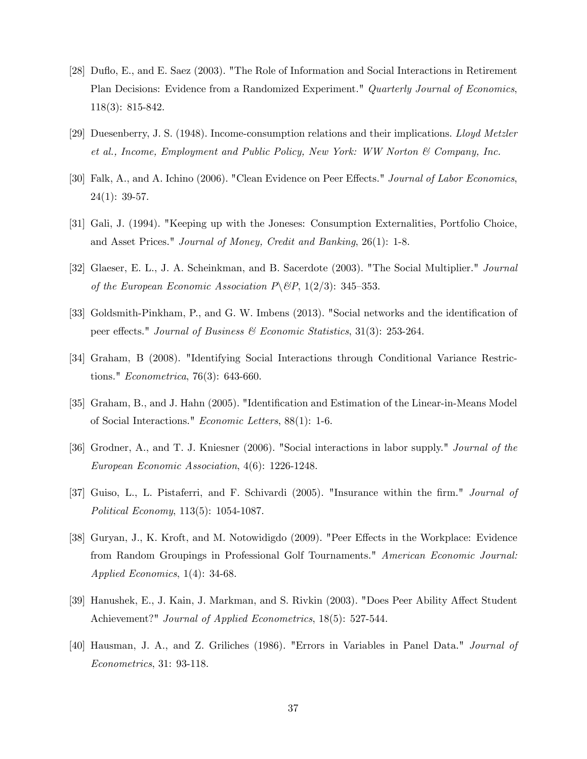[28] Duflo, E., and E. Saez (2003). "The Role of Information and Social Interactions in Retirement Plan Decisions: Evidence from a Randomized Experiment." *Quarterly Journal of Economics*, 118(3): 815-842.

[29] Duesenberry, J. S. (1948). Income-consumption relations and their implications. *Lloyd Metzler et al., Income, Employment and Public Policy, New York: WW Norton & Company, Inc.*

[30] Falk, A., and A. Ichino (2006). "Clean Evidence on Peer Effects." *Journal of Labor Economics*, 24(1): 39-57.

[31] Gali, J. (1994). "Keeping up with the Joneses: Consumption Externalities, Portfolio Choice, and Asset Prices." *Journal of Money, Credit and Banking*, 26(1): 1-8.

[32] Glaeser, E. L., J. A. Scheinkman, and B. Sacerdote (2003). "The Social Multiplier." *Journal of the European Economic Association P\&P*, 1(2/3): 345–353.

[33] Goldsmith-Pinkham, P., and G. W. Imbens (2013). "Social networks and the identification of peer effects." *Journal of Business & Economic Statistics*, 31(3): 253-264.

[34] Graham, B (2008). "Identifying Social Interactions through Conditional Variance Restrictions." *Econometrica*, 76(3): 643-660.

[35] Graham, B., and J. Hahn (2005). "Identification and Estimation of the Linear-in-Means Model of Social Interactions." *Economic Letters*, 88(1): 1-6.

[36] Grodner, A., and T. J. Kniesner (2006). "Social interactions in labor supply." *Journal of the European Economic Association*, 4(6): 1226-1248.

[37] Guiso, L., L. Pistaferri, and F. Schivardi (2005). "Insurance within the firm." *Journal of Political Economy*, 113(5): 1054-1087.

[38] Guryan, J., K. Kroft, and M. Notowidigdo (2009). "Peer Effects in the Workplace: Evidence from Random Groupings in Professional Golf Tournaments." *American Economic Journal: Applied Economics*, 1(4): 34-68.

[39] Hanushek, E., J. Kain, J. Markman, and S. Rivkin (2003). "Does Peer Ability Affect Student Achievement?" *Journal of Applied Econometrics*, 18(5): 527-544.

[40] Hausman, J. A., and Z. Griliches (1986). "Errors in Variables in Panel Data." *Journal of Econometrics*, 31: 93-118.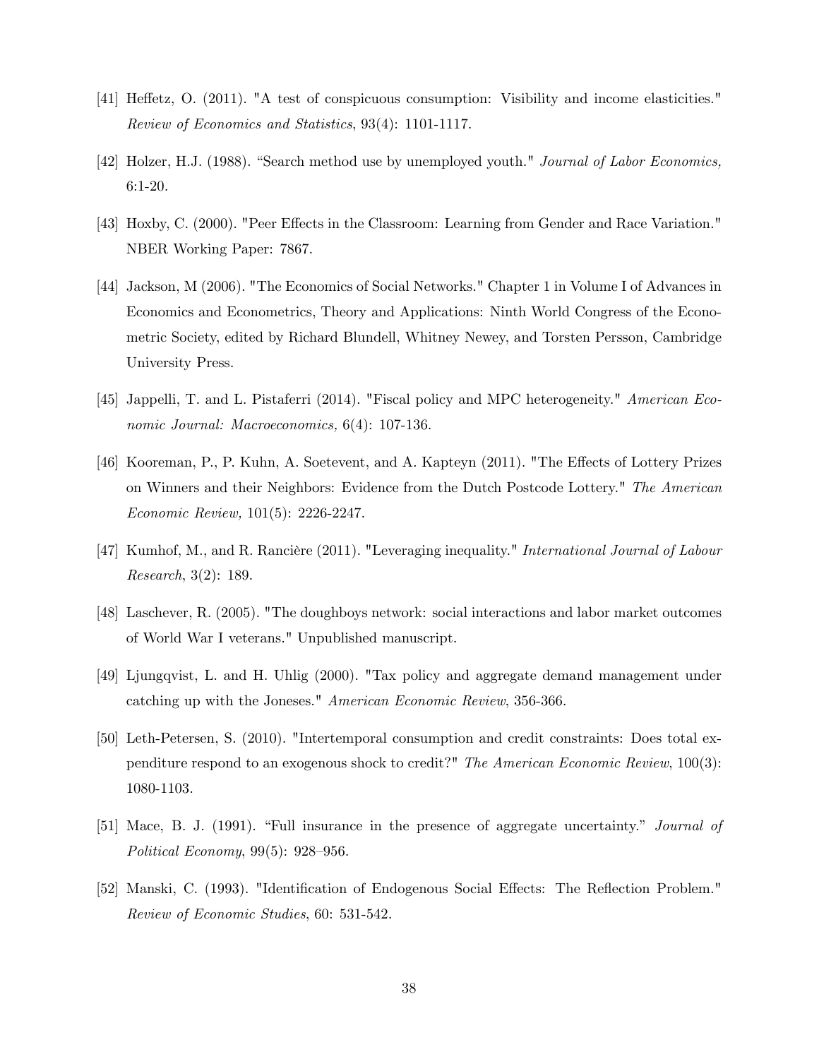[41] Heffetz, O. (2011). "A test of conspicuous consumption: Visibility and income elasticities." *Review of Economics and Statistics*, 93(4): 1101-1117.

[42] Holzer, H.J. (1988). "Search method use by unemployed youth." *Journal of Labor Economics,* 6:1-20.

[43] Hoxby, C. (2000). "Peer Effects in the Classroom: Learning from Gender and Race Variation." NBER Working Paper: 7867.

[44] Jackson, M (2006). "The Economics of Social Networks." Chapter 1 in Volume I of Advances in Economics and Econometrics, Theory and Applications: Ninth World Congress of the Econometric Society, edited by Richard Blundell, Whitney Newey, and Torsten Persson, Cambridge University Press.

[45] Jappelli, T. and L. Pistaferri (2014). "Fiscal policy and MPC heterogeneity." *American Economic Journal: Macroeconomics,* 6(4): 107-136.

[46] Kooreman, P., P. Kuhn, A. Soetevent, and A. Kapteyn (2011). "The Effects of Lottery Prizes on Winners and their Neighbors: Evidence from the Dutch Postcode Lottery." *The American Economic Review,* 101(5): 2226-2247.

[47] Kumhof, M., and R. Rancière (2011). "Leveraging inequality." *International Journal of Labour Research*, 3(2): 189.

[48] Laschever, R. (2005). "The doughboys network: social interactions and labor market outcomes of World War I veterans." Unpublished manuscript.

[49] Ljungqvist, L. and H. Uhlig (2000). "Tax policy and aggregate demand management under catching up with the Joneses." *American Economic Review*, 356-366.

[50] Leth-Petersen, S. (2010). "Intertemporal consumption and credit constraints: Does total expenditure respond to an exogenous shock to credit?" *The American Economic Review*, 100(3): 1080-1103.

[51] Mace, B. J. (1991). "Full insurance in the presence of aggregate uncertainty." *Journal of Political Economy*, 99(5): 928–956.

[52] Manski, C. (1993). "Identification of Endogenous Social Effects: The Reflection Problem." *Review of Economic Studies*, 60: 531-542.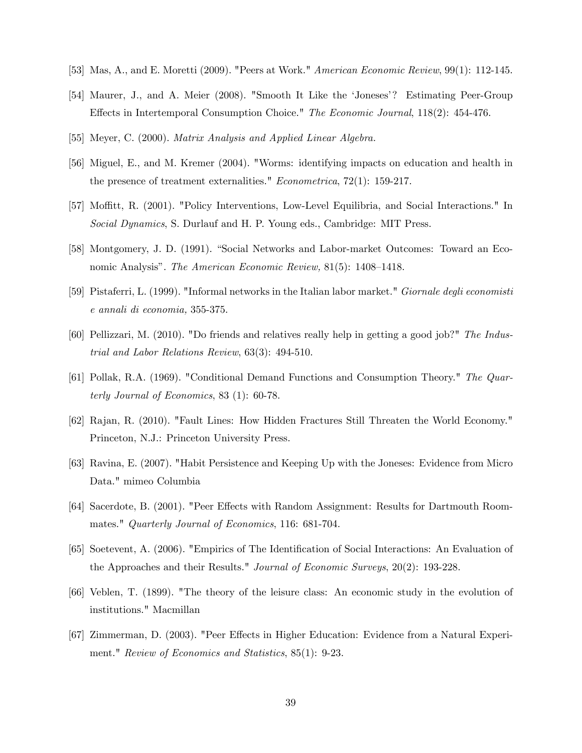[53] Mas, A., and E. Moretti (2009). "Peers at Work." *American Economic Review*, 99(1): 112-145.

[54] Maurer, J., and A. Meier (2008). "Smooth It Like the 'Joneses'? Estimating Peer-Group Effects in Intertemporal Consumption Choice." *The Economic Journal*, 118(2): 454-476.

[55] Meyer, C. (2000). *Matrix Analysis and Applied Linear Algebra.*

[56] Miguel, E., and M. Kremer (2004). "Worms: identifying impacts on education and health in the presence of treatment externalities." *Econometrica*, 72(1): 159-217.

[57] Moffitt, R. (2001). "Policy Interventions, Low-Level Equilibria, and Social Interactions." In *Social Dynamics*, S. Durlauf and H. P. Young eds., Cambridge: MIT Press.

[58] Montgomery, J. D. (1991). "Social Networks and Labor-market Outcomes: Toward an Economic Analysis". *The American Economic Review,* 81(5): 1408–1418.

[59] Pistaferri, L. (1999). "Informal networks in the Italian labor market." *Giornale degli economisti e annali di economia,* 355-375.

[60] Pellizzari, M. (2010). "Do friends and relatives really help in getting a good job?" *The Industrial and Labor Relations Review*, 63(3): 494-510.

[61] Pollak, R.A. (1969). "Conditional Demand Functions and Consumption Theory." *The Quarterly Journal of Economics*, 83 (1): 60-78.

[62] Rajan, R. (2010). "Fault Lines: How Hidden Fractures Still Threaten the World Economy." Princeton, N.J.: Princeton University Press.

[63] Ravina, E. (2007). "Habit Persistence and Keeping Up with the Joneses: Evidence from Micro Data." mimeo Columbia

[64] Sacerdote, B. (2001). "Peer Effects with Random Assignment: Results for Dartmouth Roommates." *Quarterly Journal of Economics*, 116: 681-704.

[65] Soetevent, A. (2006). "Empirics of The Identification of Social Interactions: An Evaluation of the Approaches and their Results." *Journal of Economic Surveys*, 20(2): 193-228.

[66] Veblen, T. (1899). "The theory of the leisure class: An economic study in the evolution of institutions." Macmillan

[67] Zimmerman, D. (2003). "Peer Effects in Higher Education: Evidence from a Natural Experiment." *Review of Economics and Statistics*, 85(1): 9-23.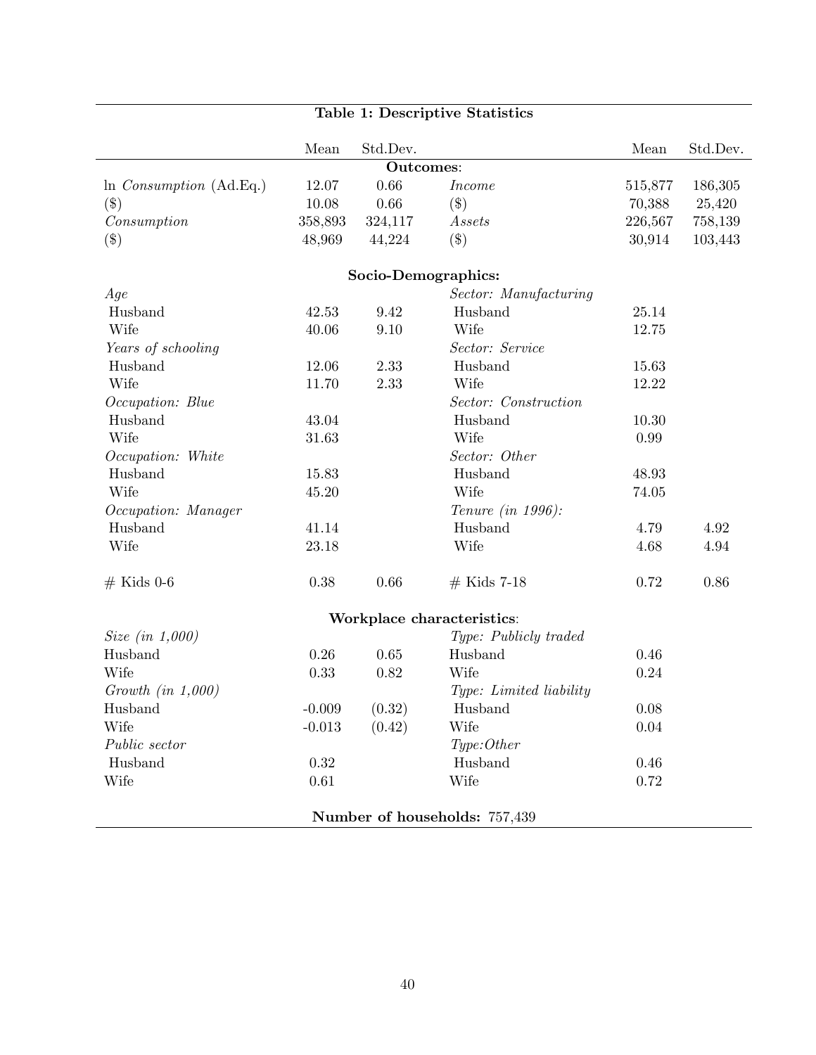**Table 1: Descriptive Statistics**

| | Mean | Std.Dev. | | Mean | Std.Dev. |
|---|---|---|---|---|---|
| **Outcomes**: | | | | | |
| ln *Consumption* (Ad.Eq.) | 12.07 | 0.66 | *Income* | 515,877 | 186,305 |
| ($) | 10.08 | 0.66 | ($) | 70,388 | 25,420 |
| *Consumption* | 358,893 | 324,117 | *Assets* | 226,567 | 758,139 |
| ($) | 48,969 | 44,224 | ($) | 30,914 | 103,443 |
| **Socio-Demographics:** | | | | | |
| *Age* | | | *Sector: Manufacturing* | | |
| Husband | 42.53 | 9.42 | Husband | 25.14 | |
| Wife | 40.06 | 9.10 | Wife | 12.75 | |
| *Years of schooling* | | | *Sector: Service* | | |
| Husband | 12.06 | 2.33 | Husband | 15.63 | |
| Wife | 11.70 | 2.33 | Wife | 12.22 | |
| *Occupation: Blue* | | | *Sector: Construction* | | |
| Husband | 43.04 | | Husband | 10.30 | |
| Wife | 31.63 | | Wife | 0.99 | |
| *Occupation: White* | | | *Sector: Other* | | |
| Husband | 15.83 | | Husband | 48.93 | |
| Wife | 45.20 | | Wife | 74.05 | |
| *Occupation: Manager* | | | *Tenure (in 1996):* | | |
| Husband | 41.14 | | Husband | 4.79 | 4.92 |
| Wife | 23.18 | | Wife | 4.68 | 4.94 |
| # Kids 0-6 | 0.38 | 0.66 | # Kids 7-18 | 0.72 | 0.86 |
| **Workplace characteristics**: | | | | | |
| *Size (in 1,000)* | | | *Type: Publicly traded* | | |
| Husband | 0.26 | 0.65 | Husband | 0.46 | |
| Wife | 0.33 | 0.82 | Wife | 0.24 | |
| *Growth (in 1,000)* | | | *Type: Limited liability* | | |
| Husband | -0.009 | (0.32) | Husband | 0.08 | |
| Wife | -0.013 | (0.42) | Wife | 0.04 | |
| *Public sector* | | | *Type:Other* | | |
| Husband | 0.32 | | Husband | 0.46 | |
| Wife | 0.61 | | Wife | 0.72 | |

**Number of households:** 757,439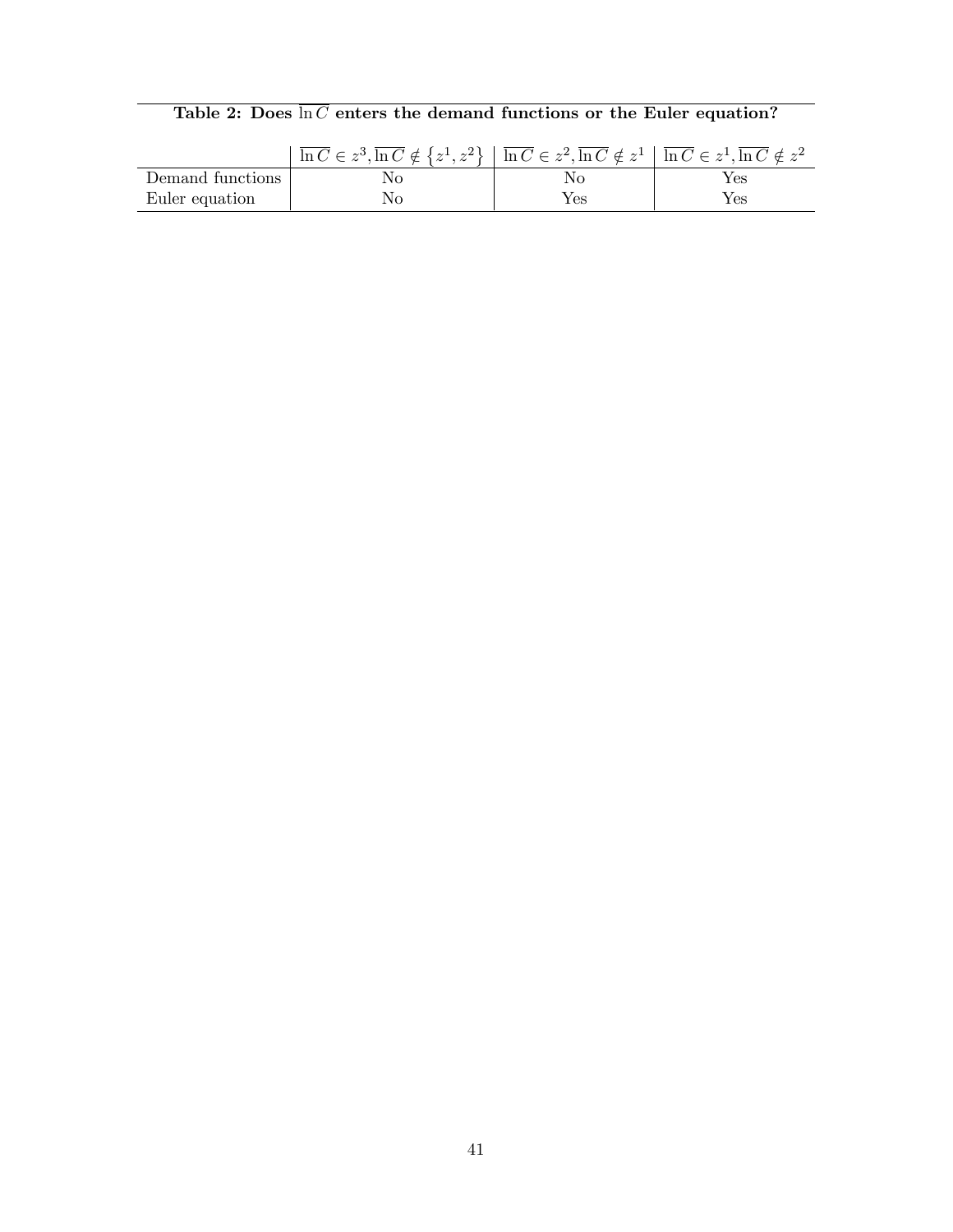**Table 2: Does $\overline{\ln C}$ enters the demand functions or the Euler equation?**

| | $\overline{\ln C} \in z^3, \overline{\ln C} \notin \{z^1, z^2\}$ | $\overline{\ln C} \in z^2, \overline{\ln C} \notin z^1$ | $\overline{\ln C} \in z^1, \overline{\ln C} \notin z^2$ |
|---|---|---|---|
| Demand functions | No | No | Yes |
| Euler equation | No | Yes | Yes |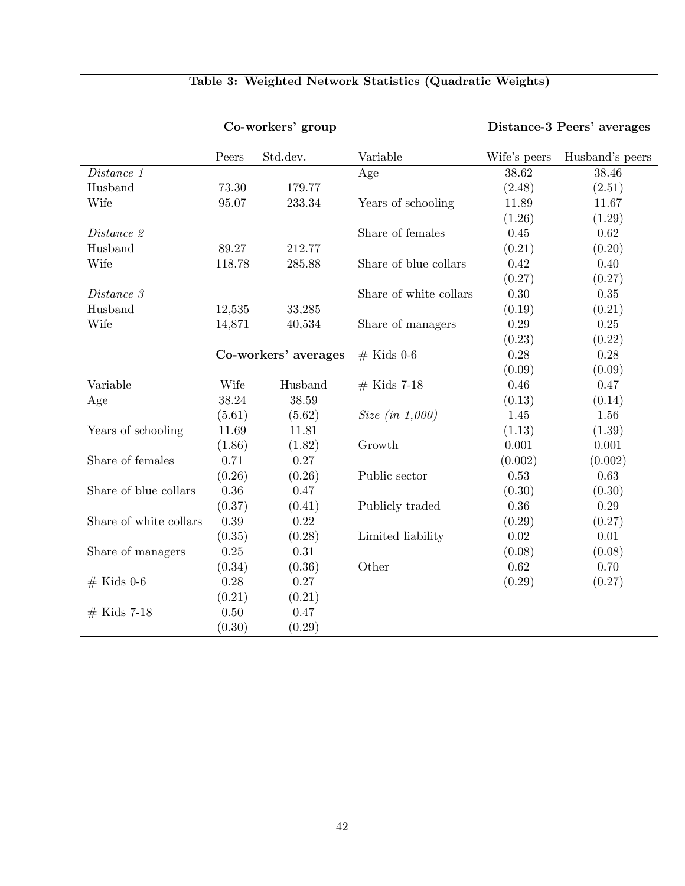**Table 3: Weighted Network Statistics (Quadratic Weights)**

| | Co-workers' group | | Distance-3 Peers' averages | | |
|---|---|---|---|---|---|
| | Peers | Std.dev. | Variable | Wife's peers | Husband's peers |
| *Distance 1* | | | Age | 38.62 | 38.46 |
| Husband | 73.30 | 179.77 | | (2.48) | (2.51) |
| Wife | 95.07 | 233.34 | Years of schooling | 11.89 | 11.67 |
| | | | | (1.26) | (1.29) |
| *Distance 2* | | | Share of females | 0.45 | 0.62 |
| Husband | 89.27 | 212.77 | | (0.21) | (0.20) |
| Wife | 118.78 | 285.88 | Share of blue collars | 0.42 | 0.40 |
| | | | | (0.27) | (0.27) |
| *Distance 3* | | | Share of white collars | 0.30 | 0.35 |
| Husband | 12,535 | 33,285 | | (0.19) | (0.21) |
| Wife | 14,871 | 40,534 | Share of managers | 0.29 | 0.25 |
| | | | | (0.23) | (0.22) |
| | **Co-workers' averages** | | # Kids 0-6 | 0.28 | 0.28 |
| | | | | (0.09) | (0.09) |
| Variable | Wife | Husband | # Kids 7-18 | 0.46 | 0.47 |
| Age | 38.24 | 38.59 | | (0.13) | (0.14) |
| | (5.61) | (5.62) | *Size (in 1,000)* | 1.45 | 1.56 |
| Years of schooling | 11.69 | 11.81 | | (1.13) | (1.39) |
| | (1.86) | (1.82) | Growth | 0.001 | 0.001 |
| Share of females | 0.71 | 0.27 | | (0.002) | (0.002) |
| | (0.26) | (0.26) | Public sector | 0.53 | 0.63 |
| Share of blue collars | 0.36 | 0.47 | | (0.30) | (0.30) |
| | (0.37) | (0.41) | Publicly traded | 0.36 | 0.29 |
| Share of white collars | 0.39 | 0.22 | | (0.29) | (0.27) |
| | (0.35) | (0.28) | Limited liability | 0.02 | 0.01 |
| Share of managers | 0.25 | 0.31 | | (0.08) | (0.08) |
| | (0.34) | (0.36) | Other | 0.62 | 0.70 |
| # Kids 0-6 | 0.28 | 0.27 | | (0.29) | (0.27) |
| | (0.21) | (0.21) | | | |
| # Kids 7-18 | 0.50 | 0.47 | | | |
| | (0.30) | (0.29) | | | |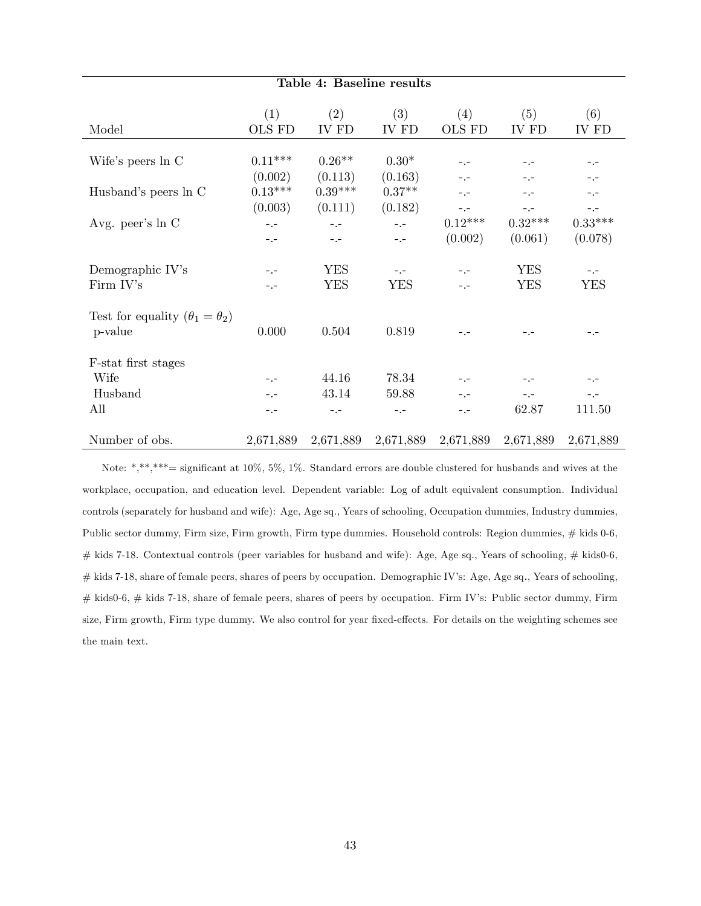**Table 4: Baseline results**

| Model | (1)<br>OLS FD | (2)<br>IV FD | (3)<br>IV FD | (4)<br>OLS FD | (5)<br>IV FD | (6)<br>IV FD |
|---|---|---|---|---|---|---|
| Wife's peers ln C | 0.11*** | 0.26** | 0.30* | -.- | -.- | -.- |
| | (0.002) | (0.113) | (0.163) | -.- | -.- | -.- |
| Husband's peers ln C | 0.13*** | 0.39*** | 0.37** | -.- | -.- | -.- |
| | (0.003) | (0.111) | (0.182) | -.- | -.- | -.- |
| Avg. peer's ln C | -.- | -.- | -.- | 0.12*** | 0.32*** | 0.33*** |
| | -.- | -.- | -.- | (0.002) | (0.061) | (0.078) |
| Demographic IV's | -.- | YES | -.- | -.- | YES | -.- |
| Firm IV's | -.- | YES | YES | -.- | YES | YES |
| Test for equality ($\theta_1 = \theta_2$) | | | | | | |
| p-value | 0.000 | 0.504 | 0.819 | -.- | -.- | -.- |
| F-stat first stages | | | | | | |
| Wife | -.- | 44.16 | 78.34 | -.- | -.- | -.- |
| Husband | -.- | 43.14 | 59.88 | -.- | -.- | -.- |
| All | -.- | -.- | -.- | -.- | 62.87 | 111.50 |
| Number of obs. | 2,671,889 | 2,671,889 | 2,671,889 | 2,671,889 | 2,671,889 | 2,671,889 |

Note: *,**,***= significant at 10%, 5%, 1%. Standard errors are double clustered for husbands and wives at the workplace, occupation, and education level. Dependent variable: Log of adult equivalent consumption. Individual controls (separately for husband and wife): Age, Age sq., Years of schooling, Occupation dummies, Industry dummies, Public sector dummy, Firm size, Firm growth, Firm type dummies. Household controls: Region dummies, # kids 0-6, # kids 7-18. Contextual controls (peer variables for husband and wife): Age, Age sq., Years of schooling, # kids0-6, # kids 7-18, share of female peers, shares of peers by occupation. Demographic IV's: Age, Age sq., Years of schooling, # kids0-6, # kids 7-18, share of female peers, shares of peers by occupation. Firm IV's: Public sector dummy, Firm size, Firm growth, Firm type dummy. We also control for year fixed-effects. For details on the weighting schemes see the main text.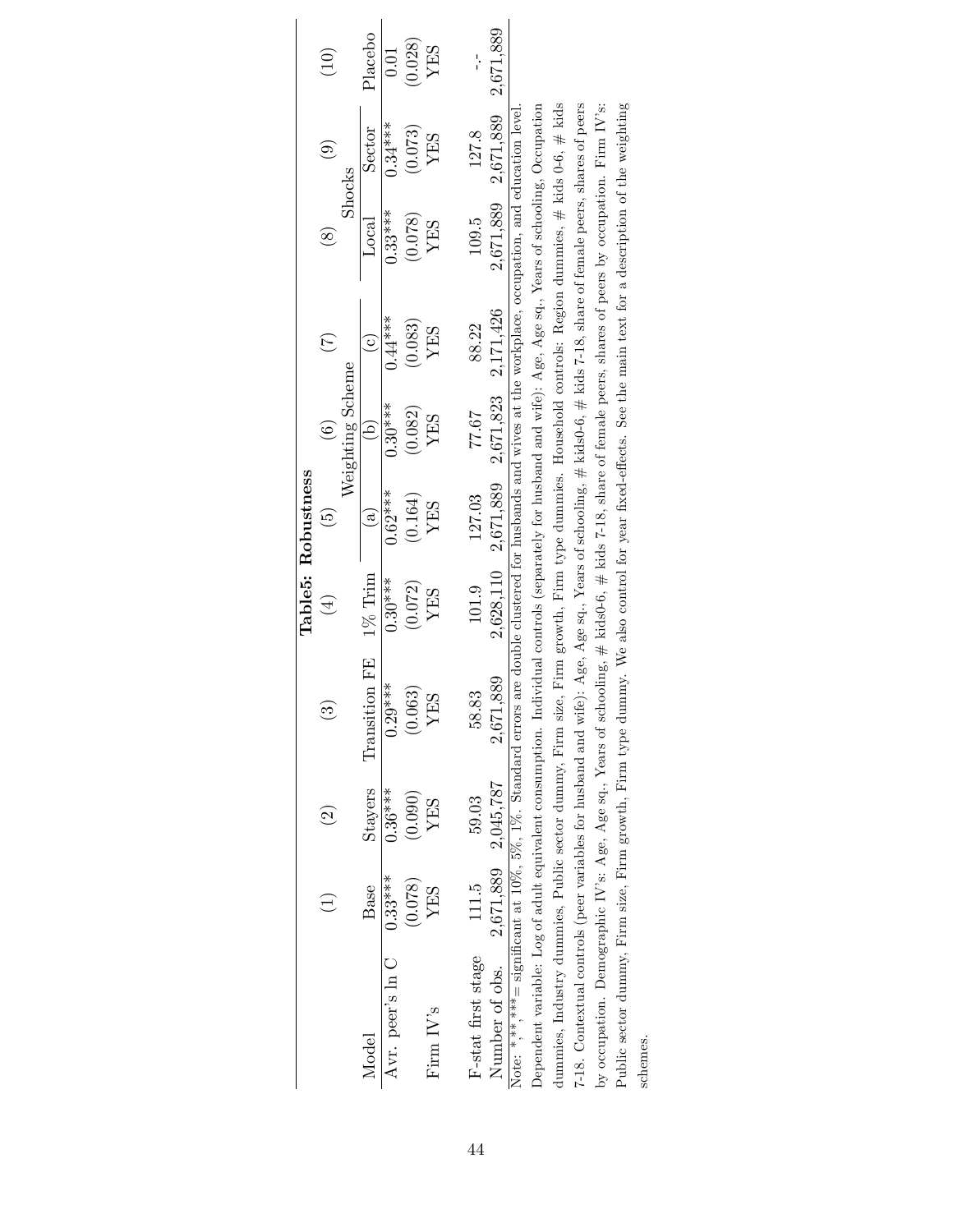**Table5: Robustness**

| | (1) | (2) | (3) | (4) | (5) | (6) | (7) | (8) | (9) | (10) |
|---|---|---|---|---|---|---|---|---|---|---|
| | | | | | Weighting Scheme | | | Shocks | | |
| Model | Base | Stayers | Transition FE | 1% Trim | (a) | (b) | (c) | Local | Sector | Placebo |
| Avr. peer's ln C | 0.33*** | 0.36*** | 0.29*** | 0.30*** | 0.62*** | 0.30*** | 0.44*** | 0.33*** | 0.34*** | 0.01 |
| | (0.078) | (0.090) | (0.063) | (0.072) | (0.164) | (0.082) | (0.083) | (0.078) | (0.073) | (0.028) |
| Firm IV's | YES | YES | YES | YES | YES | YES | YES | YES | YES | YES |
| F-stat first stage | 111.5 | 59.03 | 58.83 | 101.9 | 127.03 | 77.67 | 88.22 | 109.5 | 127.8 | -.- |
| Number of obs. | 2,671,889 | 2,045,787 | 2,671,889 | 2,628,110 | 2,671,889 | 2,671,823 | 2,171,426 | 2,671,889 | 2,671,889 | 2,671,889 |

Note: *,**,***= significant at 10%, 5%, 1%. Standard errors are double clustered for husbands and wives at the workplace, occupation, and education level. Dependent variable: Log of adult equivalent consumption. Individual controls (separately for husband and wife): Age, Age sq., Years of schooling, Occupation dummies, Industry dummies, Public sector dummy, Firm size, Firm growth, Firm type dummies. Household controls: Region dummies, # kids 0-6, # kids 7-18. Contextual controls (peer variables for husband and wife): Age, Age sq., Years of schooling, # kids0-6, # kids 7-18, share of female peers, shares of peers by occupation. Demographic IV's: Age, Age sq., Years of schooling, # kids0-6, # kids 7-18, share of female peers, shares of peers by occupation. Firm IV's: Public sector dummy, Firm size, Firm growth, Firm type dummy. We also control for year fixed-effects. See the main text for a description of the weighting schemes.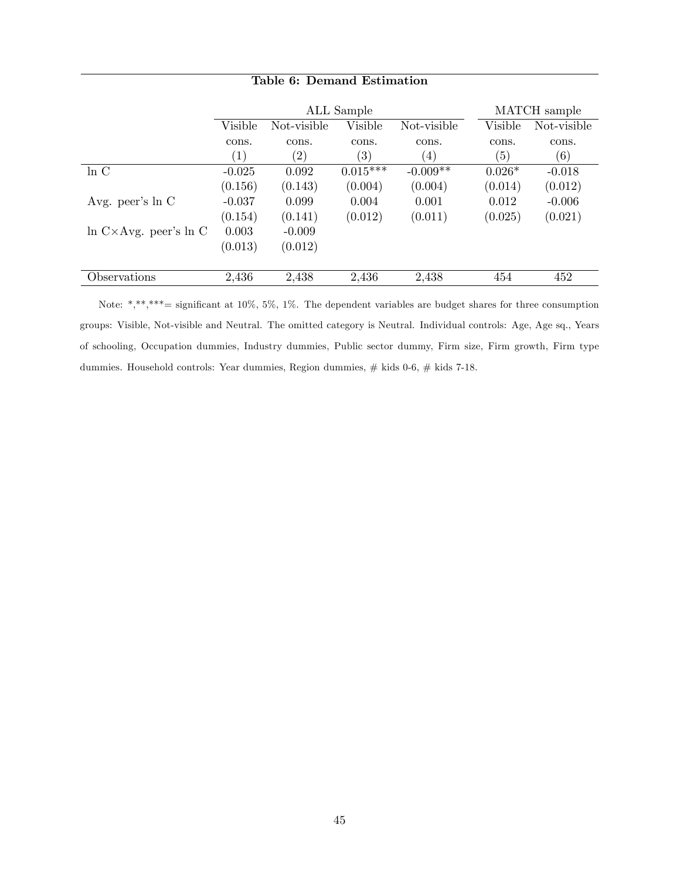**Table 6: Demand Estimation**

| | ALL Sample | | | | MATCH sample | |
|---|---|---|---|---|---|---|
| | Visible cons. | Not-visible cons. | Visible cons. | Not-visible cons. | Visible cons. | Not-visible cons. |
| | (1) | (2) | (3) | (4) | (5) | (6) |
| ln C | -0.025 | 0.092 | 0.015*** | -0.009** | 0.026* | -0.018 |
| | (0.156) | (0.143) | (0.004) | (0.004) | (0.014) | (0.012) |
| Avg. peer's ln C | -0.037 | 0.099 | 0.004 | 0.001 | 0.012 | -0.006 |
| | (0.154) | (0.141) | (0.012) | (0.011) | (0.025) | (0.021) |
| ln C×Avg. peer's ln C | 0.003 | -0.009 | | | | |
| | (0.013) | (0.012) | | | | |
| Observations | 2,436 | 2,438 | 2,436 | 2,438 | 454 | 452 |

Note: *,**,***= significant at 10%, 5%, 1%. The dependent variables are budget shares for three consumption groups: Visible, Not-visible and Neutral. The omitted category is Neutral. Individual controls: Age, Age sq., Years of schooling, Occupation dummies, Industry dummies, Public sector dummy, Firm size, Firm growth, Firm type dummies. Household controls: Year dummies, Region dummies, # kids 0-6, # kids 7-18.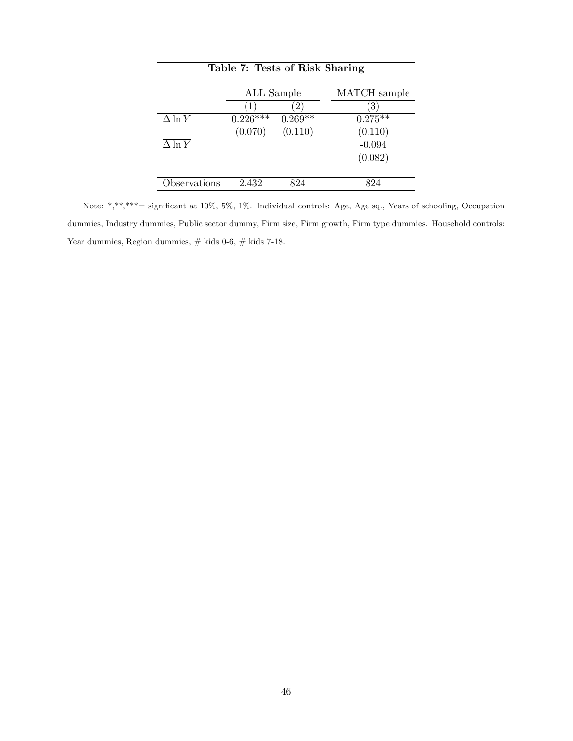**Table 7: Tests of Risk Sharing**

| | ALL Sample | | MATCH sample |
|---|---|---|---|
| | (1) | (2) | (3) |
| $\Delta \ln Y$ | 0.226*** | 0.269** | 0.275** |
| | (0.070) | (0.110) | (0.110) |
| $\overline{\Delta \ln Y}$ | | | -0.094 |
| | | | (0.082) |
| Observations | 2,432 | 824 | 824 |

Note: *,**,***= significant at 10%, 5%, 1%. Individual controls: Age, Age sq., Years of schooling, Occupation dummies, Industry dummies, Public sector dummy, Firm size, Firm growth, Firm type dummies. Household controls: Year dummies, Region dummies, # kids 0-6, # kids 7-18.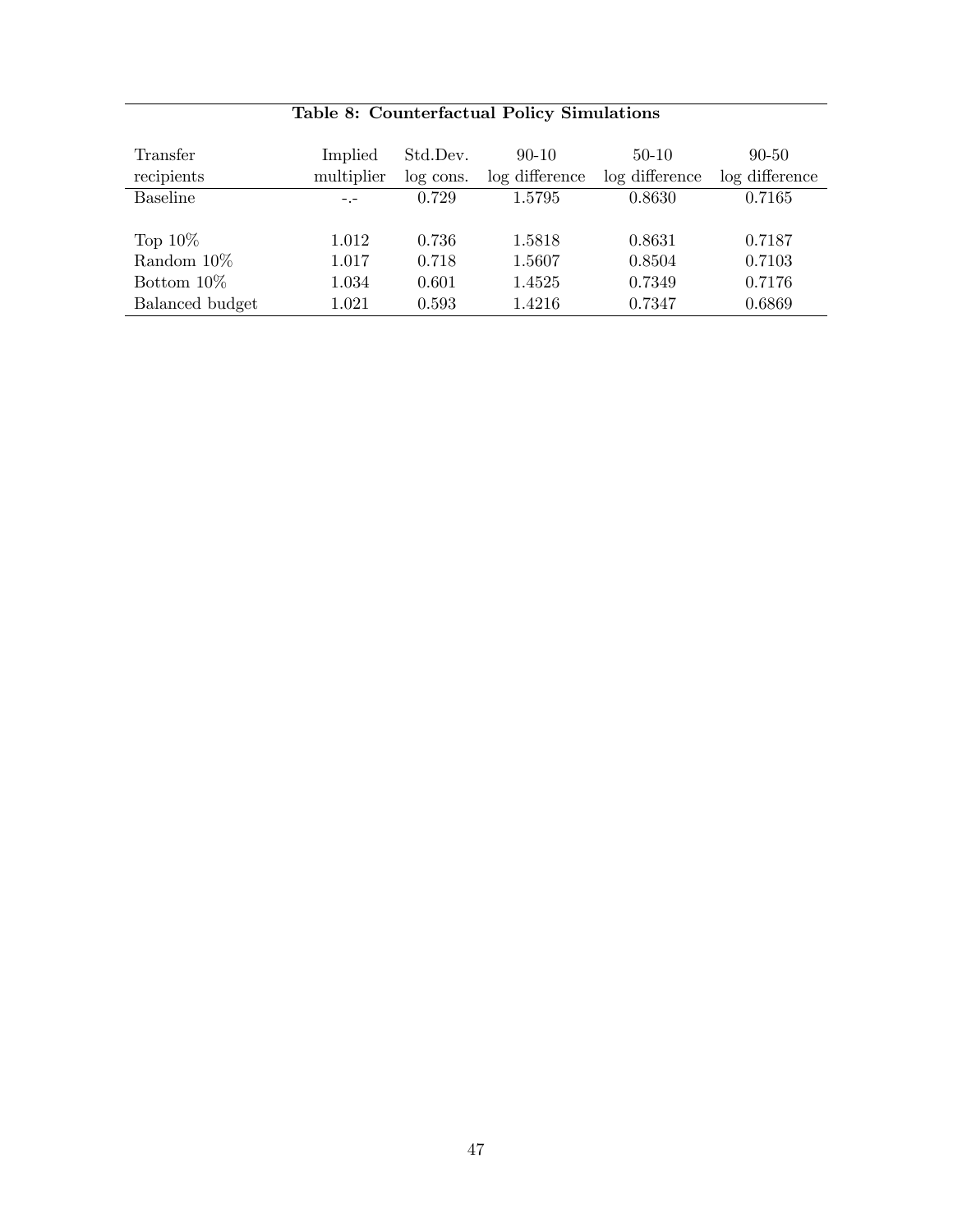**Table 8: Counterfactual Policy Simulations**

| Transfer recipients | Implied multiplier | Std.Dev. log cons. | 90-10 log difference | 50-10 log difference | 90-50 log difference |
|---|---|---|---|---|---|
| Baseline | -.- | 0.729 | 1.5795 | 0.8630 | 0.7165 |
| | | | | | |
| Top 10% | 1.012 | 0.736 | 1.5818 | 0.8631 | 0.7187 |
| Random 10% | 1.017 | 0.718 | 1.5607 | 0.8504 | 0.7103 |
| Bottom 10% | 1.034 | 0.601 | 1.4525 | 0.7349 | 0.7176 |
| Balanced budget | 1.021 | 0.593 | 1.4216 | 0.7347 | 0.6869 |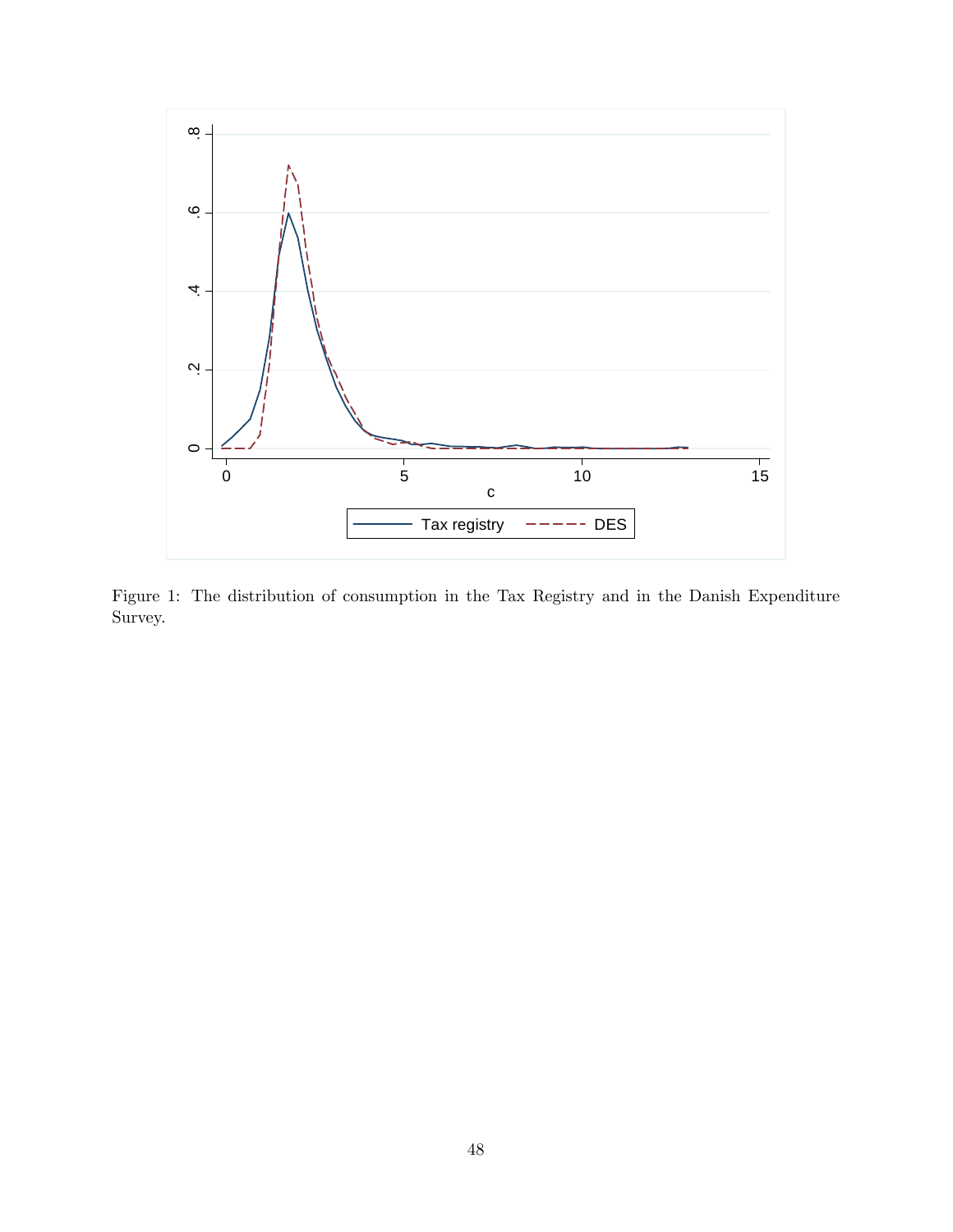Figure 1: The distribution of consumption in the Tax Registry and in the Danish Expenditure Survey.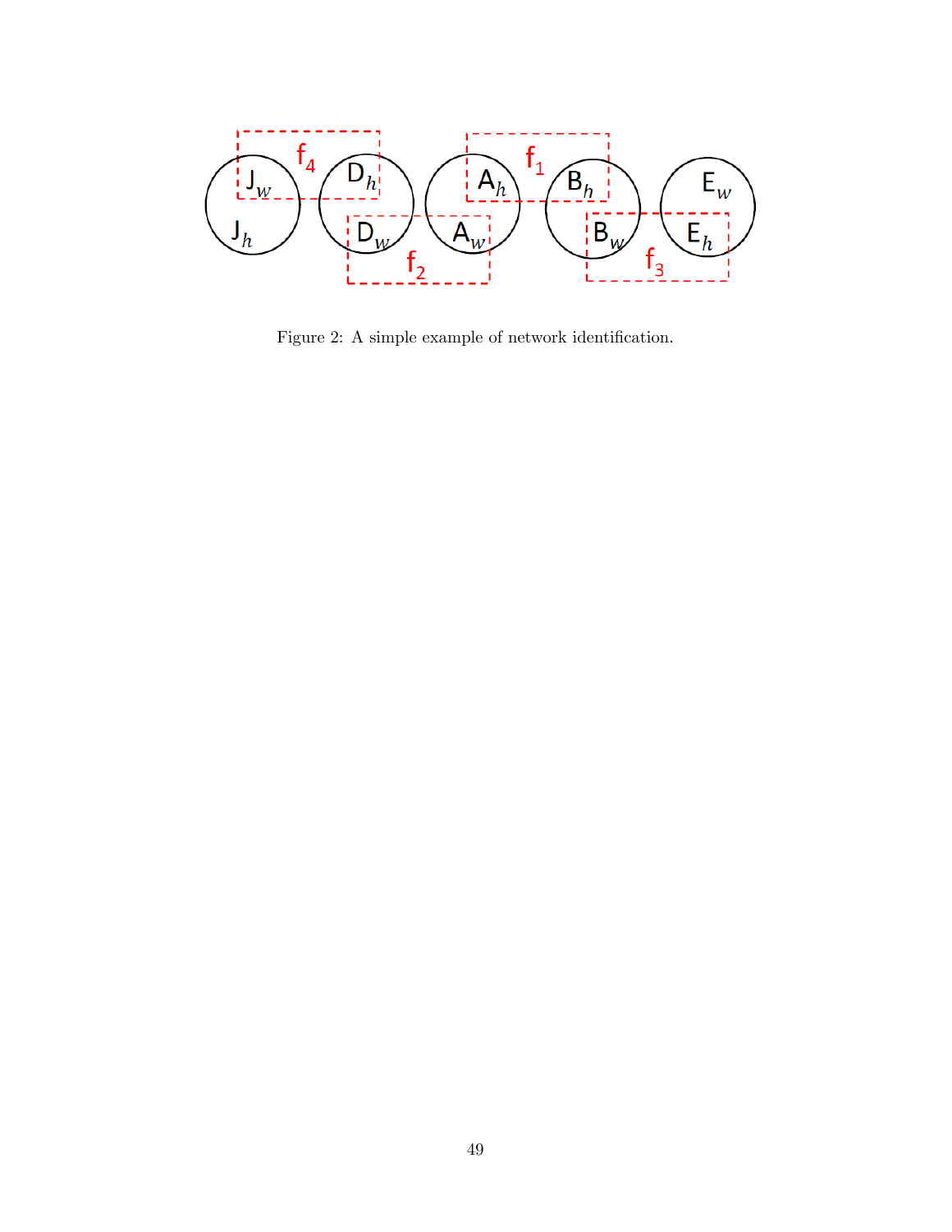Figure 2: A simple example of network identification.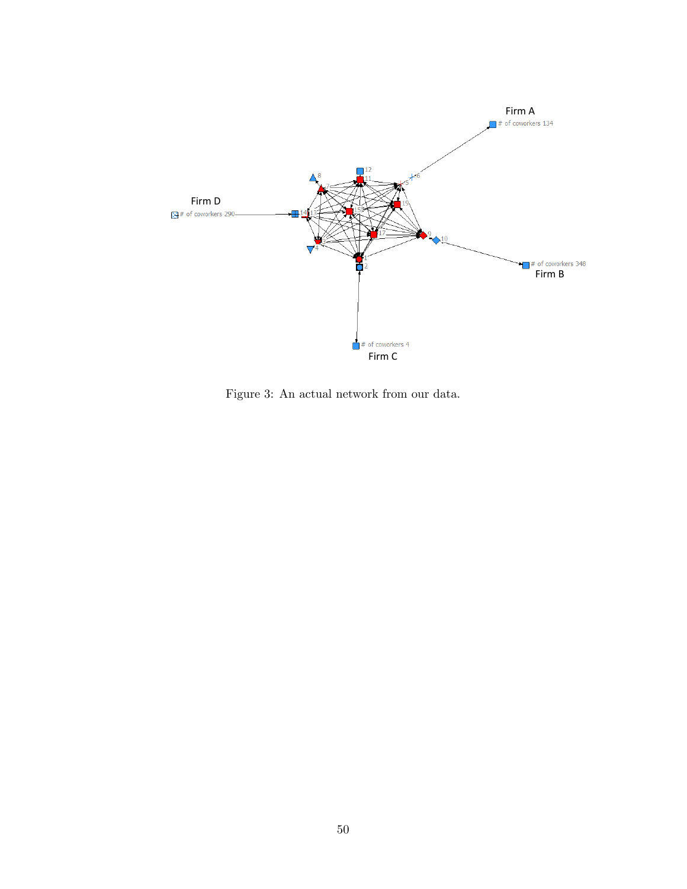Figure 3: An actual network from our data.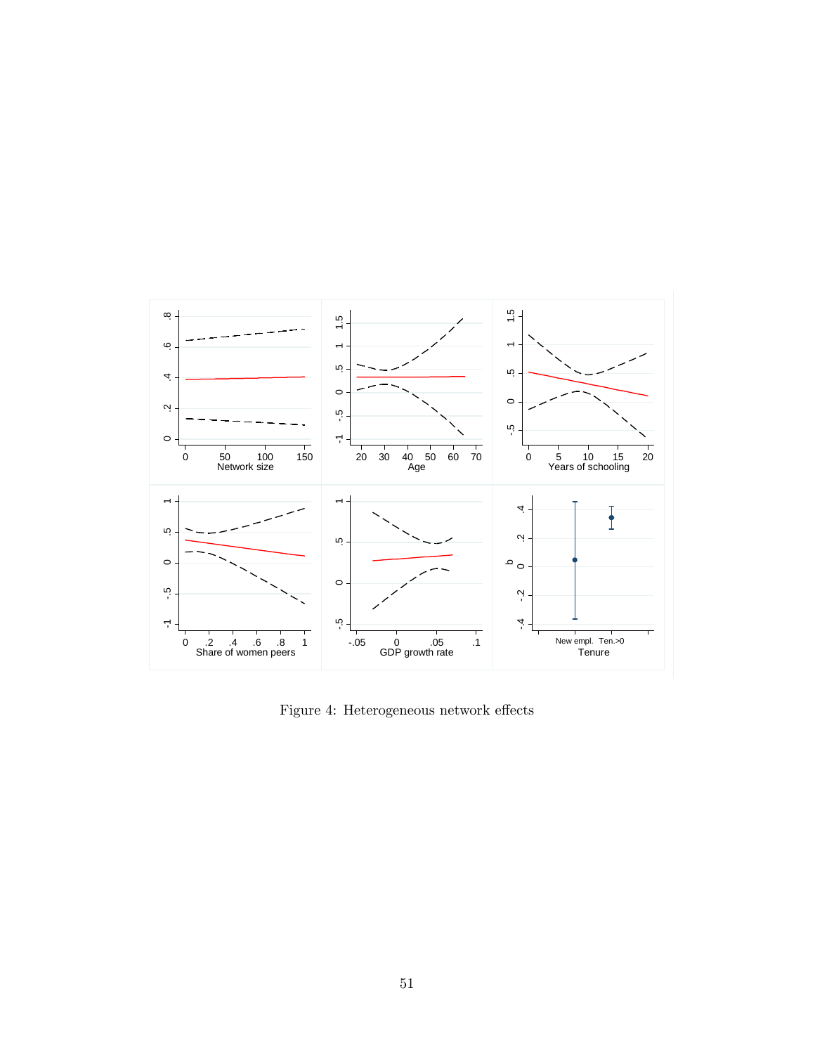Figure 4: Heterogeneous network effects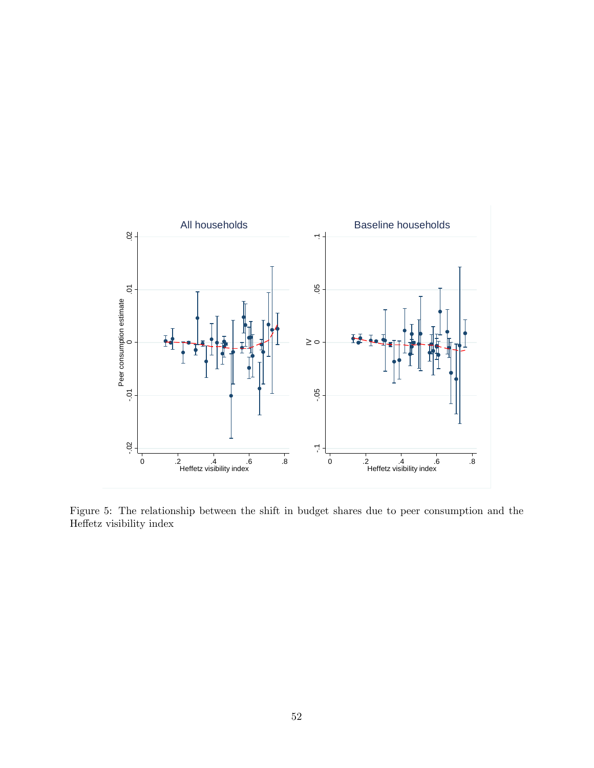Figure 5: The relationship between the shift in budget shares due to peer consumption and the Heffetz visibility index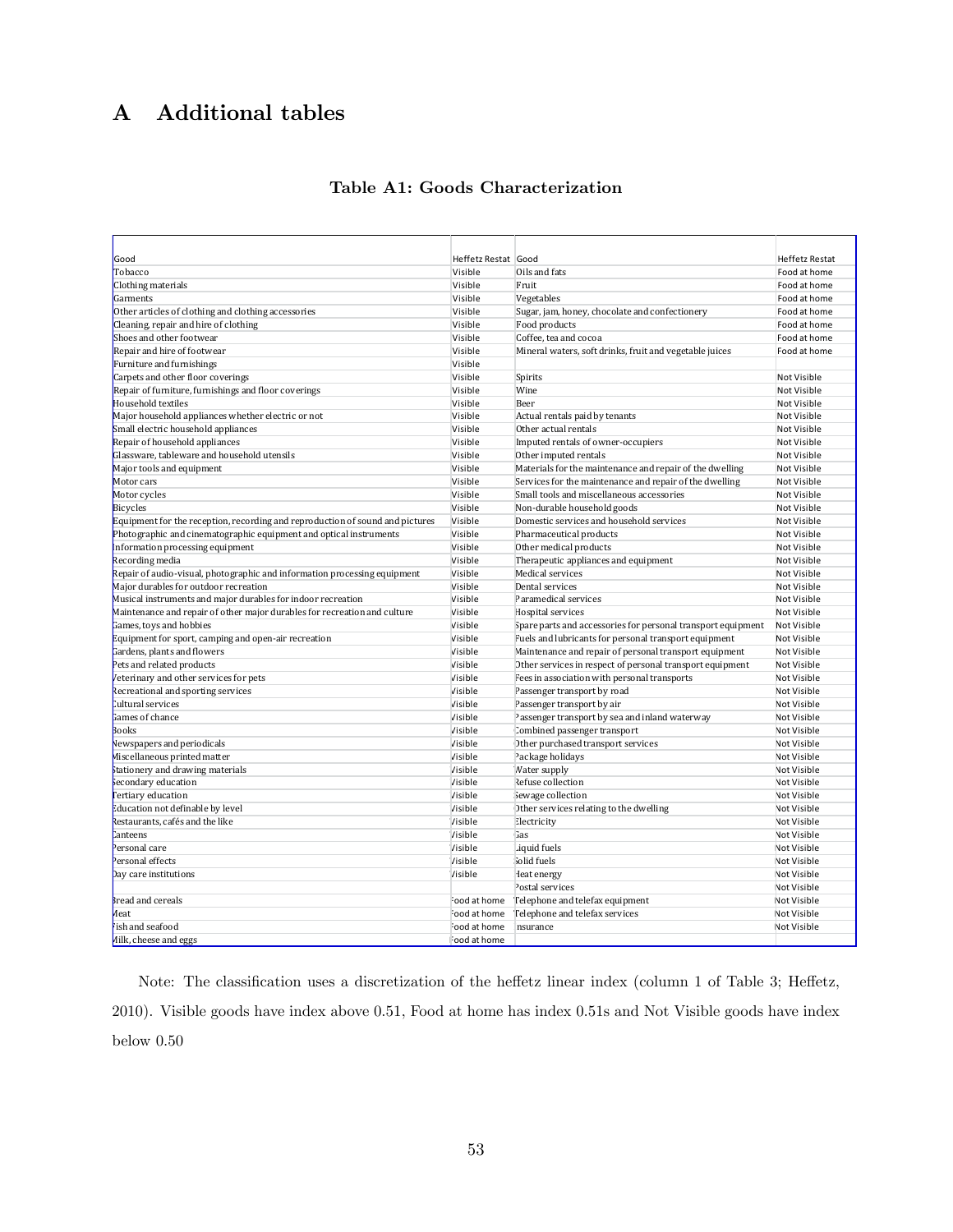# A Additional tables

**Table A1: Goods Characterization**

| Good | Heffetz Restat | Good | Heffetz Restat |
|---|---|---|---|
| Tobacco | Visible | Oils and fats | Food at home |
| Clothing materials | Visible | Fruit | Food at home |
| Garments | Visible | Vegetables | Food at home |
| Other articles of clothing and clothing accessories | Visible | Sugar, jam, honey, chocolate and confectionery | Food at home |
| Cleaning, repair and hire of clothing | Visible | Food products | Food at home |
| Shoes and other footwear | Visible | Coffee, tea and cocoa | Food at home |
| Repair and hire of footwear | Visible | Mineral waters, soft drinks, fruit and vegetable juices | Food at home |
| Furniture and furnishings | Visible | | |
| Carpets and other floor coverings | Visible | Spirits | Not Visible |
| Repair of furniture, furnishings and floor coverings | Visible | Wine | Not Visible |
| Household textiles | Visible | Beer | Not Visible |
| Major household appliances whether electric or not | Visible | Actual rentals paid by tenants | Not Visible |
| Small electric household appliances | Visible | Other actual rentals | Not Visible |
| Repair of household appliances | Visible | Imputed rentals of owner-occupiers | Not Visible |
| Glassware, tableware and household utensils | Visible | Other imputed rentals | Not Visible |
| Major tools and equipment | Visible | Materials for the maintenance and repair of the dwelling | Not Visible |
| Motor cars | Visible | Services for the maintenance and repair of the dwelling | Not Visible |
| Motor cycles | Visible | Small tools and miscellaneous accessories | Not Visible |
| Bicycles | Visible | Non-durable household goods | Not Visible |
| Equipment for the reception, recording and reproduction of sound and pictures | Visible | Domestic services and household services | Not Visible |
| Photographic and cinematographic equipment and optical instruments | Visible | Pharmaceutical products | Not Visible |
| Information processing equipment | Visible | Other medical products | Not Visible |
| Recording media | Visible | Therapeutic appliances and equipment | Not Visible |
| Repair of audio-visual, photographic and information processing equipment | Visible | Medical services | Not Visible |
| Major durables for outdoor recreation | Visible | Dental services | Not Visible |
| Musical instruments and major durables for indoor recreation | Visible | Paramedical services | Not Visible |
| Maintenance and repair of other major durables for recreation and culture | Visible | Hospital services | Not Visible |
| Games, toys and hobbies | Visible | Spare parts and accessories for personal transport equipment | Not Visible |
| Equipment for sport, camping and open-air recreation | Visible | Fuels and lubricants for personal transport equipment | Not Visible |
| Gardens, plants and flowers | Visible | Maintenance and repair of personal transport equipment | Not Visible |
| Pets and related products | Visible | Other services in respect of personal transport equipment | Not Visible |
| Veterinary and other services for pets | Visible | Fees in association with personal transports | Not Visible |
| Recreational and sporting services | Visible | Passenger transport by road | Not Visible |
| Cultural services | Visible | Passenger transport by air | Not Visible |
| Games of chance | Visible | Passenger transport by sea and inland waterway | Not Visible |
| Books | Visible | Combined passenger transport | Not Visible |
| Newspapers and periodicals | Visible | Other purchased transport services | Not Visible |
| Miscellaneous printed matter | Visible | Package holidays | Not Visible |
| Stationery and drawing materials | Visible | Water supply | Not Visible |
| Secondary education | Visible | Refuse collection | Not Visible |
| Tertiary education | Visible | Sewage collection | Not Visible |
| Education not definable by level | Visible | Other services relating to the dwelling | Not Visible |
| Restaurants, cafés and the like | Visible | Electricity | Not Visible |
| Canteens | Visible | Gas | Not Visible |
| Personal care | Visible | Liquid fuels | Not Visible |
| Personal effects | Visible | Solid fuels | Not Visible |
| Day care institutions | Visible | Heat energy | Not Visible |
| | | Postal services | Not Visible |
| Bread and cereals | Food at home | Telephone and telefax equipment | Not Visible |
| Meat | Food at home | Telephone and telefax services | Not Visible |
| Fish and seafood | Food at home | Insurance | Not Visible |
| Milk, cheese and eggs | Food at home | | |

Note: The classification uses a discretization of the heffetz linear index (column 1 of Table 3; Heffetz, 2010). Visible goods have index above 0.51, Food at home has index 0.51s and Not Visible goods have index below 0.50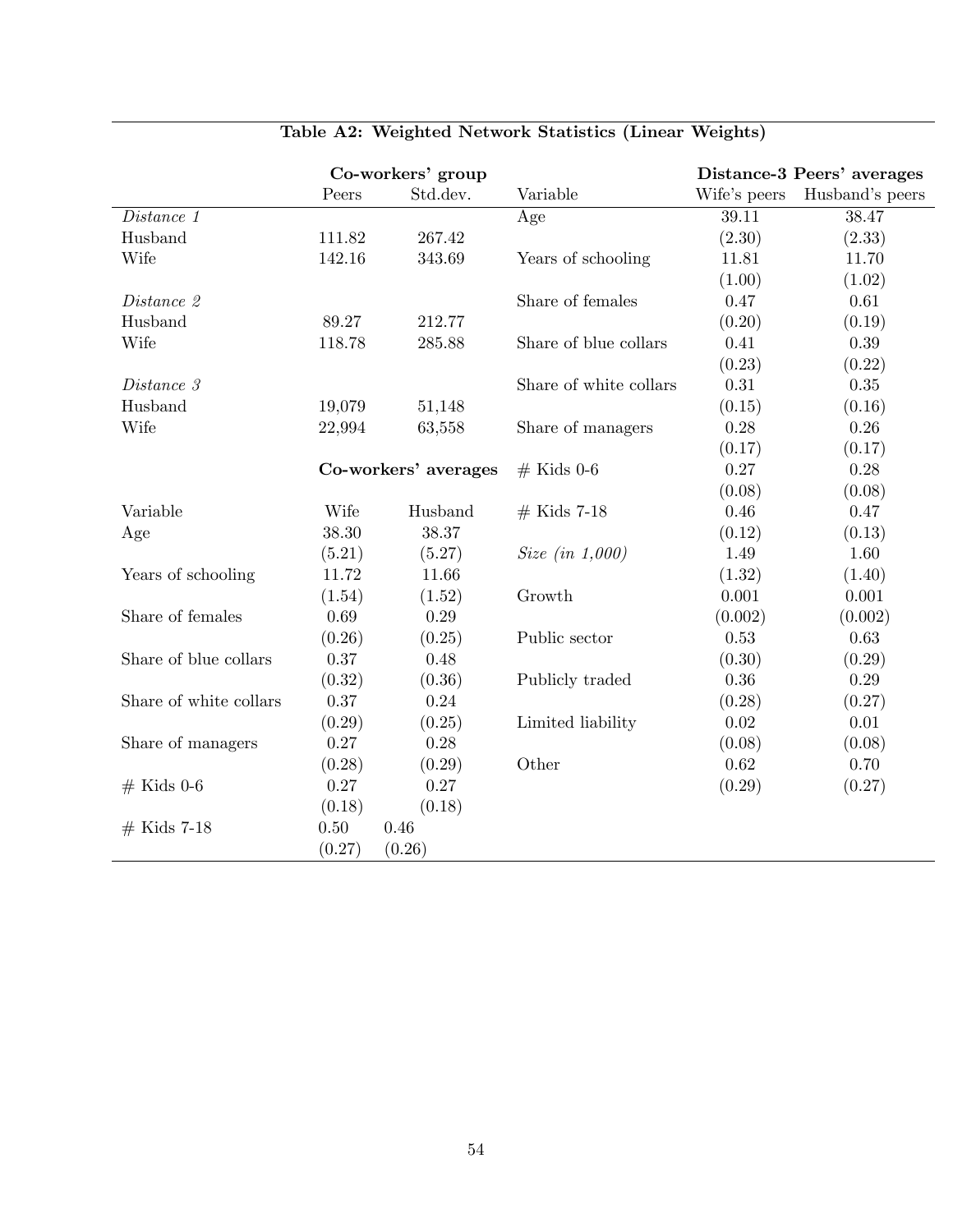**Table A2: Weighted Network Statistics (Linear Weights)**

| | Co-workers' group | | | Distance-3 Peers' averages | |
|---|---|---|---|---|---|
| | Peers | Std.dev. | Variable | Wife's peers | Husband's peers |
| *Distance 1* | | | Age | 39.11 | 38.47 |
| Husband | 111.82 | 267.42 | | (2.30) | (2.33) |
| Wife | 142.16 | 343.69 | Years of schooling | 11.81 | 11.70 |
| | | | | (1.00) | (1.02) |
| *Distance 2* | | | Share of females | 0.47 | 0.61 |
| Husband | 89.27 | 212.77 | | (0.20) | (0.19) |
| Wife | 118.78 | 285.88 | Share of blue collars | 0.41 | 0.39 |
| | | | | (0.23) | (0.22) |
| *Distance 3* | | | Share of white collars | 0.31 | 0.35 |
| Husband | 19,079 | 51,148 | | (0.15) | (0.16) |
| Wife | 22,994 | 63,558 | Share of managers | 0.28 | 0.26 |
| | | | | (0.17) | (0.17) |
| | **Co-workers' averages** | | # Kids 0-6 | 0.27 | 0.28 |
| | | | | (0.08) | (0.08) |
| Variable | Wife | Husband | # Kids 7-18 | 0.46 | 0.47 |
| Age | 38.30 | 38.37 | | (0.12) | (0.13) |
| | (5.21) | (5.27) | *Size (in 1,000)* | 1.49 | 1.60 |
| Years of schooling | 11.72 | 11.66 | | (1.32) | (1.40) |
| | (1.54) | (1.52) | Growth | 0.001 | 0.001 |
| Share of females | 0.69 | 0.29 | | (0.002) | (0.002) |
| | (0.26) | (0.25) | Public sector | 0.53 | 0.63 |
| Share of blue collars | 0.37 | 0.48 | | (0.30) | (0.29) |
| | (0.32) | (0.36) | Publicly traded | 0.36 | 0.29 |
| Share of white collars | 0.37 | 0.24 | | (0.28) | (0.27) |
| | (0.29) | (0.25) | Limited liability | 0.02 | 0.01 |
| Share of managers | 0.27 | 0.28 | | (0.08) | (0.08) |
| | (0.28) | (0.29) | Other | 0.62 | 0.70 |
| # Kids 0-6 | 0.27 | 0.27 | | (0.29) | (0.27) |
| | (0.18) | (0.18) | | | |
| # Kids 7-18 | 0.50 | 0.46 | | | |
| | (0.27) | (0.26) | | | |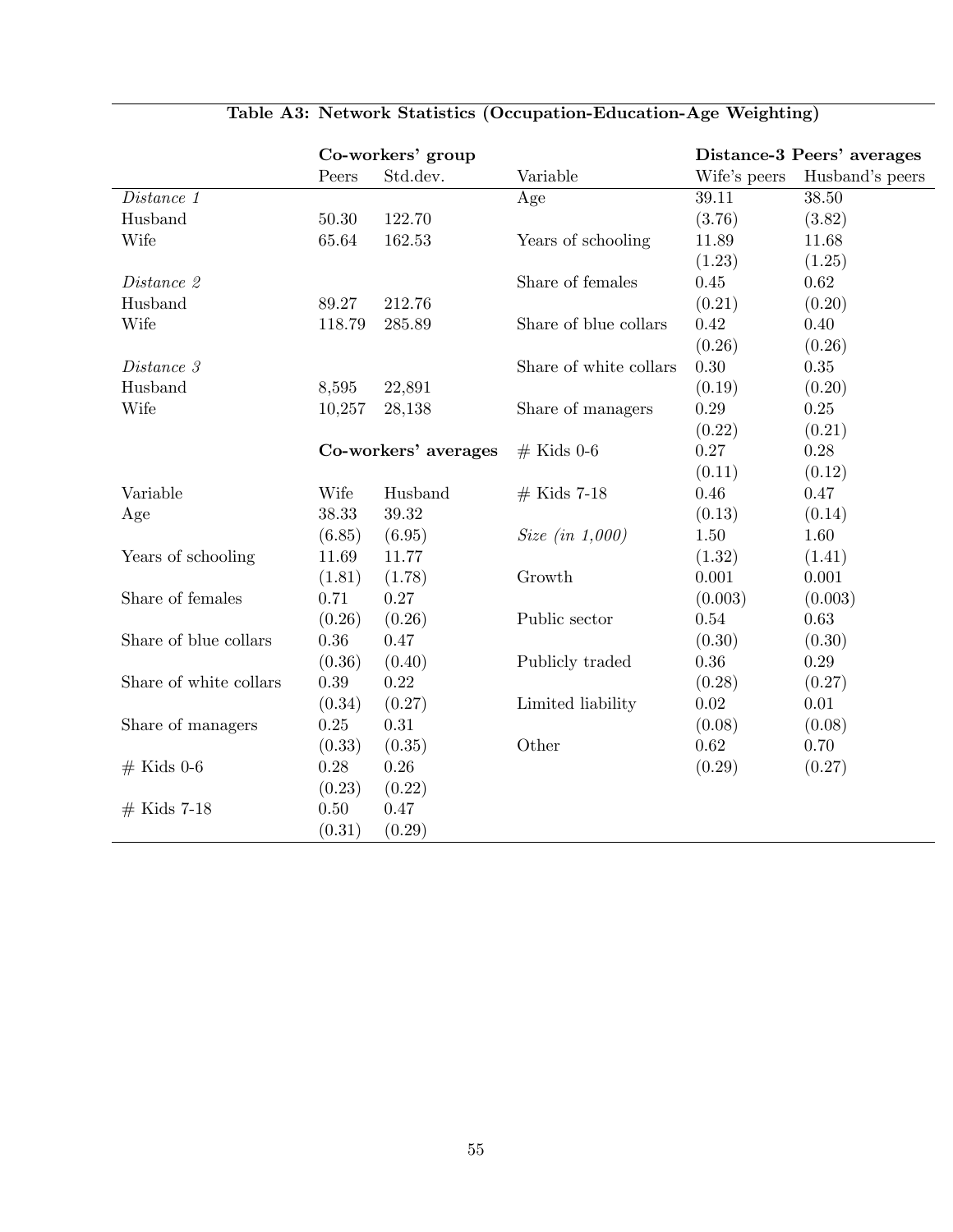**Table A3: Network Statistics (Occupation-Education-Age Weighting)**

| | Co-workers' group | | Variable | Distance-3 Peers' averages | |
|---|---|---|---|---|---|
| | Peers | Std.dev. | | Wife's peers | Husband's peers |
| *Distance 1* | | | Age | 39.11 | 38.50 |
| Husband | 50.30 | 122.70 | | (3.76) | (3.82) |
| Wife | 65.64 | 162.53 | Years of schooling | 11.89 | 11.68 |
| | | | | (1.23) | (1.25) |
| *Distance 2* | | | Share of females | 0.45 | 0.62 |
| Husband | 89.27 | 212.76 | | (0.21) | (0.20) |
| Wife | 118.79 | 285.89 | Share of blue collars | 0.42 | 0.40 |
| | | | | (0.26) | (0.26) |
| *Distance 3* | | | Share of white collars | 0.30 | 0.35 |
| Husband | 8,595 | 22,891 | | (0.19) | (0.20) |
| Wife | 10,257 | 28,138 | Share of managers | 0.29 | 0.25 |
| | | | | (0.22) | (0.21) |
| | **Co-workers' averages** | | # Kids 0-6 | 0.27 | 0.28 |
| | | | | (0.11) | (0.12) |
| Variable | Wife | Husband | # Kids 7-18 | 0.46 | 0.47 |
| Age | 38.33 | 39.32 | | (0.13) | (0.14) |
| | (6.85) | (6.95) | *Size (in 1,000)* | 1.50 | 1.60 |
| Years of schooling | 11.69 | 11.77 | | (1.32) | (1.41) |
| | (1.81) | (1.78) | Growth | 0.001 | 0.001 |
| Share of females | 0.71 | 0.27 | | (0.003) | (0.003) |
| | (0.26) | (0.26) | Public sector | 0.54 | 0.63 |
| Share of blue collars | 0.36 | 0.47 | | (0.30) | (0.30) |
| | (0.36) | (0.40) | Publicly traded | 0.36 | 0.29 |
| Share of white collars | 0.39 | 0.22 | | (0.28) | (0.27) |
| | (0.34) | (0.27) | Limited liability | 0.02 | 0.01 |
| Share of managers | 0.25 | 0.31 | | (0.08) | (0.08) |
| | (0.33) | (0.35) | Other | 0.62 | 0.70 |
| # Kids 0-6 | 0.28 | 0.26 | | (0.29) | (0.27) |
| | (0.23) | (0.22) | | | |
| # Kids 7-18 | 0.50 | 0.47 | | | |
| | (0.31) | (0.29) | | | |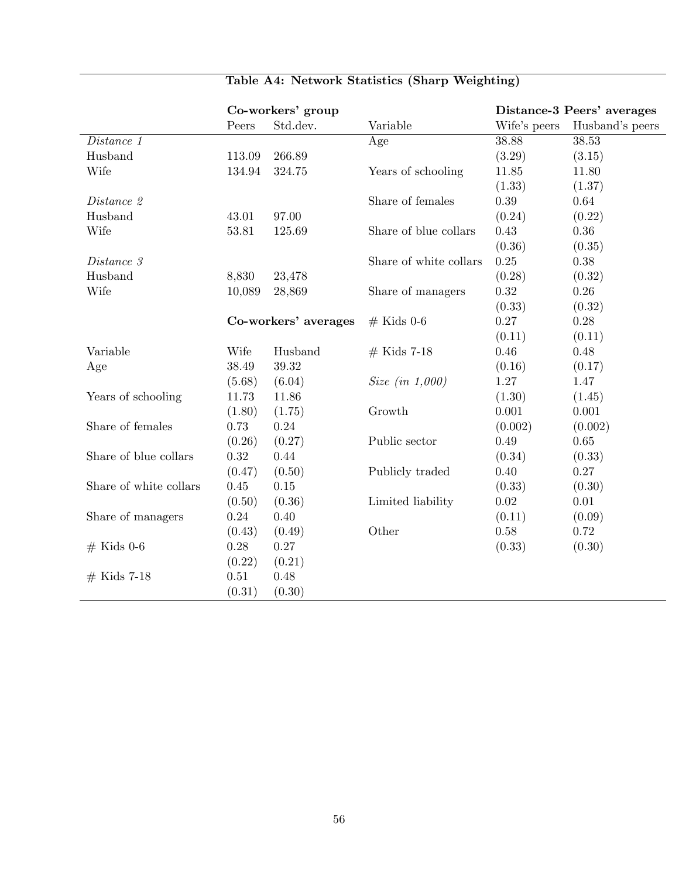**Table A4: Network Statistics (Sharp Weighting)**

| | Co-workers' group | | | Distance-3 Peers' averages | |
|---|---|---|---|---|---|
| | Peers | Std.dev. | Variable | Wife's peers | Husband's peers |
| *Distance 1* | | | Age | 38.88 | 38.53 |
| Husband | 113.09 | 266.89 | | (3.29) | (3.15) |
| Wife | 134.94 | 324.75 | Years of schooling | 11.85 | 11.80 |
| | | | | (1.33) | (1.37) |
| *Distance 2* | | | Share of females | 0.39 | 0.64 |
| Husband | 43.01 | 97.00 | | (0.24) | (0.22) |
| Wife | 53.81 | 125.69 | Share of blue collars | 0.43 | 0.36 |
| | | | | (0.36) | (0.35) |
| *Distance 3* | | | Share of white collars | 0.25 | 0.38 |
| Husband | 8,830 | 23,478 | | (0.28) | (0.32) |
| Wife | 10,089 | 28,869 | Share of managers | 0.32 | 0.26 |
| | | | | (0.33) | (0.32) |
| | **Co-workers' averages** | | # Kids 0-6 | 0.27 | 0.28 |
| | | | | (0.11) | (0.11) |
| Variable | Wife | Husband | # Kids 7-18 | 0.46 | 0.48 |
| Age | 38.49 | 39.32 | | (0.16) | (0.17) |
| | (5.68) | (6.04) | *Size (in 1,000)* | 1.27 | 1.47 |
| Years of schooling | 11.73 | 11.86 | | (1.30) | (1.45) |
| | (1.80) | (1.75) | Growth | 0.001 | 0.001 |
| Share of females | 0.73 | 0.24 | | (0.002) | (0.002) |
| | (0.26) | (0.27) | Public sector | 0.49 | 0.65 |
| Share of blue collars | 0.32 | 0.44 | | (0.34) | (0.33) |
| | (0.47) | (0.50) | Publicly traded | 0.40 | 0.27 |
| Share of white collars | 0.45 | 0.15 | | (0.33) | (0.30) |
| | (0.50) | (0.36) | Limited liability | 0.02 | 0.01 |
| Share of managers | 0.24 | 0.40 | | (0.11) | (0.09) |
| | (0.43) | (0.49) | Other | 0.58 | 0.72 |
| # Kids 0-6 | 0.28 | 0.27 | | (0.33) | (0.30) |
| | (0.22) | (0.21) | | | |
| # Kids 7-18 | 0.51 | 0.48 | | | |
| | (0.31) | (0.30) | | | |